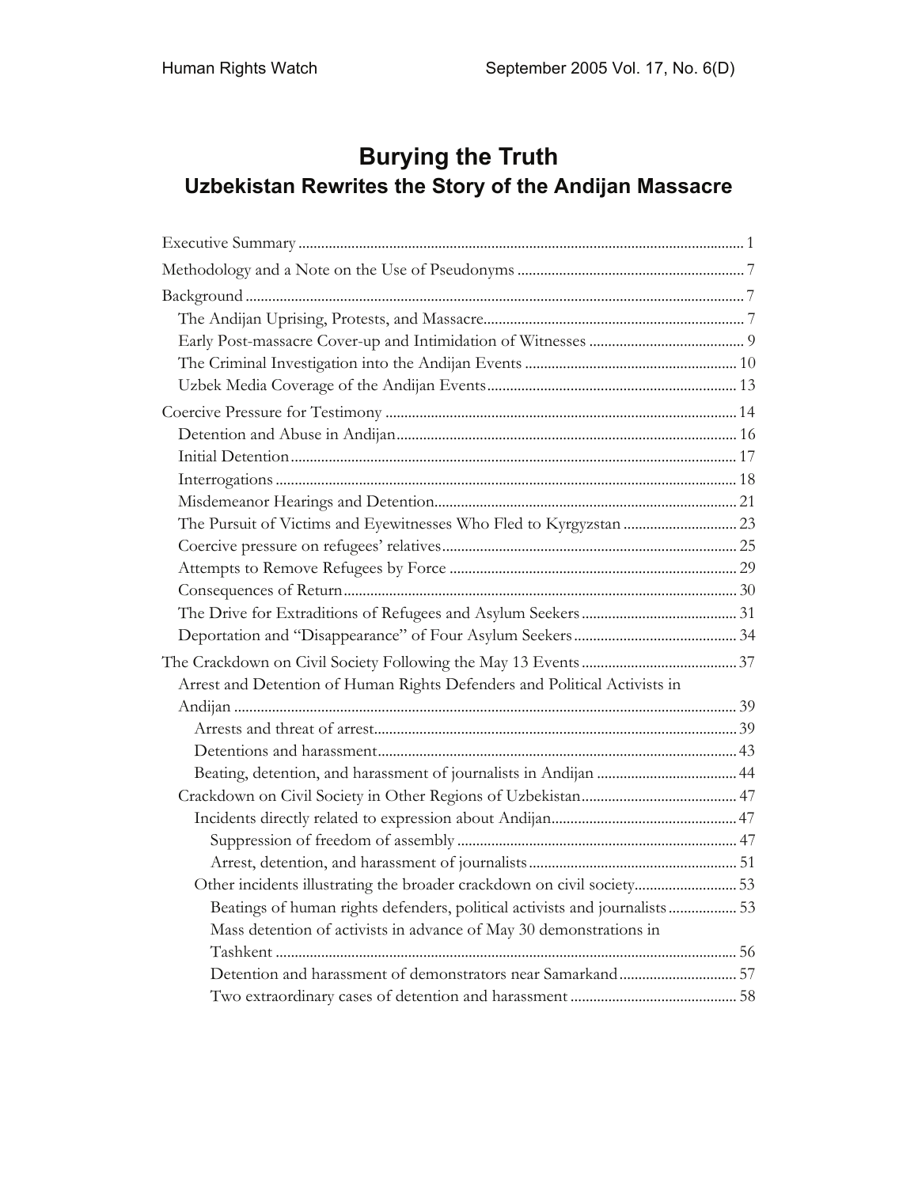# Burying the Truth

## Uzbekistan Rewrites the Story of the Andijan Massacre

Executive Summary ..................................................................................................................... 1

Methodology and a Note on the Use of Pseudonyms ............................................................ 7

Background ................................................................................................................................... 7

The Andijan Uprising, Protests, and Massacre ..................................................................... 7

Early Post-massacre Cover-up and Intimidation of Witnesses ......................................... 9

The Criminal Investigation into the Andijan Events ........................................................ 10

Uzbek Media Coverage of the Andijan Events .................................................................. 13

Coercive Pressure for Testimony ............................................................................................ 14

Detention and Abuse in Andijan .......................................................................................... 16

Initial Detention ..................................................................................................................... 17

Interrogations ......................................................................................................................... 18

Misdemeanor Hearings and Detention ................................................................................ 21

The Pursuit of Victims and Eyewitnesses Who Fled to Kyrgyzstan .............................. 23

Coercive pressure on refugees' relatives .............................................................................. 25

Attempts to Remove Refugees by Force ............................................................................ 29

Consequences of Return ........................................................................................................ 30

The Drive for Extraditions of Refugees and Asylum Seekers .......................................... 31

Deportation and "Disappearance" of Four Asylum Seekers ........................................... 34

The Crackdown on Civil Society Following the May 13 Events .......................................... 37

Arrest and Detention of Human Rights Defenders and Political Activists in Andijan ..................................................................................................................... 39

Arrests and threat of arrest ................................................................................................ 39

Detentions and harassment ............................................................................................... 43

Beating, detention, and harassment of journalists in Andijan ...................................... 44

Crackdown on Civil Society in Other Regions of Uzbekistan .......................................... 47

Incidents directly related to expression about Andijan ................................................. 47

Suppression of freedom of assembly .......................................................................... 47

Arrest, detention, and harassment of journalists ....................................................... 51

Other incidents illustrating the broader crackdown on civil society ........................... 53

Beatings of human rights defenders, political activists and journalists .................. 53

Mass detention of activists in advance of May 30 demonstrations in Tashkent ......................................................................................................................... 56

Detention and harassment of demonstrators near Samarkand ............................... 57

Two extraordinary cases of detention and harassment ............................................ 58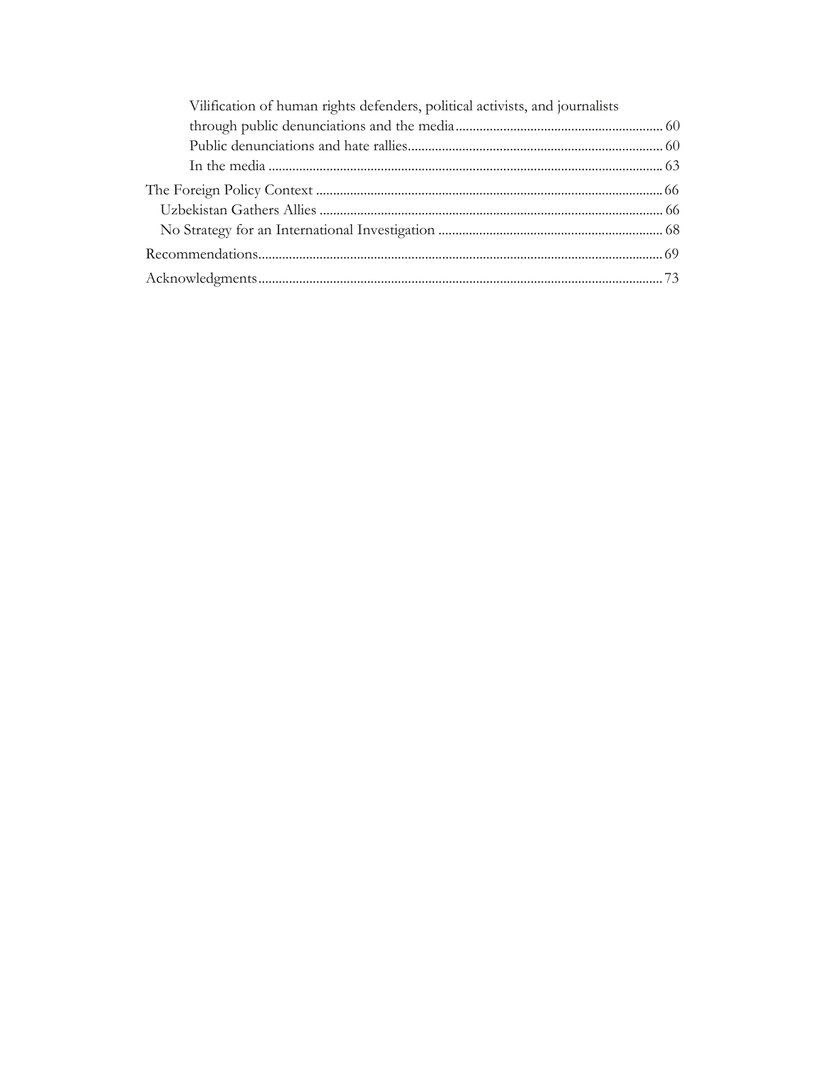Vilification of human rights defenders, political activists, and journalists through public denunciations and the media ........ 60
Public denunciations and hate rallies ........ 60
In the media ........ 63

The Foreign Policy Context ........ 66
Uzbekistan Gathers Allies ........ 66
No Strategy for an International Investigation ........ 68

Recommendations ........ 69

Acknowledgments ........ 73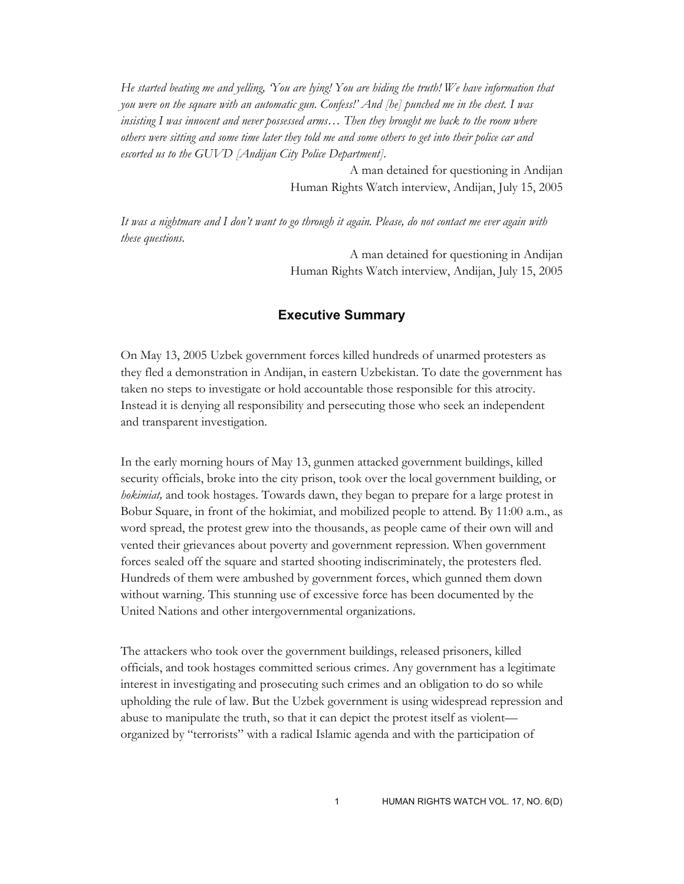*He started beating me and yelling, 'You are lying! You are hiding the truth! We have information that you were on the square with an automatic gun. Confess!' And [he] punched me in the chest. I was insisting I was innocent and never possessed arms… Then they brought me back to the room where others were sitting and some time later they told me and some others to get into their police car and escorted us to the GUVD [Andijan City Police Department].*

A man detained for questioning in Andijan
Human Rights Watch interview, Andijan, July 15, 2005

*It was a nightmare and I don't want to go through it again. Please, do not contact me ever again with these questions.*

A man detained for questioning in Andijan
Human Rights Watch interview, Andijan, July 15, 2005

## Executive Summary

On May 13, 2005 Uzbek government forces killed hundreds of unarmed protesters as they fled a demonstration in Andijan, in eastern Uzbekistan. To date the government has taken no steps to investigate or hold accountable those responsible for this atrocity. Instead it is denying all responsibility and persecuting those who seek an independent and transparent investigation.

In the early morning hours of May 13, gunmen attacked government buildings, killed security officials, broke into the city prison, took over the local government building, or *hokimiat,* and took hostages. Towards dawn, they began to prepare for a large protest in Bobur Square, in front of the hokimiat, and mobilized people to attend. By 11:00 a.m., as word spread, the protest grew into the thousands, as people came of their own will and vented their grievances about poverty and government repression. When government forces sealed off the square and started shooting indiscriminately, the protesters fled. Hundreds of them were ambushed by government forces, which gunned them down without warning. This stunning use of excessive force has been documented by the United Nations and other intergovernmental organizations.

The attackers who took over the government buildings, released prisoners, killed officials, and took hostages committed serious crimes. Any government has a legitimate interest in investigating and prosecuting such crimes and an obligation to do so while upholding the rule of law. But the Uzbek government is using widespread repression and abuse to manipulate the truth, so that it can depict the protest itself as violent—organized by "terrorists" with a radical Islamic agenda and with the participation of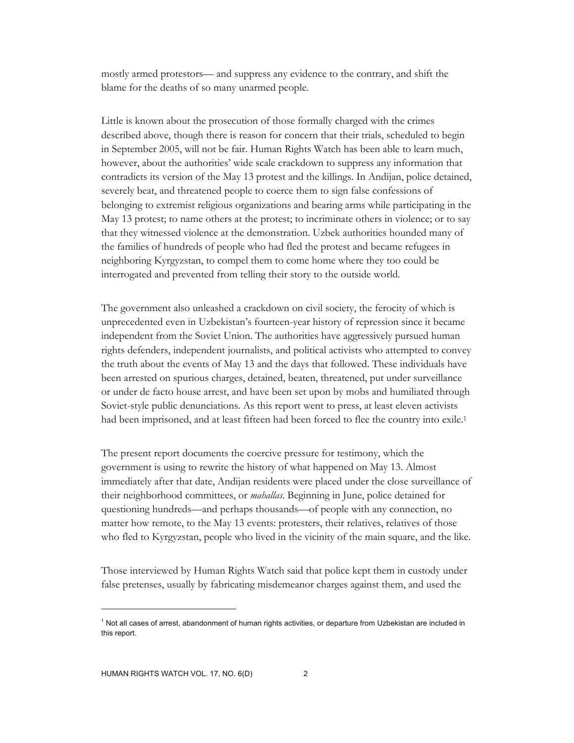mostly armed protestors— and suppress any evidence to the contrary, and shift the blame for the deaths of so many unarmed people.

Little is known about the prosecution of those formally charged with the crimes described above, though there is reason for concern that their trials, scheduled to begin in September 2005, will not be fair. Human Rights Watch has been able to learn much, however, about the authorities' wide scale crackdown to suppress any information that contradicts its version of the May 13 protest and the killings. In Andijan, police detained, severely beat, and threatened people to coerce them to sign false confessions of belonging to extremist religious organizations and bearing arms while participating in the May 13 protest; to name others at the protest; to incriminate others in violence; or to say that they witnessed violence at the demonstration. Uzbek authorities hounded many of the families of hundreds of people who had fled the protest and became refugees in neighboring Kyrgyzstan, to compel them to come home where they too could be interrogated and prevented from telling their story to the outside world.

The government also unleashed a crackdown on civil society, the ferocity of which is unprecedented even in Uzbekistan's fourteen-year history of repression since it became independent from the Soviet Union. The authorities have aggressively pursued human rights defenders, independent journalists, and political activists who attempted to convey the truth about the events of May 13 and the days that followed. These individuals have been arrested on spurious charges, detained, beaten, threatened, put under surveillance or under de facto house arrest, and have been set upon by mobs and humiliated through Soviet-style public denunciations. As this report went to press, at least eleven activists had been imprisoned, and at least fifteen had been forced to flee the country into exile.[1]

The present report documents the coercive pressure for testimony, which the government is using to rewrite the history of what happened on May 13. Almost immediately after that date, Andijan residents were placed under the close surveillance of their neighborhood committees, or *mahallas*. Beginning in June, police detained for questioning hundreds—and perhaps thousands—of people with any connection, no matter how remote, to the May 13 events: protesters, their relatives, relatives of those who fled to Kyrgyzstan, people who lived in the vicinity of the main square, and the like.

Those interviewed by Human Rights Watch said that police kept them in custody under false pretenses, usually by fabricating misdemeanor charges against them, and used the

[1] Not all cases of arrest, abandonment of human rights activities, or departure from Uzbekistan are included in this report.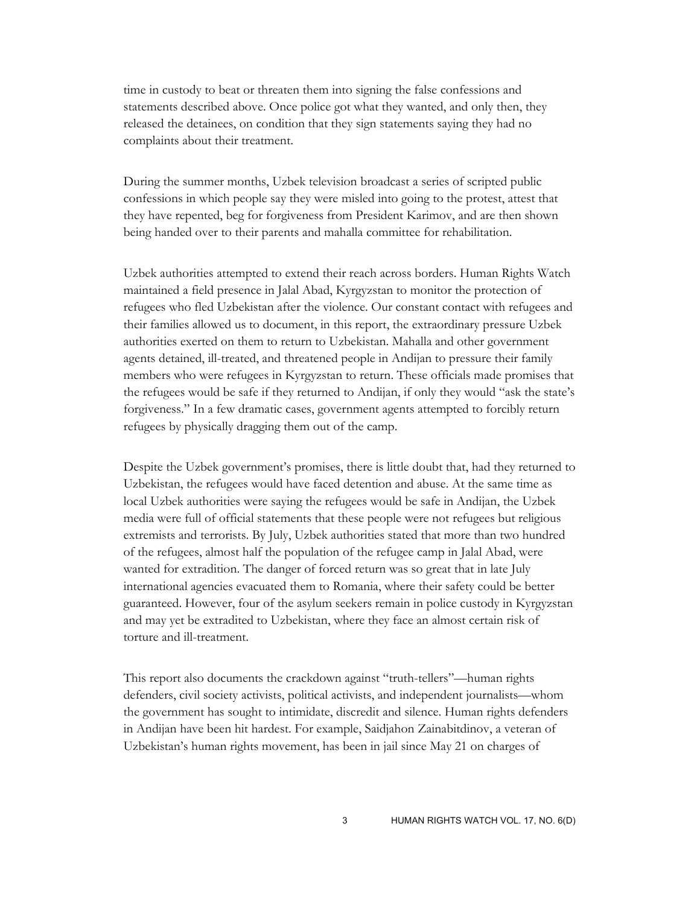time in custody to beat or threaten them into signing the false confessions and statements described above. Once police got what they wanted, and only then, they released the detainees, on condition that they sign statements saying they had no complaints about their treatment.

During the summer months, Uzbek television broadcast a series of scripted public confessions in which people say they were misled into going to the protest, attest that they have repented, beg for forgiveness from President Karimov, and are then shown being handed over to their parents and mahalla committee for rehabilitation.

Uzbek authorities attempted to extend their reach across borders. Human Rights Watch maintained a field presence in Jalal Abad, Kyrgyzstan to monitor the protection of refugees who fled Uzbekistan after the violence. Our constant contact with refugees and their families allowed us to document, in this report, the extraordinary pressure Uzbek authorities exerted on them to return to Uzbekistan. Mahalla and other government agents detained, ill-treated, and threatened people in Andijan to pressure their family members who were refugees in Kyrgyzstan to return. These officials made promises that the refugees would be safe if they returned to Andijan, if only they would "ask the state's forgiveness." In a few dramatic cases, government agents attempted to forcibly return refugees by physically dragging them out of the camp.

Despite the Uzbek government's promises, there is little doubt that, had they returned to Uzbekistan, the refugees would have faced detention and abuse. At the same time as local Uzbek authorities were saying the refugees would be safe in Andijan, the Uzbek media were full of official statements that these people were not refugees but religious extremists and terrorists. By July, Uzbek authorities stated that more than two hundred of the refugees, almost half the population of the refugee camp in Jalal Abad, were wanted for extradition. The danger of forced return was so great that in late July international agencies evacuated them to Romania, where their safety could be better guaranteed. However, four of the asylum seekers remain in police custody in Kyrgyzstan and may yet be extradited to Uzbekistan, where they face an almost certain risk of torture and ill-treatment.

This report also documents the crackdown against "truth-tellers"—human rights defenders, civil society activists, political activists, and independent journalists—whom the government has sought to intimidate, discredit and silence. Human rights defenders in Andijan have been hit hardest. For example, Saidjahon Zainabitdinov, a veteran of Uzbekistan's human rights movement, has been in jail since May 21 on charges of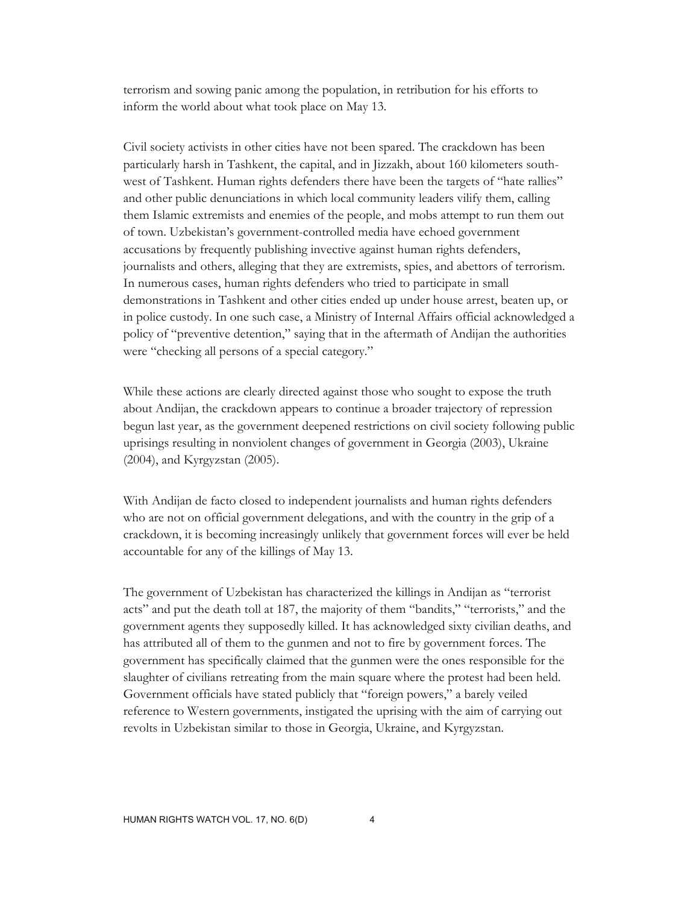terrorism and sowing panic among the population, in retribution for his efforts to inform the world about what took place on May 13.

Civil society activists in other cities have not been spared. The crackdown has been particularly harsh in Tashkent, the capital, and in Jizzakh, about 160 kilometers south-west of Tashkent. Human rights defenders there have been the targets of "hate rallies" and other public denunciations in which local community leaders vilify them, calling them Islamic extremists and enemies of the people, and mobs attempt to run them out of town. Uzbekistan's government-controlled media have echoed government accusations by frequently publishing invective against human rights defenders, journalists and others, alleging that they are extremists, spies, and abettors of terrorism. In numerous cases, human rights defenders who tried to participate in small demonstrations in Tashkent and other cities ended up under house arrest, beaten up, or in police custody. In one such case, a Ministry of Internal Affairs official acknowledged a policy of "preventive detention," saying that in the aftermath of Andijan the authorities were "checking all persons of a special category."

While these actions are clearly directed against those who sought to expose the truth about Andijan, the crackdown appears to continue a broader trajectory of repression begun last year, as the government deepened restrictions on civil society following public uprisings resulting in nonviolent changes of government in Georgia (2003), Ukraine (2004), and Kyrgyzstan (2005).

With Andijan de facto closed to independent journalists and human rights defenders who are not on official government delegations, and with the country in the grip of a crackdown, it is becoming increasingly unlikely that government forces will ever be held accountable for any of the killings of May 13.

The government of Uzbekistan has characterized the killings in Andijan as "terrorist acts" and put the death toll at 187, the majority of them "bandits," "terrorists," and the government agents they supposedly killed. It has acknowledged sixty civilian deaths, and has attributed all of them to the gunmen and not to fire by government forces. The government has specifically claimed that the gunmen were the ones responsible for the slaughter of civilians retreating from the main square where the protest had been held. Government officials have stated publicly that "foreign powers," a barely veiled reference to Western governments, instigated the uprising with the aim of carrying out revolts in Uzbekistan similar to those in Georgia, Ukraine, and Kyrgyzstan.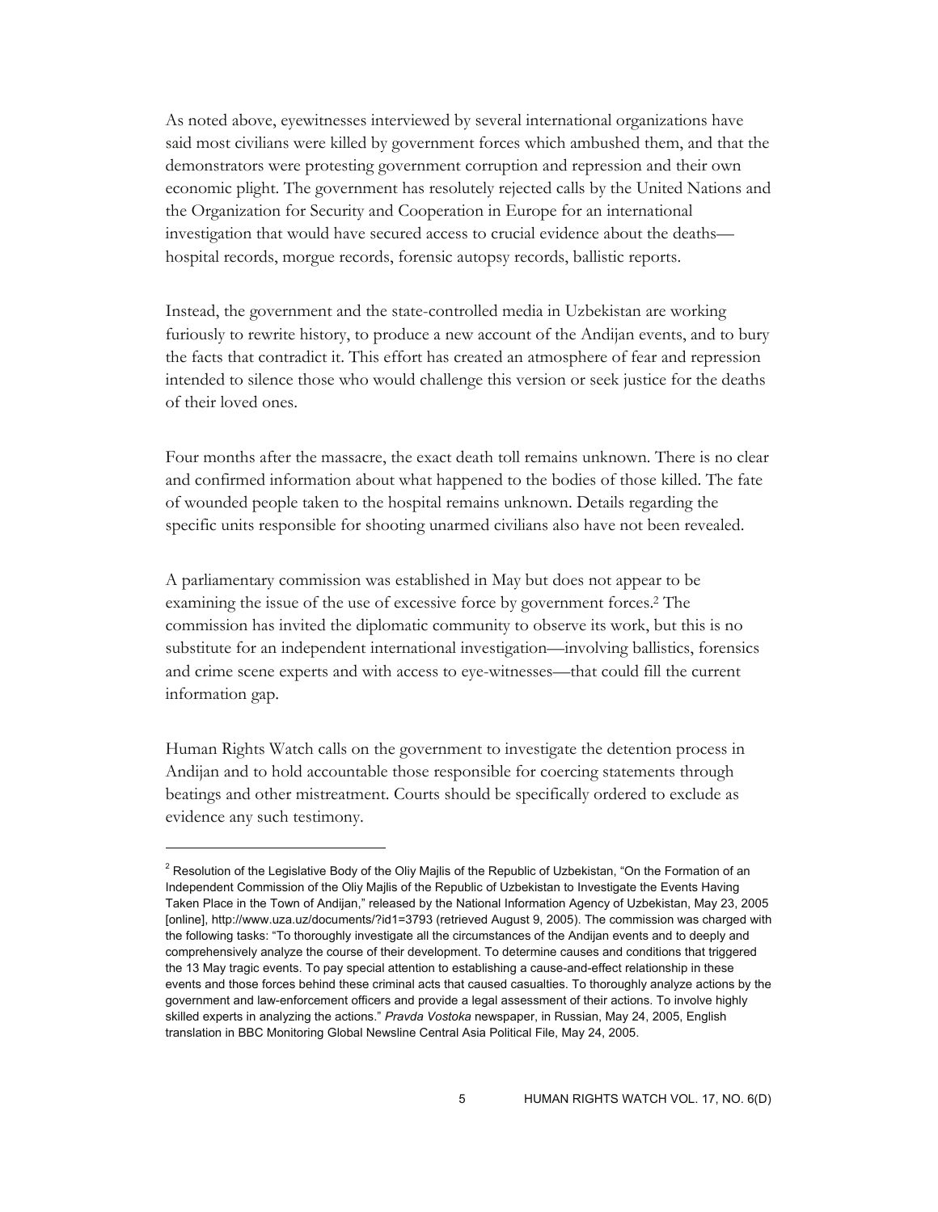As noted above, eyewitnesses interviewed by several international organizations have said most civilians were killed by government forces which ambushed them, and that the demonstrators were protesting government corruption and repression and their own economic plight. The government has resolutely rejected calls by the United Nations and the Organization for Security and Cooperation in Europe for an international investigation that would have secured access to crucial evidence about the deaths—hospital records, morgue records, forensic autopsy records, ballistic reports.

Instead, the government and the state-controlled media in Uzbekistan are working furiously to rewrite history, to produce a new account of the Andijan events, and to bury the facts that contradict it. This effort has created an atmosphere of fear and repression intended to silence those who would challenge this version or seek justice for the deaths of their loved ones.

Four months after the massacre, the exact death toll remains unknown. There is no clear and confirmed information about what happened to the bodies of those killed. The fate of wounded people taken to the hospital remains unknown. Details regarding the specific units responsible for shooting unarmed civilians also have not been revealed.

A parliamentary commission was established in May but does not appear to be examining the issue of the use of excessive force by government forces.[2] The commission has invited the diplomatic community to observe its work, but this is no substitute for an independent international investigation—involving ballistics, forensics and crime scene experts and with access to eye-witnesses—that could fill the current information gap.

Human Rights Watch calls on the government to investigate the detention process in Andijan and to hold accountable those responsible for coercing statements through beatings and other mistreatment. Courts should be specifically ordered to exclude as evidence any such testimony.

---

[2] Resolution of the Legislative Body of the Oliy Majlis of the Republic of Uzbekistan, "On the Formation of an Independent Commission of the Oliy Majlis of the Republic of Uzbekistan to Investigate the Events Having Taken Place in the Town of Andijan," released by the National Information Agency of Uzbekistan, May 23, 2005 [online], http://www.uza.uz/documents/?id1=3793 (retrieved August 9, 2005). The commission was charged with the following tasks: "To thoroughly investigate all the circumstances of the Andijan events and to deeply and comprehensively analyze the course of their development. To determine causes and conditions that triggered the 13 May tragic events. To pay special attention to establishing a cause-and-effect relationship in these events and those forces behind these criminal acts that caused casualties. To thoroughly analyze actions by the government and law-enforcement officers and provide a legal assessment of their actions. To involve highly skilled experts in analyzing the actions." *Pravda Vostoka* newspaper, in Russian, May 24, 2005, English translation in BBC Monitoring Global Newsline Central Asia Political File, May 24, 2005.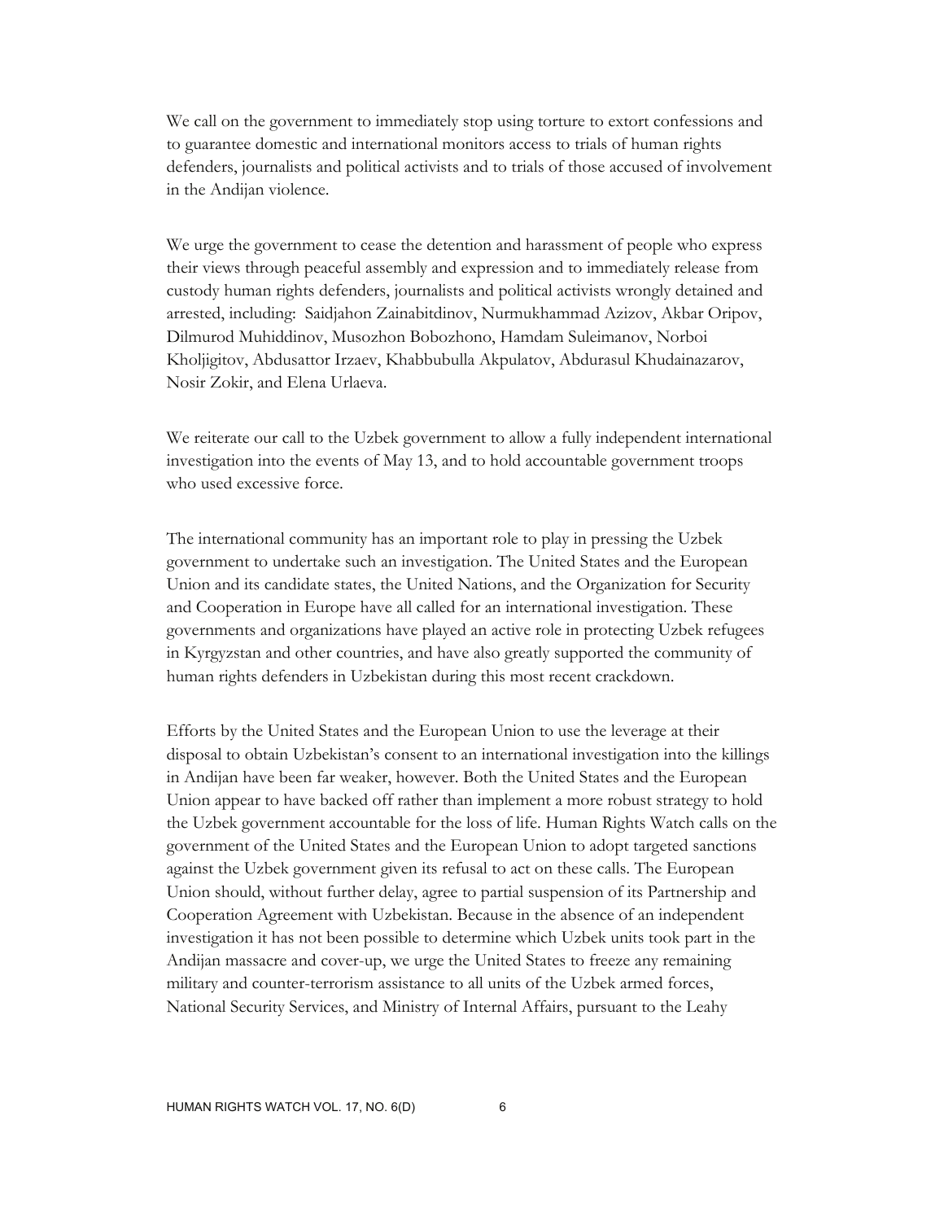We call on the government to immediately stop using torture to extort confessions and to guarantee domestic and international monitors access to trials of human rights defenders, journalists and political activists and to trials of those accused of involvement in the Andijan violence.

We urge the government to cease the detention and harassment of people who express their views through peaceful assembly and expression and to immediately release from custody human rights defenders, journalists and political activists wrongly detained and arrested, including: Saidjahon Zainabitdinov, Nurmukhammad Azizov, Akbar Oripov, Dilmurod Muhiddinov, Musozhon Bobozhono, Hamdam Suleimanov, Norboi Kholjigitov, Abdusattor Irzaev, Khabbubulla Akpulatov, Abdurasul Khudainazarov, Nosir Zokir, and Elena Urlaeva.

We reiterate our call to the Uzbek government to allow a fully independent international investigation into the events of May 13, and to hold accountable government troops who used excessive force.

The international community has an important role to play in pressing the Uzbek government to undertake such an investigation. The United States and the European Union and its candidate states, the United Nations, and the Organization for Security and Cooperation in Europe have all called for an international investigation. These governments and organizations have played an active role in protecting Uzbek refugees in Kyrgyzstan and other countries, and have also greatly supported the community of human rights defenders in Uzbekistan during this most recent crackdown.

Efforts by the United States and the European Union to use the leverage at their disposal to obtain Uzbekistan's consent to an international investigation into the killings in Andijan have been far weaker, however. Both the United States and the European Union appear to have backed off rather than implement a more robust strategy to hold the Uzbek government accountable for the loss of life. Human Rights Watch calls on the government of the United States and the European Union to adopt targeted sanctions against the Uzbek government given its refusal to act on these calls. The European Union should, without further delay, agree to partial suspension of its Partnership and Cooperation Agreement with Uzbekistan. Because in the absence of an independent investigation it has not been possible to determine which Uzbek units took part in the Andijan massacre and cover-up, we urge the United States to freeze any remaining military and counter-terrorism assistance to all units of the Uzbek armed forces, National Security Services, and Ministry of Internal Affairs, pursuant to the Leahy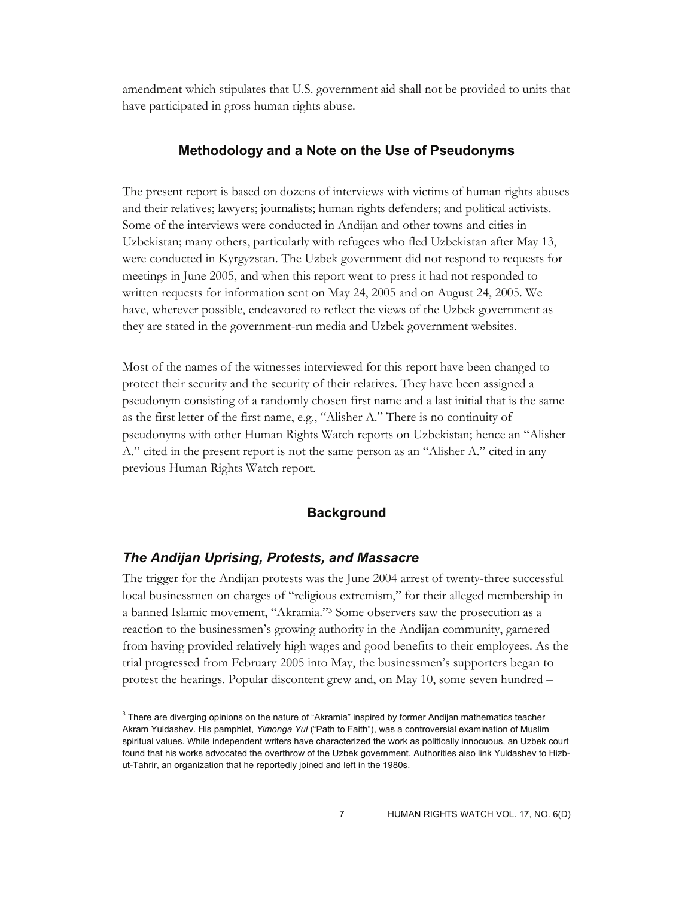amendment which stipulates that U.S. government aid shall not be provided to units that have participated in gross human rights abuse.

## Methodology and a Note on the Use of Pseudonyms

The present report is based on dozens of interviews with victims of human rights abuses and their relatives; lawyers; journalists; human rights defenders; and political activists. Some of the interviews were conducted in Andijan and other towns and cities in Uzbekistan; many others, particularly with refugees who fled Uzbekistan after May 13, were conducted in Kyrgyzstan. The Uzbek government did not respond to requests for meetings in June 2005, and when this report went to press it had not responded to written requests for information sent on May 24, 2005 and on August 24, 2005. We have, wherever possible, endeavored to reflect the views of the Uzbek government as they are stated in the government-run media and Uzbek government websites.

Most of the names of the witnesses interviewed for this report have been changed to protect their security and the security of their relatives. They have been assigned a pseudonym consisting of a randomly chosen first name and a last initial that is the same as the first letter of the first name, e.g., "Alisher A." There is no continuity of pseudonyms with other Human Rights Watch reports on Uzbekistan; hence an "Alisher A." cited in the present report is not the same person as an "Alisher A." cited in any previous Human Rights Watch report.

## Background

### *The Andijan Uprising, Protests, and Massacre*

The trigger for the Andijan protests was the June 2004 arrest of twenty-three successful local businessmen on charges of "religious extremism," for their alleged membership in a banned Islamic movement, "Akramia."[3] Some observers saw the prosecution as a reaction to the businessmen's growing authority in the Andijan community, garnered from having provided relatively high wages and good benefits to their employees. As the trial progressed from February 2005 into May, the businessmen's supporters began to protest the hearings. Popular discontent grew and, on May 10, some seven hundred –

[3] There are diverging opinions on the nature of "Akramia" inspired by former Andijan mathematics teacher Akram Yuldashev. His pamphlet, *Yimonga Yul* ("Path to Faith"), was a controversial examination of Muslim spiritual values. While independent writers have characterized the work as politically innocuous, an Uzbek court found that his works advocated the overthrow of the Uzbek government. Authorities also link Yuldashev to Hizb-ut-Tahrir, an organization that he reportedly joined and left in the 1980s.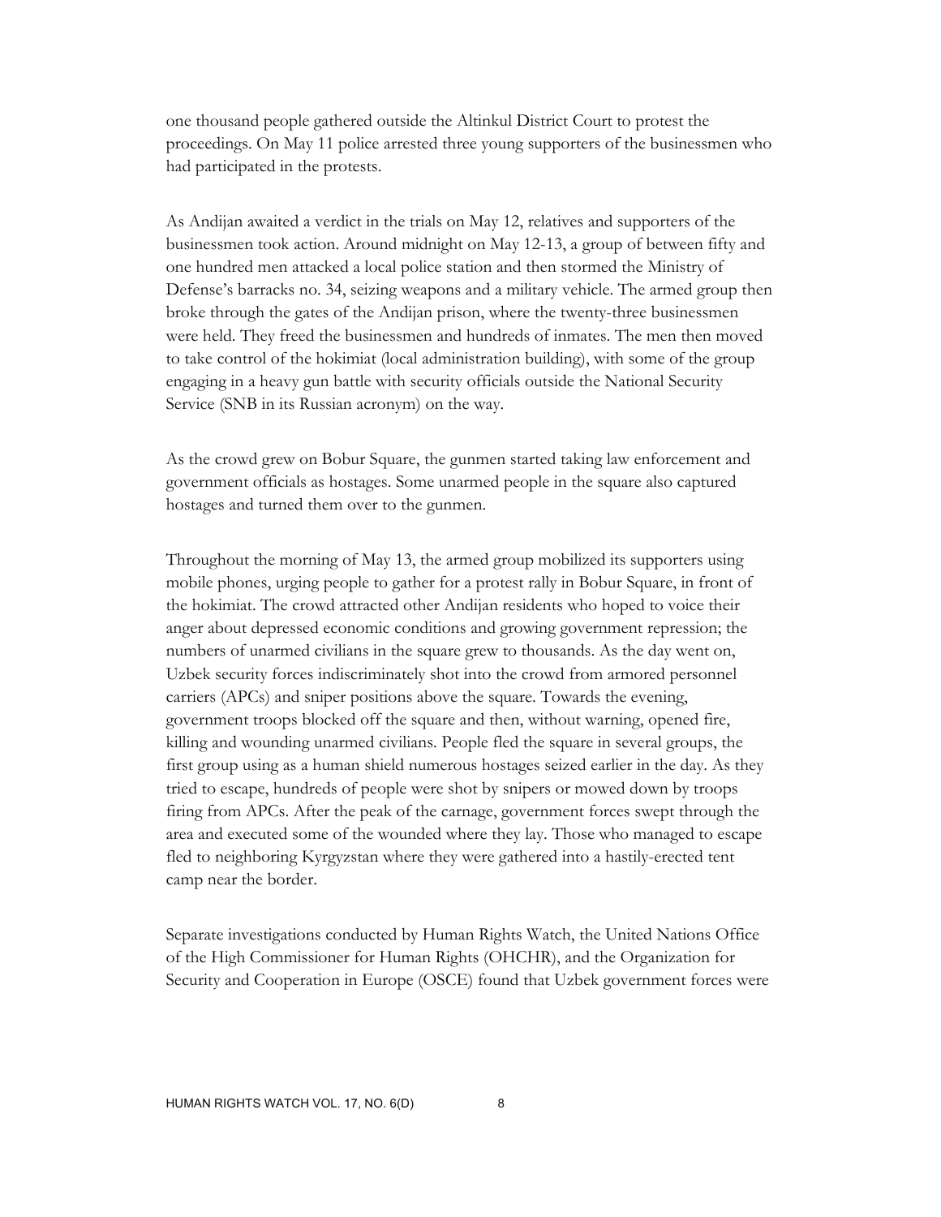one thousand people gathered outside the Altinkul District Court to protest the proceedings. On May 11 police arrested three young supporters of the businessmen who had participated in the protests.

As Andijan awaited a verdict in the trials on May 12, relatives and supporters of the businessmen took action. Around midnight on May 12-13, a group of between fifty and one hundred men attacked a local police station and then stormed the Ministry of Defense's barracks no. 34, seizing weapons and a military vehicle. The armed group then broke through the gates of the Andijan prison, where the twenty-three businessmen were held. They freed the businessmen and hundreds of inmates. The men then moved to take control of the hokimiat (local administration building), with some of the group engaging in a heavy gun battle with security officials outside the National Security Service (SNB in its Russian acronym) on the way.

As the crowd grew on Bobur Square, the gunmen started taking law enforcement and government officials as hostages. Some unarmed people in the square also captured hostages and turned them over to the gunmen.

Throughout the morning of May 13, the armed group mobilized its supporters using mobile phones, urging people to gather for a protest rally in Bobur Square, in front of the hokimiat. The crowd attracted other Andijan residents who hoped to voice their anger about depressed economic conditions and growing government repression; the numbers of unarmed civilians in the square grew to thousands. As the day went on, Uzbek security forces indiscriminately shot into the crowd from armored personnel carriers (APCs) and sniper positions above the square. Towards the evening, government troops blocked off the square and then, without warning, opened fire, killing and wounding unarmed civilians. People fled the square in several groups, the first group using as a human shield numerous hostages seized earlier in the day. As they tried to escape, hundreds of people were shot by snipers or mowed down by troops firing from APCs. After the peak of the carnage, government forces swept through the area and executed some of the wounded where they lay. Those who managed to escape fled to neighboring Kyrgyzstan where they were gathered into a hastily-erected tent camp near the border.

Separate investigations conducted by Human Rights Watch, the United Nations Office of the High Commissioner for Human Rights (OHCHR), and the Organization for Security and Cooperation in Europe (OSCE) found that Uzbek government forces were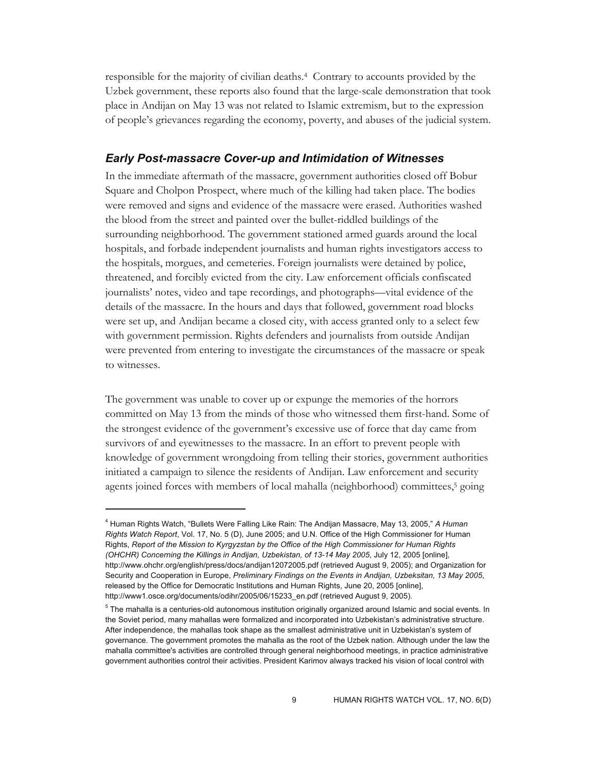responsible for the majority of civilian deaths.[4] Contrary to accounts provided by the Uzbek government, these reports also found that the large-scale demonstration that took place in Andijan on May 13 was not related to Islamic extremism, but to the expression of people's grievances regarding the economy, poverty, and abuses of the judicial system.

### *Early Post-massacre Cover-up and Intimidation of Witnesses*

In the immediate aftermath of the massacre, government authorities closed off Bobur Square and Cholpon Prospect, where much of the killing had taken place. The bodies were removed and signs and evidence of the massacre were erased. Authorities washed the blood from the street and painted over the bullet-riddled buildings of the surrounding neighborhood. The government stationed armed guards around the local hospitals, and forbade independent journalists and human rights investigators access to the hospitals, morgues, and cemeteries. Foreign journalists were detained by police, threatened, and forcibly evicted from the city. Law enforcement officials confiscated journalists' notes, video and tape recordings, and photographs—vital evidence of the details of the massacre. In the hours and days that followed, government road blocks were set up, and Andijan became a closed city, with access granted only to a select few with government permission. Rights defenders and journalists from outside Andijan were prevented from entering to investigate the circumstances of the massacre or speak to witnesses.

The government was unable to cover up or expunge the memories of the horrors committed on May 13 from the minds of those who witnessed them first-hand. Some of the strongest evidence of the government's excessive use of force that day came from survivors of and eyewitnesses to the massacre. In an effort to prevent people with knowledge of government wrongdoing from telling their stories, government authorities initiated a campaign to silence the residents of Andijan. Law enforcement and security agents joined forces with members of local mahalla (neighborhood) committees,[5] going

---

[4] Human Rights Watch, "Bullets Were Falling Like Rain: The Andijan Massacre, May 13, 2005," *A Human Rights Watch Report*, Vol. 17, No. 5 (D), June 2005; and U.N. Office of the High Commissioner for Human Rights, *Report of the Mission to Kyrgyzstan by the Office of the High Commissioner for Human Rights (OHCHR) Concerning the Killings in Andijan, Uzbekistan, of 13-14 May 2005*, July 12, 2005 [online], http://www.ohchr.org/english/press/docs/andijan12072005.pdf (retrieved August 9, 2005); and Organization for Security and Cooperation in Europe, *Preliminary Findings on the Events in Andijan, Uzbeksitan, 13 May 2005*, released by the Office for Democratic Institutions and Human Rights, June 20, 2005 [online], http://www1.osce.org/documents/odihr/2005/06/15233_en.pdf (retrieved August 9, 2005).

[5] The mahalla is a centuries-old autonomous institution originally organized around Islamic and social events. In the Soviet period, many mahallas were formalized and incorporated into Uzbekistan's administrative structure. After independence, the mahallas took shape as the smallest administrative unit in Uzbekistan's system of governance. The government promotes the mahalla as the root of the Uzbek nation. Although under the law the mahalla committee's activities are controlled through general neighborhood meetings, in practice administrative government authorities control their activities. President Karimov always tracked his vision of local control with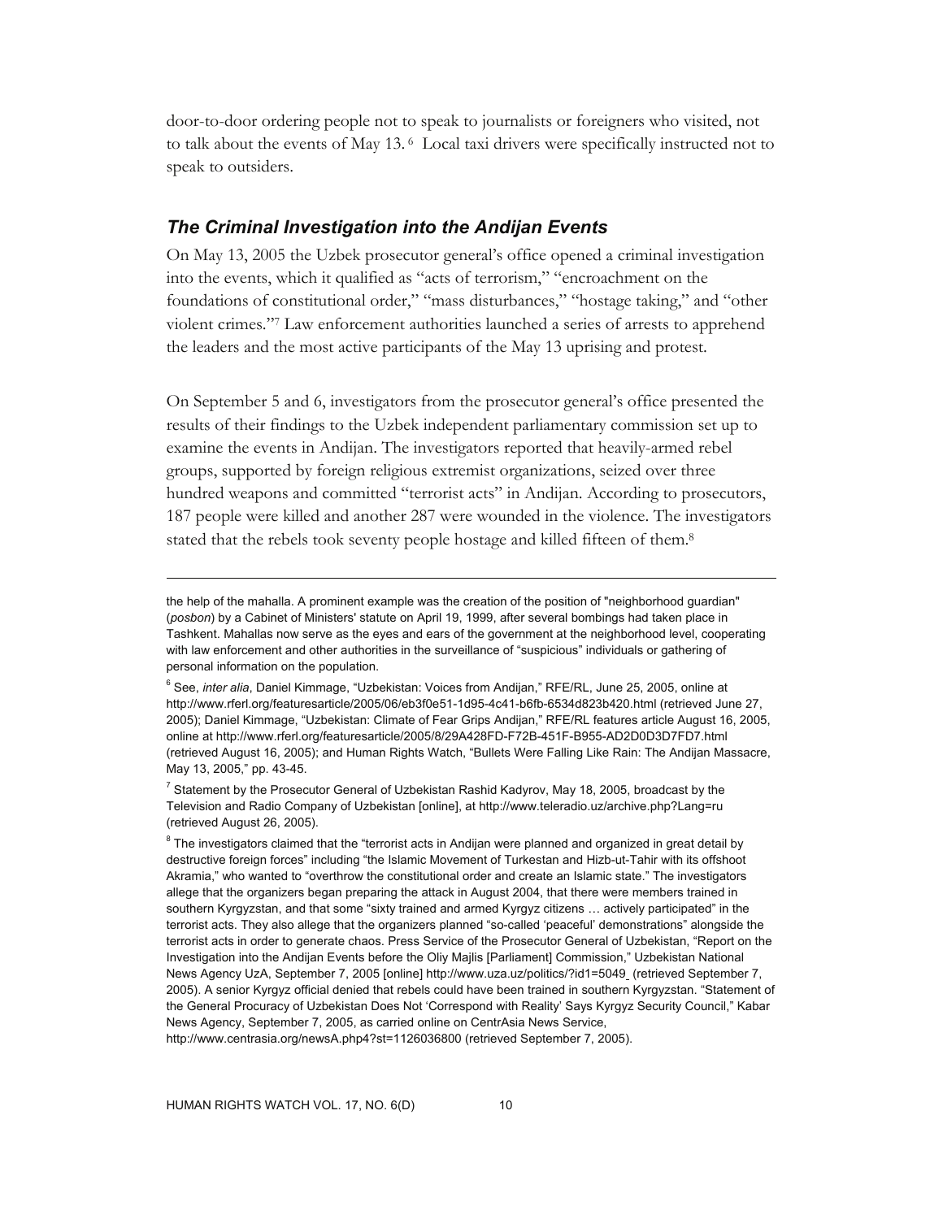door-to-door ordering people not to speak to journalists or foreigners who visited, not to talk about the events of May 13.[6] Local taxi drivers were specifically instructed not to speak to outsiders.

### *The Criminal Investigation into the Andijan Events*

On May 13, 2005 the Uzbek prosecutor general's office opened a criminal investigation into the events, which it qualified as "acts of terrorism," "encroachment on the foundations of constitutional order," "mass disturbances," "hostage taking," and "other violent crimes."[7] Law enforcement authorities launched a series of arrests to apprehend the leaders and the most active participants of the May 13 uprising and protest.

On September 5 and 6, investigators from the prosecutor general's office presented the results of their findings to the Uzbek independent parliamentary commission set up to examine the events in Andijan. The investigators reported that heavily-armed rebel groups, supported by foreign religious extremist organizations, seized over three hundred weapons and committed "terrorist acts" in Andijan. According to prosecutors, 187 people were killed and another 287 were wounded in the violence. The investigators stated that the rebels took seventy people hostage and killed fifteen of them.[8]

---

the help of the mahalla. A prominent example was the creation of the position of "neighborhood guardian" (*posbon*) by a Cabinet of Ministers' statute on April 19, 1999, after several bombings had taken place in Tashkent. Mahallas now serve as the eyes and ears of the government at the neighborhood level, cooperating with law enforcement and other authorities in the surveillance of "suspicious" individuals or gathering of personal information on the population.

[6] See, *inter alia*, Daniel Kimmage, "Uzbekistan: Voices from Andijan," RFE/RL, June 25, 2005, online at http://www.rferl.org/featuresarticle/2005/06/eb3f0e51-1d95-4c41-b6fb-6534d823b420.html (retrieved June 27, 2005); Daniel Kimmage, "Uzbekistan: Climate of Fear Grips Andijan," RFE/RL features article August 16, 2005, online at http://www.rferl.org/featuresarticle/2005/8/29A428FD-F72B-451F-B955-AD2D0D3D7FD7.html (retrieved August 16, 2005); and Human Rights Watch, "Bullets Were Falling Like Rain: The Andijan Massacre, May 13, 2005," pp. 43-45.

[7] Statement by the Prosecutor General of Uzbekistan Rashid Kadyrov, May 18, 2005, broadcast by the Television and Radio Company of Uzbekistan [online], at http://www.teleradio.uz/archive.php?Lang=ru (retrieved August 26, 2005).

[8] The investigators claimed that the "terrorist acts in Andijan were planned and organized in great detail by destructive foreign forces" including "the Islamic Movement of Turkestan and Hizb-ut-Tahir with its offshoot Akramia," who wanted to "overthrow the constitutional order and create an Islamic state." The investigators allege that the organizers began preparing the attack in August 2004, that there were members trained in southern Kyrgyzstan, and that some "sixty trained and armed Kyrgyz citizens … actively participated" in the terrorist acts. They also allege that the organizers planned "so-called 'peaceful' demonstrations" alongside the terrorist acts in order to generate chaos. Press Service of the Prosecutor General of Uzbekistan, "Report on the Investigation into the Andijan Events before the Oliy Majlis [Parliament] Commission," Uzbekistan National News Agency UzA, September 7, 2005 [online] http://www.uza.uz/politics/?id1=5049_ (retrieved September 7, 2005). A senior Kyrgyz official denied that rebels could have been trained in southern Kyrgyzstan. "Statement of the General Procuracy of Uzbekistan Does Not 'Correspond with Reality' Says Kyrgyz Security Council," Kabar News Agency, September 7, 2005, as carried online on CentrAsia News Service, http://www.centrasia.org/newsA.php4?st=1126036800 (retrieved September 7, 2005).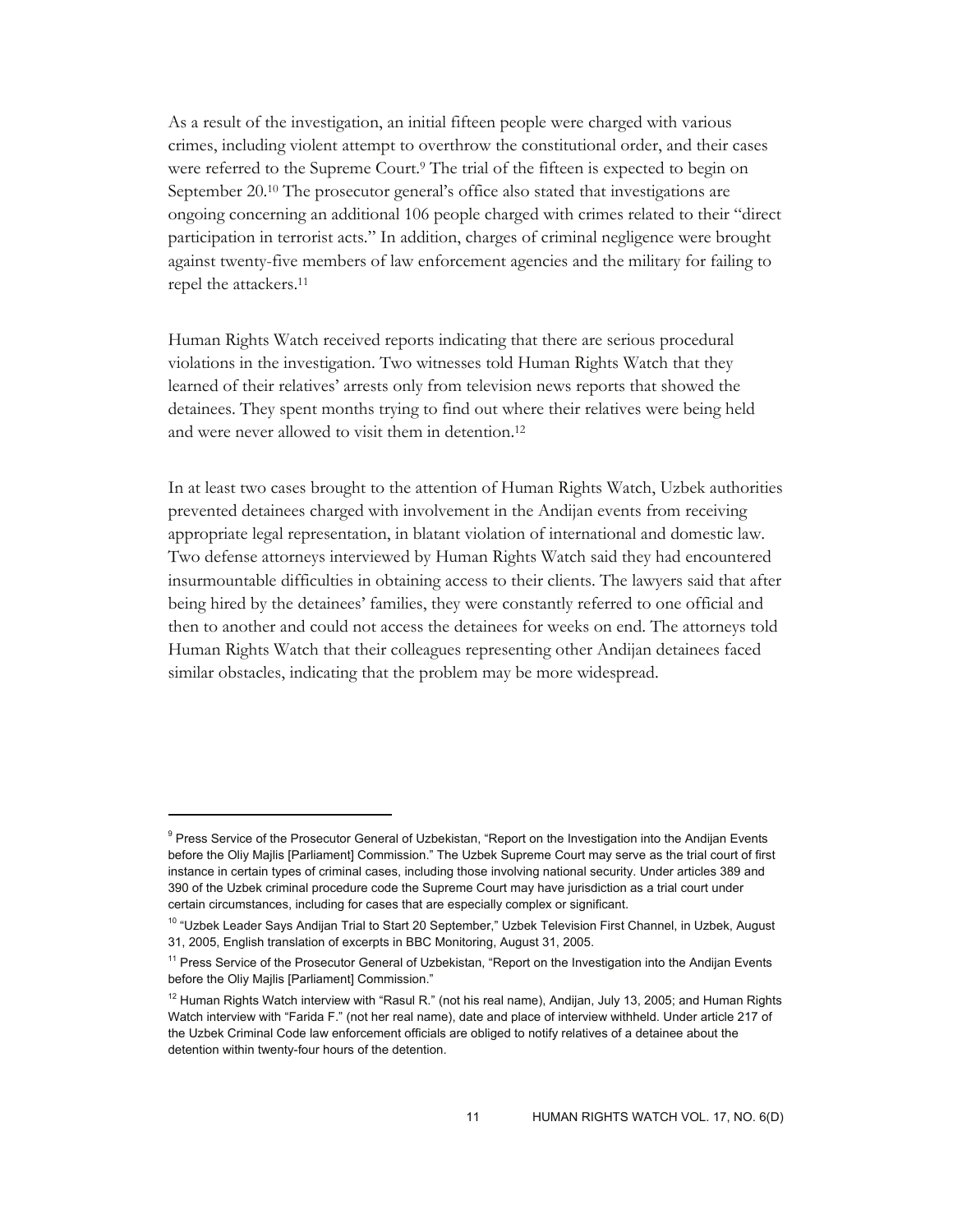As a result of the investigation, an initial fifteen people were charged with various crimes, including violent attempt to overthrow the constitutional order, and their cases were referred to the Supreme Court.[9] The trial of the fifteen is expected to begin on September 20.[10] The prosecutor general's office also stated that investigations are ongoing concerning an additional 106 people charged with crimes related to their "direct participation in terrorist acts." In addition, charges of criminal negligence were brought against twenty-five members of law enforcement agencies and the military for failing to repel the attackers.[11]

Human Rights Watch received reports indicating that there are serious procedural violations in the investigation. Two witnesses told Human Rights Watch that they learned of their relatives' arrests only from television news reports that showed the detainees. They spent months trying to find out where their relatives were being held and were never allowed to visit them in detention.[12]

In at least two cases brought to the attention of Human Rights Watch, Uzbek authorities prevented detainees charged with involvement in the Andijan events from receiving appropriate legal representation, in blatant violation of international and domestic law. Two defense attorneys interviewed by Human Rights Watch said they had encountered insurmountable difficulties in obtaining access to their clients. The lawyers said that after being hired by the detainees' families, they were constantly referred to one official and then to another and could not access the detainees for weeks on end. The attorneys told Human Rights Watch that their colleagues representing other Andijan detainees faced similar obstacles, indicating that the problem may be more widespread.

---

[9] Press Service of the Prosecutor General of Uzbekistan, "Report on the Investigation into the Andijan Events before the Oliy Majlis [Parliament] Commission." The Uzbek Supreme Court may serve as the trial court of first instance in certain types of criminal cases, including those involving national security. Under articles 389 and 390 of the Uzbek criminal procedure code the Supreme Court may have jurisdiction as a trial court under certain circumstances, including for cases that are especially complex or significant.

[10] "Uzbek Leader Says Andijan Trial to Start 20 September," Uzbek Television First Channel, in Uzbek, August 31, 2005, English translation of excerpts in BBC Monitoring, August 31, 2005.

[11] Press Service of the Prosecutor General of Uzbekistan, "Report on the Investigation into the Andijan Events before the Oliy Majlis [Parliament] Commission."

[12] Human Rights Watch interview with "Rasul R." (not his real name), Andijan, July 13, 2005; and Human Rights Watch interview with "Farida F." (not her real name), date and place of interview withheld. Under article 217 of the Uzbek Criminal Code law enforcement officials are obliged to notify relatives of a detainee about the detention within twenty-four hours of the detention.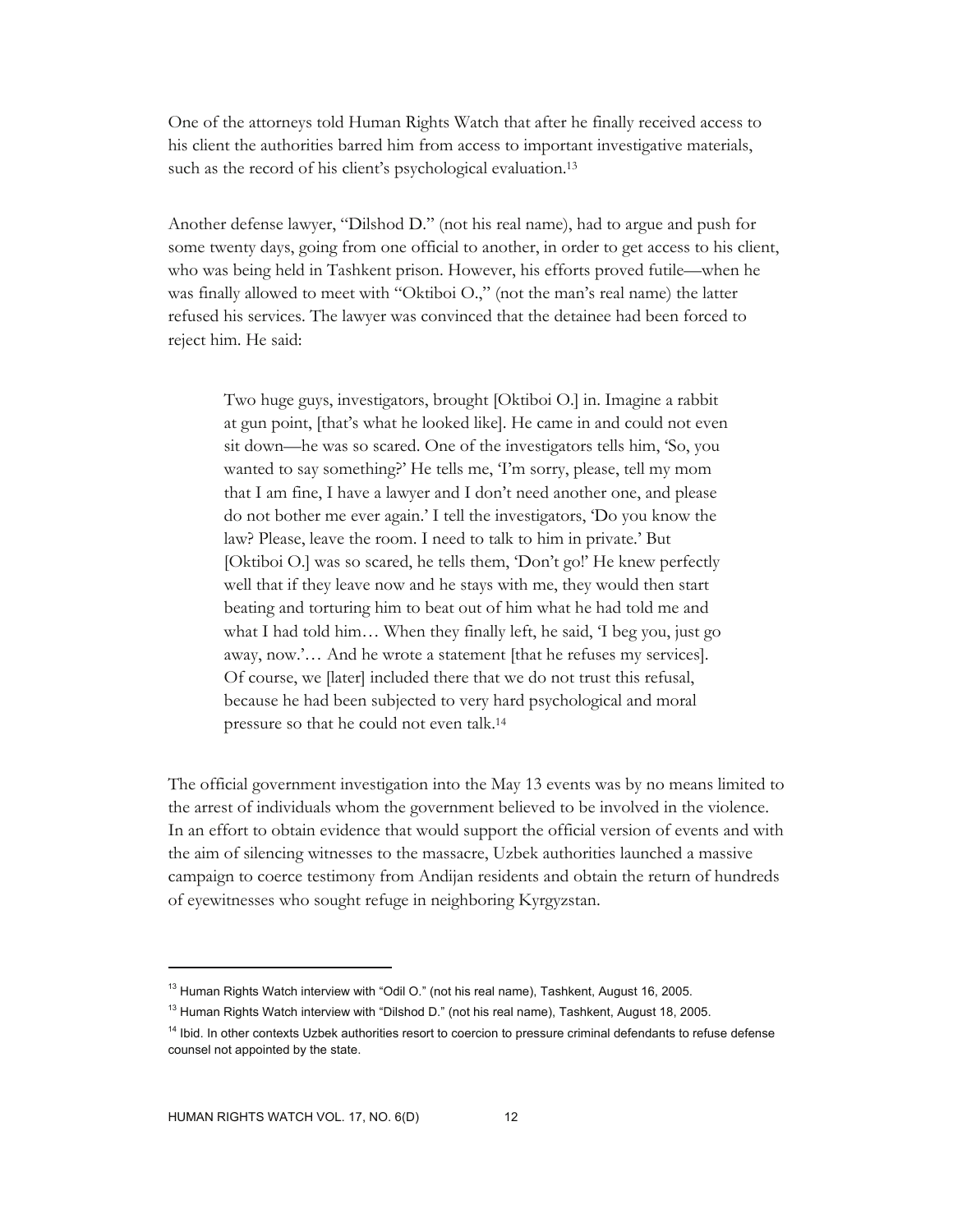One of the attorneys told Human Rights Watch that after he finally received access to his client the authorities barred him from access to important investigative materials, such as the record of his client's psychological evaluation.[13]

Another defense lawyer, "Dilshod D." (not his real name), had to argue and push for some twenty days, going from one official to another, in order to get access to his client, who was being held in Tashkent prison. However, his efforts proved futile—when he was finally allowed to meet with "Oktiboi O.," (not the man's real name) the latter refused his services. The lawyer was convinced that the detainee had been forced to reject him. He said:

> Two huge guys, investigators, brought [Oktiboi O.] in. Imagine a rabbit at gun point, [that's what he looked like]. He came in and could not even sit down—he was so scared. One of the investigators tells him, 'So, you wanted to say something?' He tells me, 'I'm sorry, please, tell my mom that I am fine, I have a lawyer and I don't need another one, and please do not bother me ever again.' I tell the investigators, 'Do you know the law? Please, leave the room. I need to talk to him in private.' But [Oktiboi O.] was so scared, he tells them, 'Don't go!' He knew perfectly well that if they leave now and he stays with me, they would then start beating and torturing him to beat out of him what he had told me and what I had told him… When they finally left, he said, 'I beg you, just go away, now.'… And he wrote a statement [that he refuses my services]. Of course, we [later] included there that we do not trust this refusal, because he had been subjected to very hard psychological and moral pressure so that he could not even talk.[14]

The official government investigation into the May 13 events was by no means limited to the arrest of individuals whom the government believed to be involved in the violence. In an effort to obtain evidence that would support the official version of events and with the aim of silencing witnesses to the massacre, Uzbek authorities launched a massive campaign to coerce testimony from Andijan residents and obtain the return of hundreds of eyewitnesses who sought refuge in neighboring Kyrgyzstan.

---

[13] Human Rights Watch interview with "Odil O." (not his real name), Tashkent, August 16, 2005.

[13] Human Rights Watch interview with "Dilshod D." (not his real name), Tashkent, August 18, 2005.

[14] Ibid. In other contexts Uzbek authorities resort to coercion to pressure criminal defendants to refuse defense counsel not appointed by the state.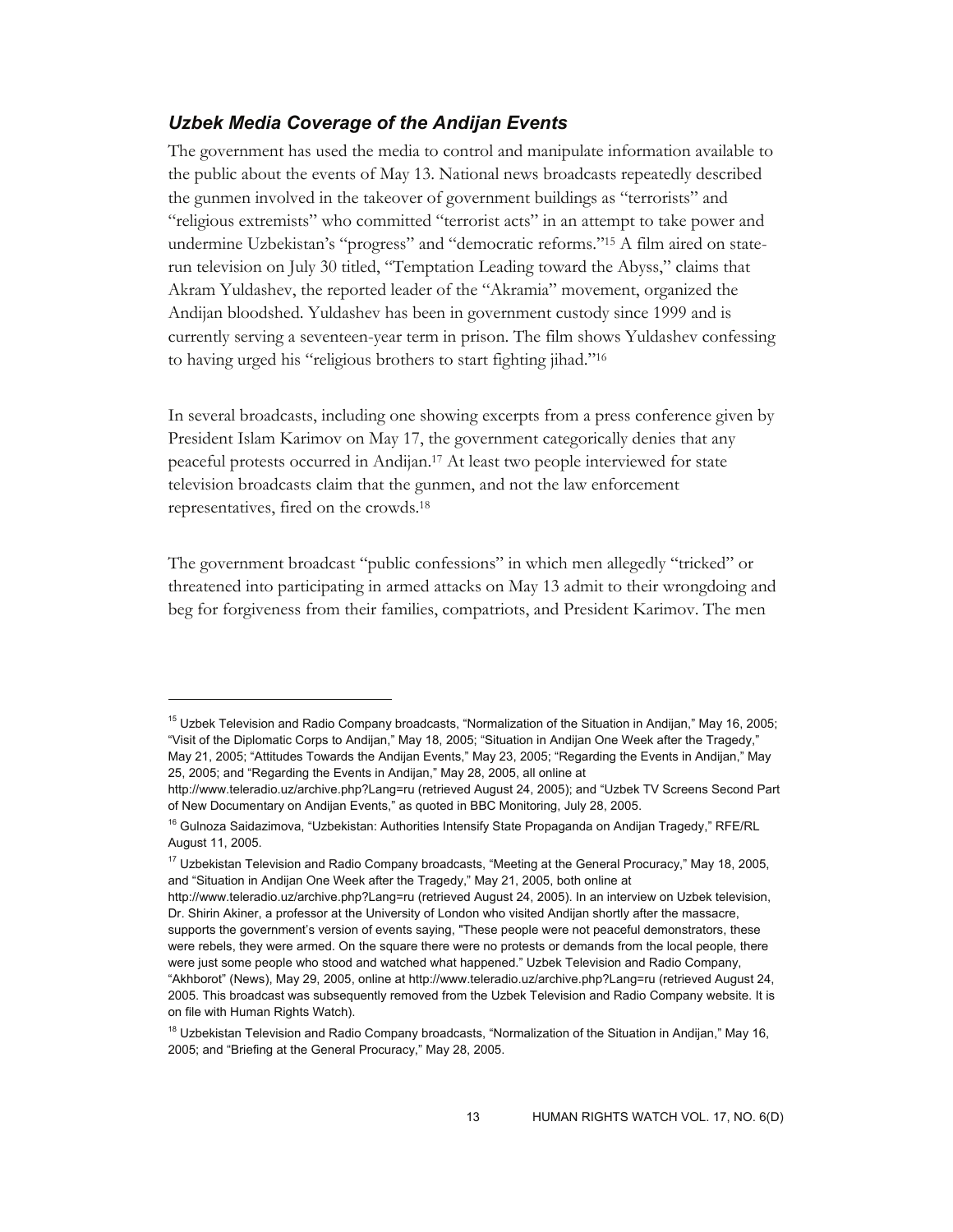### *Uzbek Media Coverage of the Andijan Events*

The government has used the media to control and manipulate information available to the public about the events of May 13. National news broadcasts repeatedly described the gunmen involved in the takeover of government buildings as "terrorists" and "religious extremists" who committed "terrorist acts" in an attempt to take power and undermine Uzbekistan's "progress" and "democratic reforms."[15] A film aired on state-run television on July 30 titled, "Temptation Leading toward the Abyss," claims that Akram Yuldashev, the reported leader of the "Akramia" movement, organized the Andijan bloodshed. Yuldashev has been in government custody since 1999 and is currently serving a seventeen-year term in prison. The film shows Yuldashev confessing to having urged his "religious brothers to start fighting jihad."[16]

In several broadcasts, including one showing excerpts from a press conference given by President Islam Karimov on May 17, the government categorically denies that any peaceful protests occurred in Andijan.[17] At least two people interviewed for state television broadcasts claim that the gunmen, and not the law enforcement representatives, fired on the crowds.[18]

The government broadcast "public confessions" in which men allegedly "tricked" or threatened into participating in armed attacks on May 13 admit to their wrongdoing and beg for forgiveness from their families, compatriots, and President Karimov. The men

---

[15] Uzbek Television and Radio Company broadcasts, "Normalization of the Situation in Andijan," May 16, 2005; "Visit of the Diplomatic Corps to Andijan," May 18, 2005; "Situation in Andijan One Week after the Tragedy," May 21, 2005; "Attitudes Towards the Andijan Events," May 23, 2005; "Regarding the Events in Andijan," May 25, 2005; and "Regarding the Events in Andijan," May 28, 2005, all online at http://www.teleradio.uz/archive.php?Lang=ru (retrieved August 24, 2005); and "Uzbek TV Screens Second Part of New Documentary on Andijan Events," as quoted in BBC Monitoring, July 28, 2005.

[16] Gulnoza Saidazimova, "Uzbekistan: Authorities Intensify State Propaganda on Andijan Tragedy," RFE/RL August 11, 2005.

[17] Uzbekistan Television and Radio Company broadcasts, "Meeting at the General Procuracy," May 18, 2005, and "Situation in Andijan One Week after the Tragedy," May 21, 2005, both online at http://www.teleradio.uz/archive.php?Lang=ru (retrieved August 24, 2005). In an interview on Uzbek television, Dr. Shirin Akiner, a professor at the University of London who visited Andijan shortly after the massacre, supports the government's version of events saying, "These people were not peaceful demonstrators, these were rebels, they were armed. On the square there were no protests or demands from the local people, there were just some people who stood and watched what happened." Uzbek Television and Radio Company, "Akhborot" (News), May 29, 2005, online at http://www.teleradio.uz/archive.php?Lang=ru (retrieved August 24, 2005. This broadcast was subsequently removed from the Uzbek Television and Radio Company website. It is on file with Human Rights Watch).

[18] Uzbekistan Television and Radio Company broadcasts, "Normalization of the Situation in Andijan," May 16, 2005; and "Briefing at the General Procuracy," May 28, 2005.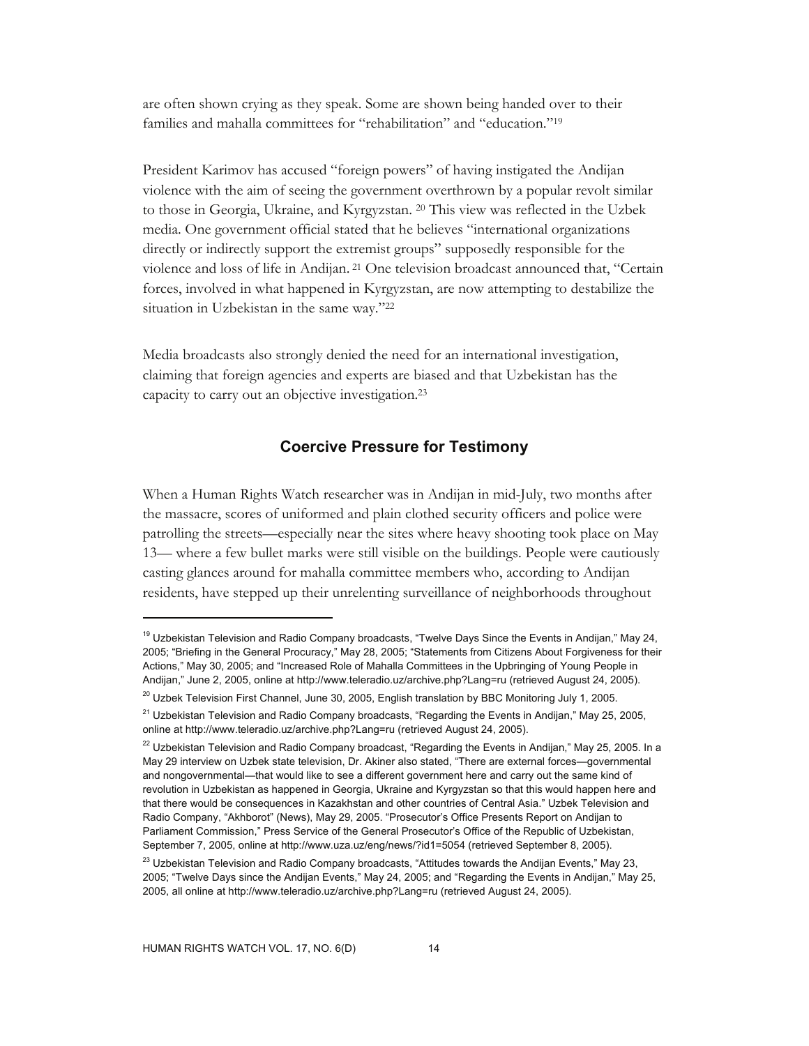are often shown crying as they speak. Some are shown being handed over to their families and mahalla committees for "rehabilitation" and "education."[19]

President Karimov has accused "foreign powers" of having instigated the Andijan violence with the aim of seeing the government overthrown by a popular revolt similar to those in Georgia, Ukraine, and Kyrgyzstan. [20] This view was reflected in the Uzbek media. One government official stated that he believes "international organizations directly or indirectly support the extremist groups" supposedly responsible for the violence and loss of life in Andijan. [21] One television broadcast announced that, "Certain forces, involved in what happened in Kyrgyzstan, are now attempting to destabilize the situation in Uzbekistan in the same way."[22]

Media broadcasts also strongly denied the need for an international investigation, claiming that foreign agencies and experts are biased and that Uzbekistan has the capacity to carry out an objective investigation.[23]

## Coercive Pressure for Testimony

When a Human Rights Watch researcher was in Andijan in mid-July, two months after the massacre, scores of uniformed and plain clothed security officers and police were patrolling the streets—especially near the sites where heavy shooting took place on May 13— where a few bullet marks were still visible on the buildings. People were cautiously casting glances around for mahalla committee members who, according to Andijan residents, have stepped up their unrelenting surveillance of neighborhoods throughout

---

[19] Uzbekistan Television and Radio Company broadcasts, "Twelve Days Since the Events in Andijan," May 24, 2005; "Briefing in the General Procuracy," May 28, 2005; "Statements from Citizens About Forgiveness for their Actions," May 30, 2005; and "Increased Role of Mahalla Committees in the Upbringing of Young People in Andijan," June 2, 2005, online at http://www.teleradio.uz/archive.php?Lang=ru (retrieved August 24, 2005).

[20] Uzbek Television First Channel, June 30, 2005, English translation by BBC Monitoring July 1, 2005.

[21] Uzbekistan Television and Radio Company broadcasts, "Regarding the Events in Andijan," May 25, 2005, online at http://www.teleradio.uz/archive.php?Lang=ru (retrieved August 24, 2005).

[22] Uzbekistan Television and Radio Company broadcast, "Regarding the Events in Andijan," May 25, 2005. In a May 29 interview on Uzbek state television, Dr. Akiner also stated, "There are external forces—governmental and nongovernmental—that would like to see a different government here and carry out the same kind of revolution in Uzbekistan as happened in Georgia, Ukraine and Kyrgyzstan so that this would happen here and that there would be consequences in Kazakhstan and other countries of Central Asia." Uzbek Television and Radio Company, "Akhborot" (News), May 29, 2005. "Prosecutor's Office Presents Report on Andijan to Parliament Commission," Press Service of the General Prosecutor's Office of the Republic of Uzbekistan, September 7, 2005, online at http://www.uza.uz/eng/news/?id1=5054 (retrieved September 8, 2005).

[23] Uzbekistan Television and Radio Company broadcasts, "Attitudes towards the Andijan Events," May 23, 2005; "Twelve Days since the Andijan Events," May 24, 2005; and "Regarding the Events in Andijan," May 25, 2005, all online at http://www.teleradio.uz/archive.php?Lang=ru (retrieved August 24, 2005).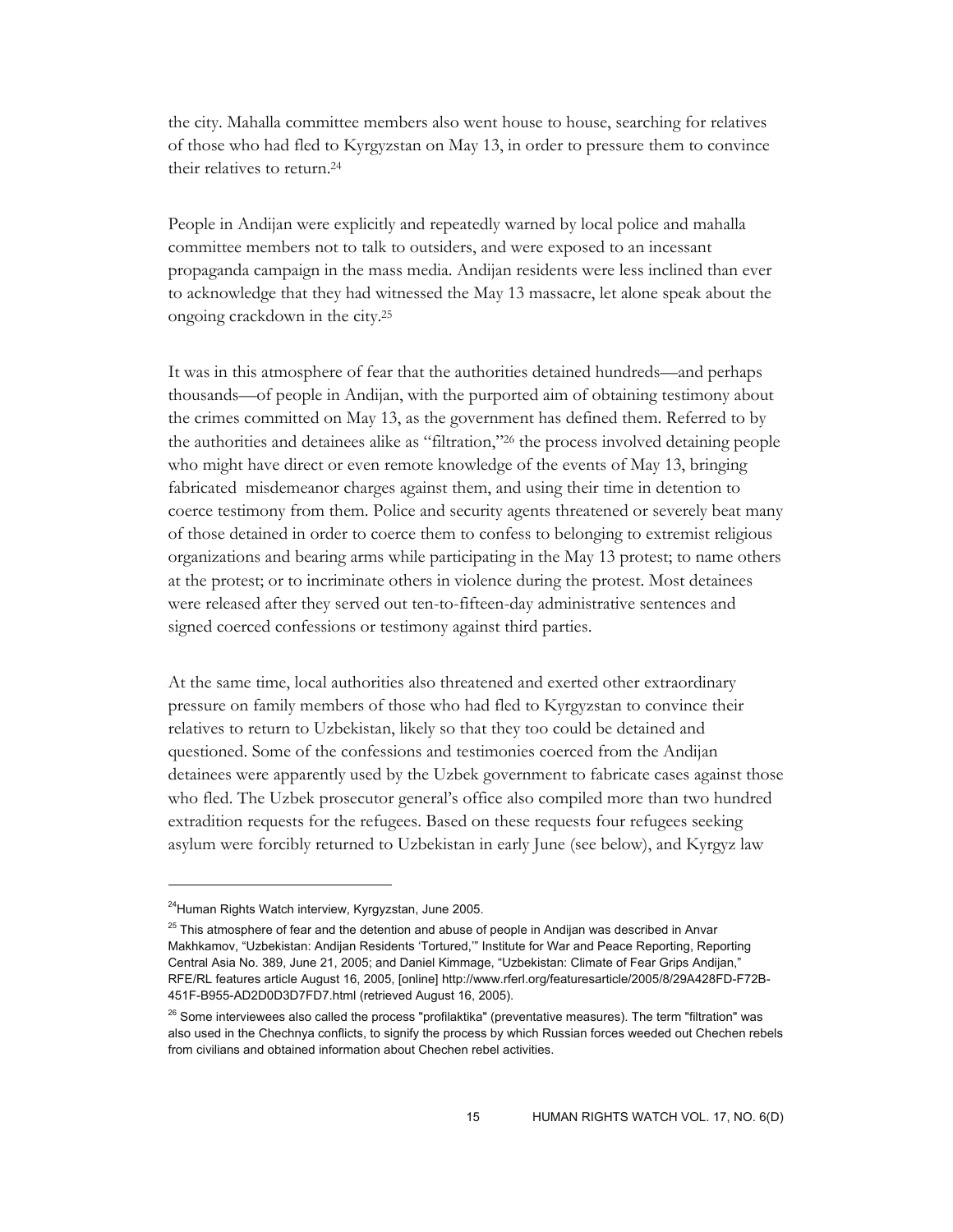the city. Mahalla committee members also went house to house, searching for relatives of those who had fled to Kyrgyzstan on May 13, in order to pressure them to convince their relatives to return.[24]

People in Andijan were explicitly and repeatedly warned by local police and mahalla committee members not to talk to outsiders, and were exposed to an incessant propaganda campaign in the mass media. Andijan residents were less inclined than ever to acknowledge that they had witnessed the May 13 massacre, let alone speak about the ongoing crackdown in the city.[25]

It was in this atmosphere of fear that the authorities detained hundreds—and perhaps thousands—of people in Andijan, with the purported aim of obtaining testimony about the crimes committed on May 13, as the government has defined them. Referred to by the authorities and detainees alike as "filtration,"[26] the process involved detaining people who might have direct or even remote knowledge of the events of May 13, bringing fabricated misdemeanor charges against them, and using their time in detention to coerce testimony from them. Police and security agents threatened or severely beat many of those detained in order to coerce them to confess to belonging to extremist religious organizations and bearing arms while participating in the May 13 protest; to name others at the protest; or to incriminate others in violence during the protest. Most detainees were released after they served out ten-to-fifteen-day administrative sentences and signed coerced confessions or testimony against third parties.

At the same time, local authorities also threatened and exerted other extraordinary pressure on family members of those who had fled to Kyrgyzstan to convince their relatives to return to Uzbekistan, likely so that they too could be detained and questioned. Some of the confessions and testimonies coerced from the Andijan detainees were apparently used by the Uzbek government to fabricate cases against those who fled. The Uzbek prosecutor general's office also compiled more than two hundred extradition requests for the refugees. Based on these requests four refugees seeking asylum were forcibly returned to Uzbekistan in early June (see below), and Kyrgyz law

---

[24] Human Rights Watch interview, Kyrgyzstan, June 2005.

[25] This atmosphere of fear and the detention and abuse of people in Andijan was described in Anvar Makhkamov, "Uzbekistan: Andijan Residents 'Tortured,'" Institute for War and Peace Reporting, Reporting Central Asia No. 389, June 21, 2005; and Daniel Kimmage, "Uzbekistan: Climate of Fear Grips Andijan," RFE/RL features article August 16, 2005, [online] http://www.rferl.org/featuresarticle/2005/8/29A428FD-F72B-451F-B955-AD2D0D3D7FD7.html (retrieved August 16, 2005).

[26] Some interviewees also called the process "profilaktika" (preventative measures). The term "filtration" was also used in the Chechnya conflicts, to signify the process by which Russian forces weeded out Chechen rebels from civilians and obtained information about Chechen rebel activities.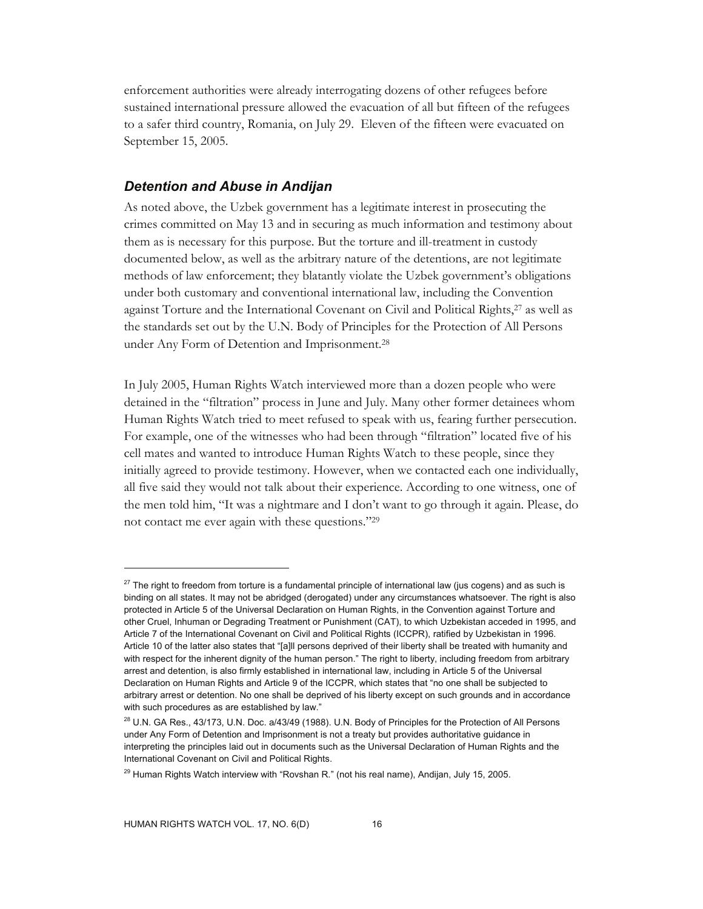enforcement authorities were already interrogating dozens of other refugees before sustained international pressure allowed the evacuation of all but fifteen of the refugees to a safer third country, Romania, on July 29. Eleven of the fifteen were evacuated on September 15, 2005.

### *Detention and Abuse in Andijan*

As noted above, the Uzbek government has a legitimate interest in prosecuting the crimes committed on May 13 and in securing as much information and testimony about them as is necessary for this purpose. But the torture and ill-treatment in custody documented below, as well as the arbitrary nature of the detentions, are not legitimate methods of law enforcement; they blatantly violate the Uzbek government's obligations under both customary and conventional international law, including the Convention against Torture and the International Covenant on Civil and Political Rights,[27] as well as the standards set out by the U.N. Body of Principles for the Protection of All Persons under Any Form of Detention and Imprisonment.[28]

In July 2005, Human Rights Watch interviewed more than a dozen people who were detained in the "filtration" process in June and July. Many other former detainees whom Human Rights Watch tried to meet refused to speak with us, fearing further persecution. For example, one of the witnesses who had been through "filtration" located five of his cell mates and wanted to introduce Human Rights Watch to these people, since they initially agreed to provide testimony. However, when we contacted each one individually, all five said they would not talk about their experience. According to one witness, one of the men told him, "It was a nightmare and I don't want to go through it again. Please, do not contact me ever again with these questions."[29]

---

[27] The right to freedom from torture is a fundamental principle of international law (jus cogens) and as such is binding on all states. It may not be abridged (derogated) under any circumstances whatsoever. The right is also protected in Article 5 of the Universal Declaration on Human Rights, in the Convention against Torture and other Cruel, Inhuman or Degrading Treatment or Punishment (CAT), to which Uzbekistan acceded in 1995, and Article 7 of the International Covenant on Civil and Political Rights (ICCPR), ratified by Uzbekistan in 1996. Article 10 of the latter also states that "[a]ll persons deprived of their liberty shall be treated with humanity and with respect for the inherent dignity of the human person." The right to liberty, including freedom from arbitrary arrest and detention, is also firmly established in international law, including in Article 5 of the Universal Declaration on Human Rights and Article 9 of the ICCPR, which states that "no one shall be subjected to arbitrary arrest or detention. No one shall be deprived of his liberty except on such grounds and in accordance with such procedures as are established by law."

[28] U.N. GA Res., 43/173, U.N. Doc. a/43/49 (1988). U.N. Body of Principles for the Protection of All Persons under Any Form of Detention and Imprisonment is not a treaty but provides authoritative guidance in interpreting the principles laid out in documents such as the Universal Declaration of Human Rights and the International Covenant on Civil and Political Rights.

[29] Human Rights Watch interview with "Rovshan R." (not his real name), Andijan, July 15, 2005.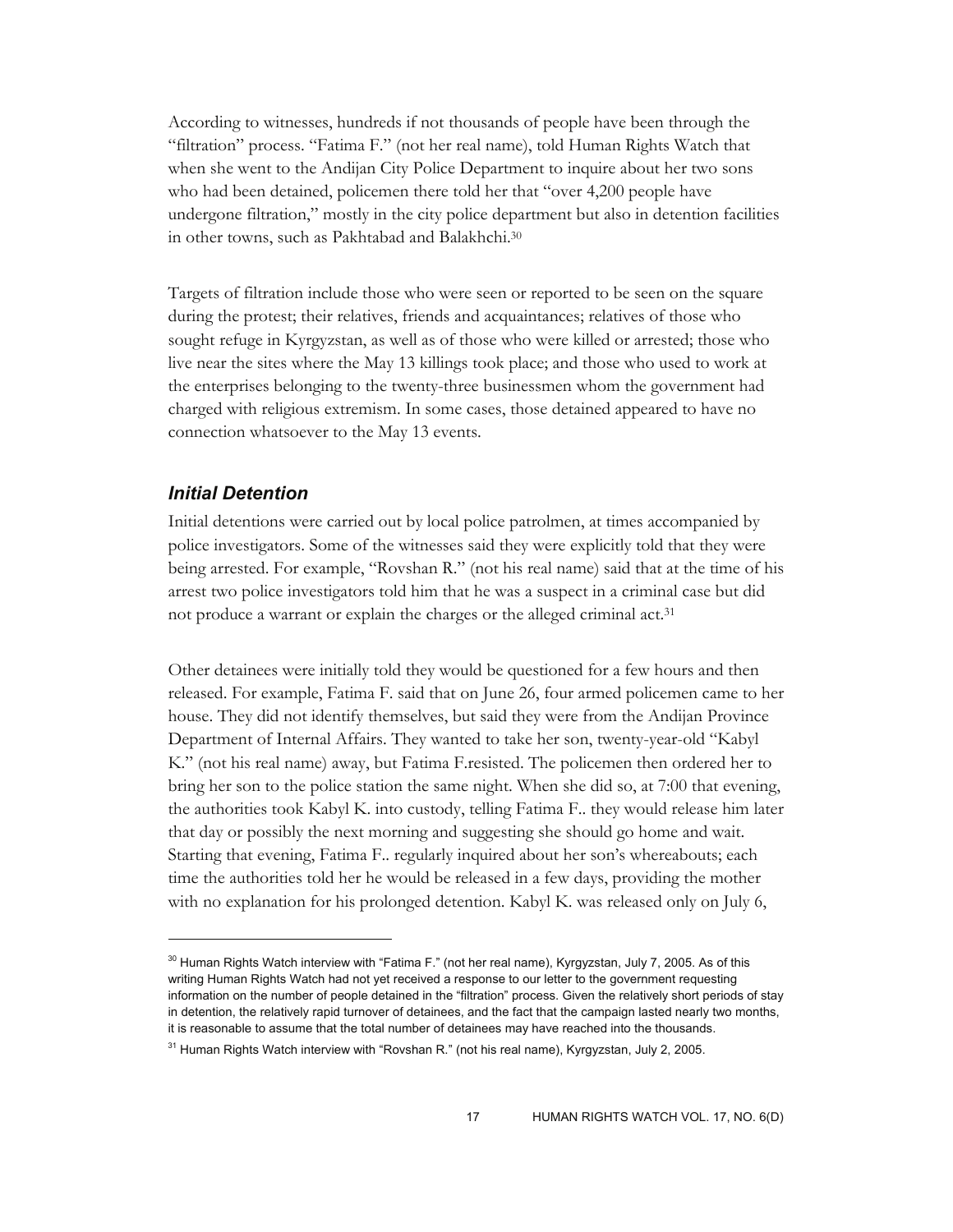According to witnesses, hundreds if not thousands of people have been through the "filtration" process. "Fatima F." (not her real name), told Human Rights Watch that when she went to the Andijan City Police Department to inquire about her two sons who had been detained, policemen there told her that "over 4,200 people have undergone filtration," mostly in the city police department but also in detention facilities in other towns, such as Pakhtabad and Balakhchi.[30]

Targets of filtration include those who were seen or reported to be seen on the square during the protest; their relatives, friends and acquaintances; relatives of those who sought refuge in Kyrgyzstan, as well as of those who were killed or arrested; those who live near the sites where the May 13 killings took place; and those who used to work at the enterprises belonging to the twenty-three businessmen whom the government had charged with religious extremism. In some cases, those detained appeared to have no connection whatsoever to the May 13 events.

### *Initial Detention*

Initial detentions were carried out by local police patrolmen, at times accompanied by police investigators. Some of the witnesses said they were explicitly told that they were being arrested. For example, "Rovshan R." (not his real name) said that at the time of his arrest two police investigators told him that he was a suspect in a criminal case but did not produce a warrant or explain the charges or the alleged criminal act.[31]

Other detainees were initially told they would be questioned for a few hours and then released. For example, Fatima F. said that on June 26, four armed policemen came to her house. They did not identify themselves, but said they were from the Andijan Province Department of Internal Affairs. They wanted to take her son, twenty-year-old "Kabyl K." (not his real name) away, but Fatima F.resisted. The policemen then ordered her to bring her son to the police station the same night. When she did so, at 7:00 that evening, the authorities took Kabyl K. into custody, telling Fatima F.. they would release him later that day or possibly the next morning and suggesting she should go home and wait. Starting that evening, Fatima F.. regularly inquired about her son's whereabouts; each time the authorities told her he would be released in a few days, providing the mother with no explanation for his prolonged detention. Kabyl K. was released only on July 6,

---

[30] Human Rights Watch interview with "Fatima F." (not her real name), Kyrgyzstan, July 7, 2005. As of this writing Human Rights Watch had not yet received a response to our letter to the government requesting information on the number of people detained in the "filtration" process. Given the relatively short periods of stay in detention, the relatively rapid turnover of detainees, and the fact that the campaign lasted nearly two months, it is reasonable to assume that the total number of detainees may have reached into the thousands.

[31] Human Rights Watch interview with "Rovshan R." (not his real name), Kyrgyzstan, July 2, 2005.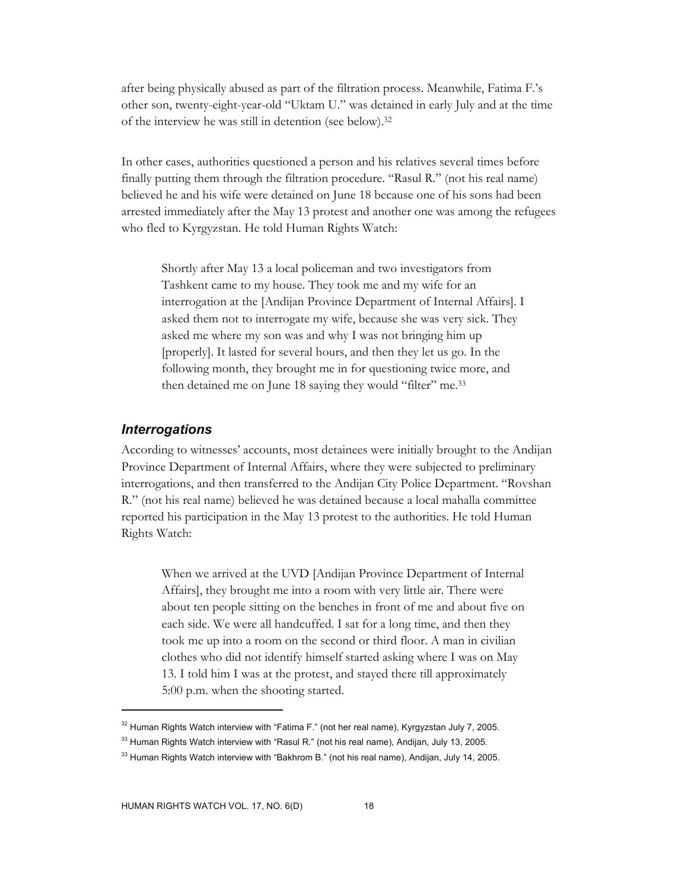after being physically abused as part of the filtration process. Meanwhile, Fatima F.'s other son, twenty-eight-year-old "Uktam U." was detained in early July and at the time of the interview he was still in detention (see below).[32]

In other cases, authorities questioned a person and his relatives several times before finally putting them through the filtration procedure. "Rasul R." (not his real name) believed he and his wife were detained on June 18 because one of his sons had been arrested immediately after the May 13 protest and another one was among the refugees who fled to Kyrgyzstan. He told Human Rights Watch:

> Shortly after May 13 a local policeman and two investigators from Tashkent came to my house. They took me and my wife for an interrogation at the [Andijan Province Department of Internal Affairs]. I asked them not to interrogate my wife, because she was very sick. They asked me where my son was and why I was not bringing him up [properly]. It lasted for several hours, and then they let us go. In the following month, they brought me in for questioning twice more, and then detained me on June 18 saying they would "filter" me.[33]

### *Interrogations*

According to witnesses' accounts, most detainees were initially brought to the Andijan Province Department of Internal Affairs, where they were subjected to preliminary interrogations, and then transferred to the Andijan City Police Department. "Rovshan R." (not his real name) believed he was detained because a local mahalla committee reported his participation in the May 13 protest to the authorities. He told Human Rights Watch:

> When we arrived at the UVD [Andijan Province Department of Internal Affairs], they brought me into a room with very little air. There were about ten people sitting on the benches in front of me and about five on each side. We were all handcuffed. I sat for a long time, and then they took me up into a room on the second or third floor. A man in civilian clothes who did not identify himself started asking where I was on May 13. I told him I was at the protest, and stayed there till approximately 5:00 p.m. when the shooting started.

---

[32] Human Rights Watch interview with "Fatima F." (not her real name), Kyrgyzstan July 7, 2005.

[33] Human Rights Watch interview with "Rasul R." (not his real name), Andijan, July 13, 2005.

[33] Human Rights Watch interview with "Bakhrom B." (not his real name), Andijan, July 14, 2005.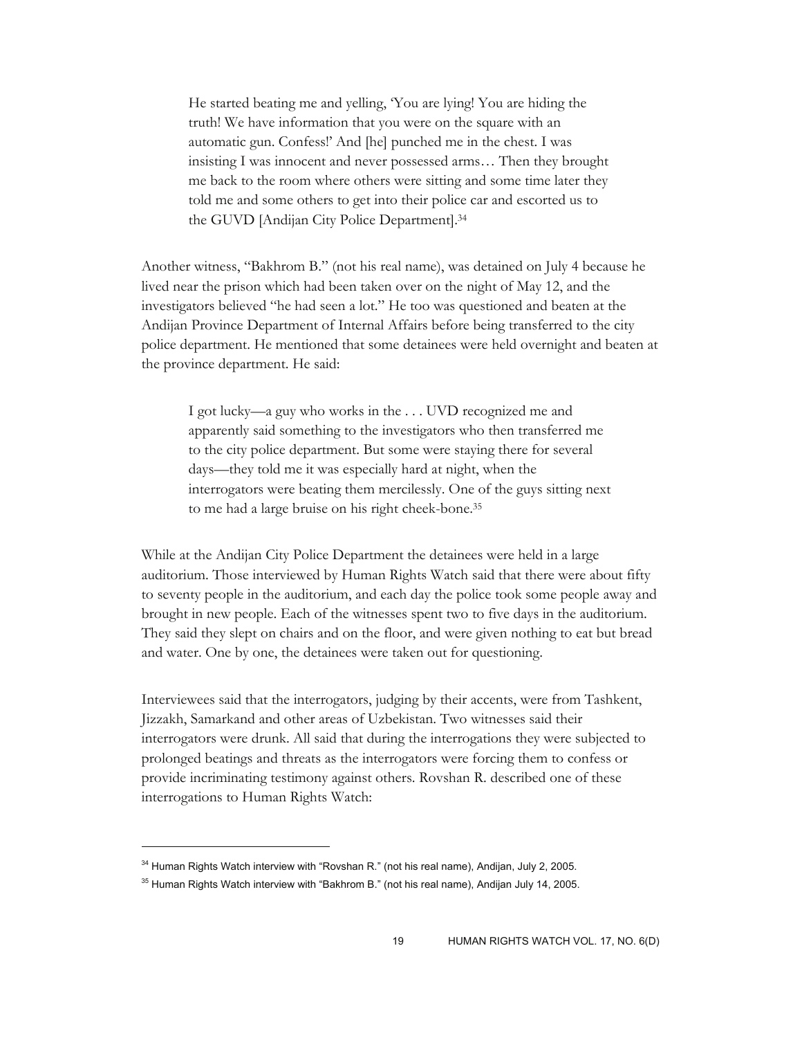> He started beating me and yelling, 'You are lying! You are hiding the truth! We have information that you were on the square with an automatic gun. Confess!' And [he] punched me in the chest. I was insisting I was innocent and never possessed arms… Then they brought me back to the room where others were sitting and some time later they told me and some others to get into their police car and escorted us to the GUVD [Andijan City Police Department].[34]

Another witness, "Bakhrom B." (not his real name), was detained on July 4 because he lived near the prison which had been taken over on the night of May 12, and the investigators believed "he had seen a lot." He too was questioned and beaten at the Andijan Province Department of Internal Affairs before being transferred to the city police department. He mentioned that some detainees were held overnight and beaten at the province department. He said:

> I got lucky—a guy who works in the . . . UVD recognized me and apparently said something to the investigators who then transferred me to the city police department. But some were staying there for several days—they told me it was especially hard at night, when the interrogators were beating them mercilessly. One of the guys sitting next to me had a large bruise on his right cheek-bone.[35]

While at the Andijan City Police Department the detainees were held in a large auditorium. Those interviewed by Human Rights Watch said that there were about fifty to seventy people in the auditorium, and each day the police took some people away and brought in new people. Each of the witnesses spent two to five days in the auditorium. They said they slept on chairs and on the floor, and were given nothing to eat but bread and water. One by one, the detainees were taken out for questioning.

Interviewees said that the interrogators, judging by their accents, were from Tashkent, Jizzakh, Samarkand and other areas of Uzbekistan. Two witnesses said their interrogators were drunk. All said that during the interrogations they were subjected to prolonged beatings and threats as the interrogators were forcing them to confess or provide incriminating testimony against others. Rovshan R. described one of these interrogations to Human Rights Watch:

---

[34] Human Rights Watch interview with "Rovshan R." (not his real name), Andijan, July 2, 2005.

[35] Human Rights Watch interview with "Bakhrom B." (not his real name), Andijan July 14, 2005.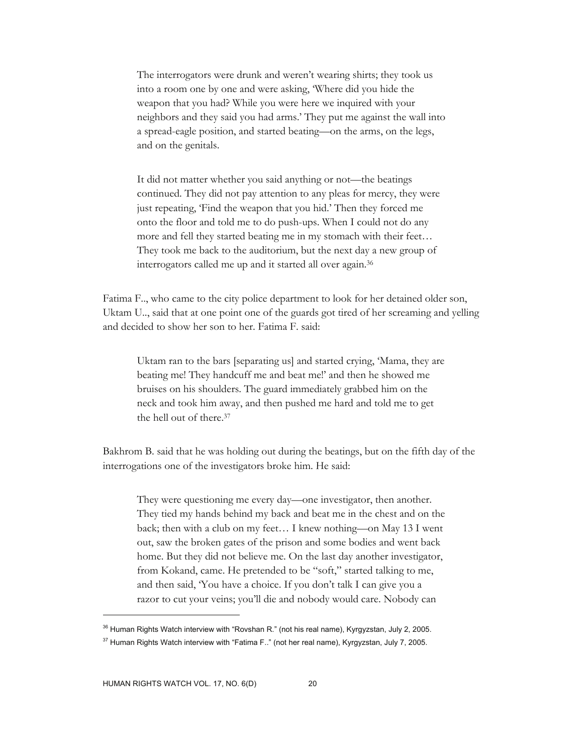> The interrogators were drunk and weren't wearing shirts; they took us into a room one by one and were asking, 'Where did you hide the weapon that you had? While you were here we inquired with your neighbors and they said you had arms.' They put me against the wall into a spread-eagle position, and started beating—on the arms, on the legs, and on the genitals.
>
> It did not matter whether you said anything or not—the beatings continued. They did not pay attention to any pleas for mercy, they were just repeating, 'Find the weapon that you hid.' Then they forced me onto the floor and told me to do push-ups. When I could not do any more and fell they started beating me in my stomach with their feet… They took me back to the auditorium, but the next day a new group of interrogators called me up and it started all over again.[36]

Fatima F.., who came to the city police department to look for her detained older son, Uktam U.., said that at one point one of the guards got tired of her screaming and yelling and decided to show her son to her. Fatima F. said:

> Uktam ran to the bars [separating us] and started crying, 'Mama, they are beating me! They handcuff me and beat me!' and then he showed me bruises on his shoulders. The guard immediately grabbed him on the neck and took him away, and then pushed me hard and told me to get the hell out of there.[37]

Bakhrom B. said that he was holding out during the beatings, but on the fifth day of the interrogations one of the investigators broke him. He said:

> They were questioning me every day—one investigator, then another. They tied my hands behind my back and beat me in the chest and on the back; then with a club on my feet… I knew nothing—on May 13 I went out, saw the broken gates of the prison and some bodies and went back home. But they did not believe me. On the last day another investigator, from Kokand, came. He pretended to be "soft," started talking to me, and then said, 'You have a choice. If you don't talk I can give you a razor to cut your veins; you'll die and nobody would care. Nobody can

---

[36] Human Rights Watch interview with "Rovshan R." (not his real name), Kyrgyzstan, July 2, 2005.

[37] Human Rights Watch interview with "Fatima F.." (not her real name), Kyrgyzstan, July 7, 2005.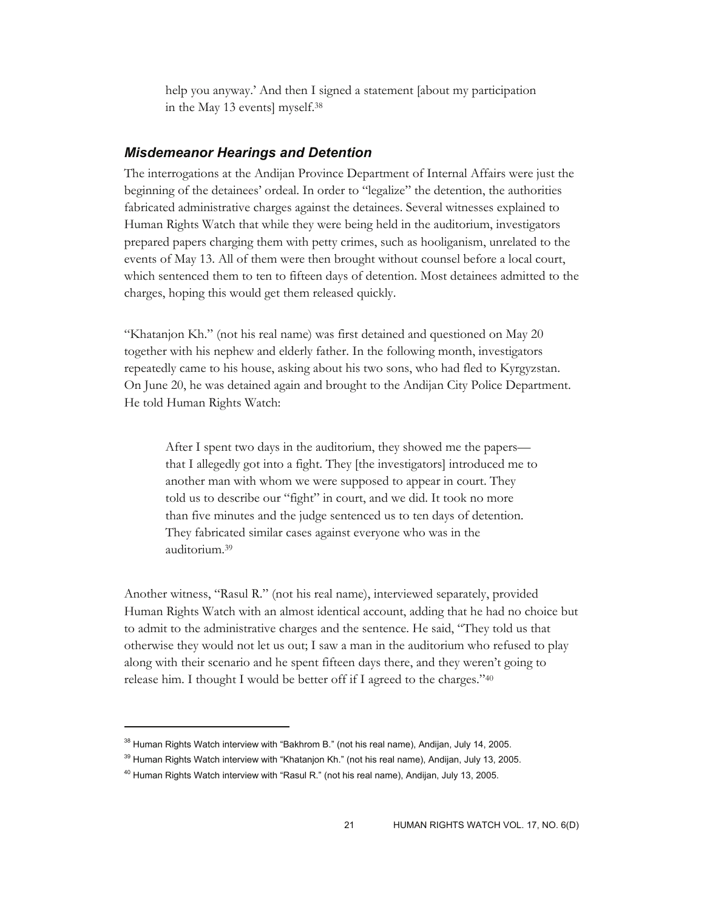> help you anyway.' And then I signed a statement [about my participation in the May 13 events] myself.[38]

### *Misdemeanor Hearings and Detention*

The interrogations at the Andijan Province Department of Internal Affairs were just the beginning of the detainees' ordeal. In order to "legalize" the detention, the authorities fabricated administrative charges against the detainees. Several witnesses explained to Human Rights Watch that while they were being held in the auditorium, investigators prepared papers charging them with petty crimes, such as hooliganism, unrelated to the events of May 13. All of them were then brought without counsel before a local court, which sentenced them to ten to fifteen days of detention. Most detainees admitted to the charges, hoping this would get them released quickly.

"Khatanjon Kh." (not his real name) was first detained and questioned on May 20 together with his nephew and elderly father. In the following month, investigators repeatedly came to his house, asking about his two sons, who had fled to Kyrgyzstan. On June 20, he was detained again and brought to the Andijan City Police Department. He told Human Rights Watch:

> After I spent two days in the auditorium, they showed me the papers—that I allegedly got into a fight. They [the investigators] introduced me to another man with whom we were supposed to appear in court. They told us to describe our "fight" in court, and we did. It took no more than five minutes and the judge sentenced us to ten days of detention. They fabricated similar cases against everyone who was in the auditorium.[39]

Another witness, "Rasul R." (not his real name), interviewed separately, provided Human Rights Watch with an almost identical account, adding that he had no choice but to admit to the administrative charges and the sentence. He said, "They told us that otherwise they would not let us out; I saw a man in the auditorium who refused to play along with their scenario and he spent fifteen days there, and they weren't going to release him. I thought I would be better off if I agreed to the charges."[40]

---

[38] Human Rights Watch interview with "Bakhrom B." (not his real name), Andijan, July 14, 2005.

[39] Human Rights Watch interview with "Khatanjon Kh." (not his real name), Andijan, July 13, 2005.

[40] Human Rights Watch interview with "Rasul R." (not his real name), Andijan, July 13, 2005.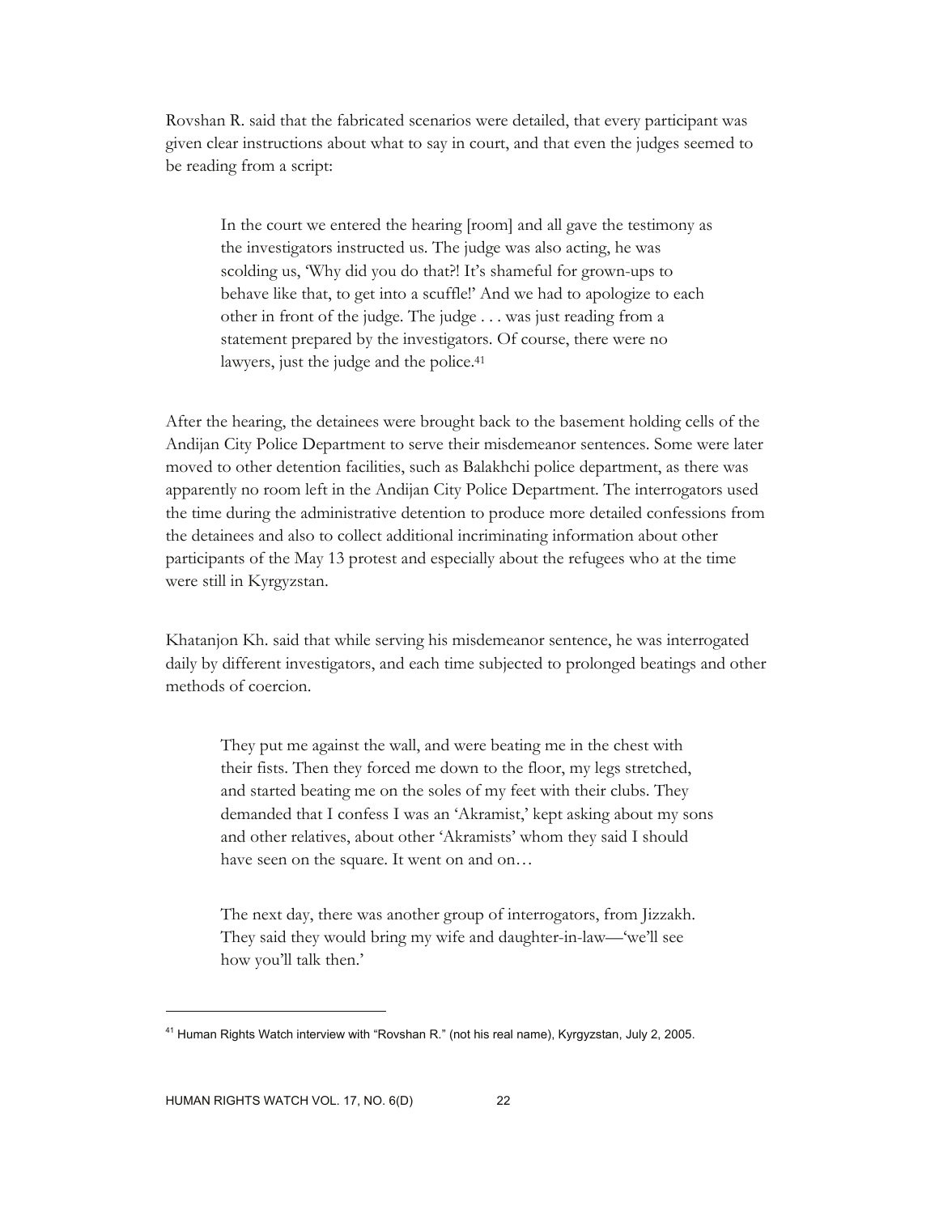Rovshan R. said that the fabricated scenarios were detailed, that every participant was given clear instructions about what to say in court, and that even the judges seemed to be reading from a script:

> In the court we entered the hearing [room] and all gave the testimony as the investigators instructed us. The judge was also acting, he was scolding us, 'Why did you do that?! It's shameful for grown-ups to behave like that, to get into a scuffle!' And we had to apologize to each other in front of the judge. The judge . . . was just reading from a statement prepared by the investigators. Of course, there were no lawyers, just the judge and the police.[41]

After the hearing, the detainees were brought back to the basement holding cells of the Andijan City Police Department to serve their misdemeanor sentences. Some were later moved to other detention facilities, such as Balakhchi police department, as there was apparently no room left in the Andijan City Police Department. The interrogators used the time during the administrative detention to produce more detailed confessions from the detainees and also to collect additional incriminating information about other participants of the May 13 protest and especially about the refugees who at the time were still in Kyrgyzstan.

Khatanjon Kh. said that while serving his misdemeanor sentence, he was interrogated daily by different investigators, and each time subjected to prolonged beatings and other methods of coercion.

> They put me against the wall, and were beating me in the chest with their fists. Then they forced me down to the floor, my legs stretched, and started beating me on the soles of my feet with their clubs. They demanded that I confess I was an 'Akramist,' kept asking about my sons and other relatives, about other 'Akramists' whom they said I should have seen on the square. It went on and on…
>
> The next day, there was another group of interrogators, from Jizzakh. They said they would bring my wife and daughter-in-law—'we'll see how you'll talk then.'

---

[41] Human Rights Watch interview with "Rovshan R." (not his real name), Kyrgyzstan, July 2, 2005.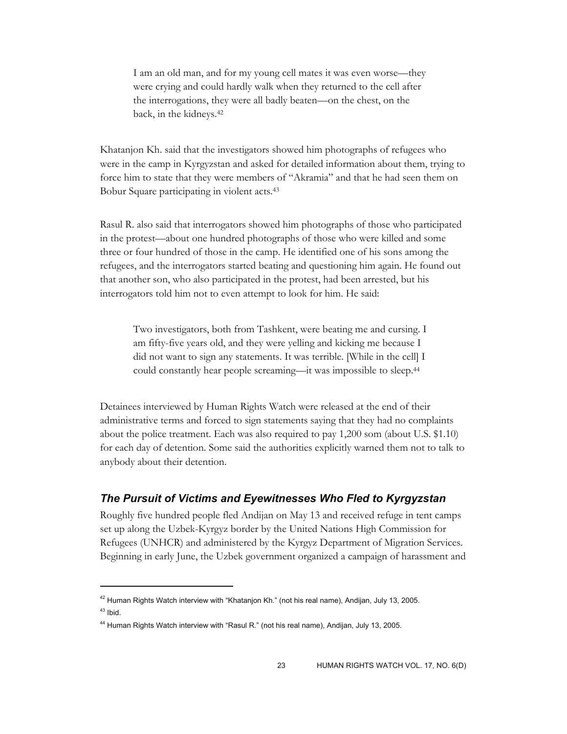> I am an old man, and for my young cell mates it was even worse—they were crying and could hardly walk when they returned to the cell after the interrogations, they were all badly beaten—on the chest, on the back, in the kidneys.[42]

Khatanjon Kh. said that the investigators showed him photographs of refugees who were in the camp in Kyrgyzstan and asked for detailed information about them, trying to force him to state that they were members of "Akramia" and that he had seen them on Bobur Square participating in violent acts.[43]

Rasul R. also said that interrogators showed him photographs of those who participated in the protest—about one hundred photographs of those who were killed and some three or four hundred of those in the camp. He identified one of his sons among the refugees, and the interrogators started beating and questioning him again. He found out that another son, who also participated in the protest, had been arrested, but his interrogators told him not to even attempt to look for him. He said:

> Two investigators, both from Tashkent, were beating me and cursing. I am fifty-five years old, and they were yelling and kicking me because I did not want to sign any statements. It was terrible. [While in the cell] I could constantly hear people screaming—it was impossible to sleep.[44]

Detainees interviewed by Human Rights Watch were released at the end of their administrative terms and forced to sign statements saying that they had no complaints about the police treatment. Each was also required to pay 1,200 som (about U.S. $1.10) for each day of detention. Some said the authorities explicitly warned them not to talk to anybody about their detention.

### *The Pursuit of Victims and Eyewitnesses Who Fled to Kyrgyzstan*

Roughly five hundred people fled Andijan on May 13 and received refuge in tent camps set up along the Uzbek-Kyrgyz border by the United Nations High Commission for Refugees (UNHCR) and administered by the Kyrgyz Department of Migration Services. Beginning in early June, the Uzbek government organized a campaign of harassment and

---

[42] Human Rights Watch interview with "Khatanjon Kh." (not his real name), Andijan, July 13, 2005.

[43] Ibid.

[44] Human Rights Watch interview with "Rasul R." (not his real name), Andijan, July 13, 2005.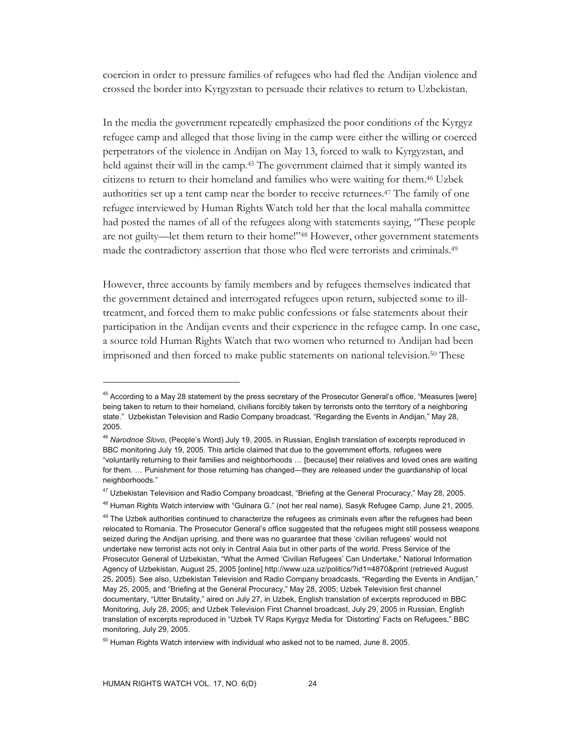coercion in order to pressure families of refugees who had fled the Andijan violence and crossed the border into Kyrgyzstan to persuade their relatives to return to Uzbekistan.

In the media the government repeatedly emphasized the poor conditions of the Kyrgyz refugee camp and alleged that those living in the camp were either the willing or coerced perpetrators of the violence in Andijan on May 13, forced to walk to Kyrgyzstan, and held against their will in the camp.[45] The government claimed that it simply wanted its citizens to return to their homeland and families who were waiting for them.[46] Uzbek authorities set up a tent camp near the border to receive returnees.[47] The family of one refugee interviewed by Human Rights Watch told her that the local mahalla committee had posted the names of all of the refugees along with statements saying, "These people are not guilty—let them return to their home!"[48] However, other government statements made the contradictory assertion that those who fled were terrorists and criminals.[49]

However, three accounts by family members and by refugees themselves indicated that the government detained and interrogated refugees upon return, subjected some to ill-treatment, and forced them to make public confessions or false statements about their participation in the Andijan events and their experience in the refugee camp. In one case, a source told Human Rights Watch that two women who returned to Andijan had been imprisoned and then forced to make public statements on national television.[50] These

---

[45] According to a May 28 statement by the press secretary of the Prosecutor General's office, "Measures [were] being taken to return to their homeland, civilians forcibly taken by terrorists onto the territory of a neighboring state." Uzbekistan Television and Radio Company broadcast, "Regarding the Events in Andijan," May 28, 2005.

[46] *Narodnoe Slovo*, (People's Word) July 19, 2005, in Russian, English translation of excerpts reproduced in BBC monitoring July 19, 2005. This article claimed that due to the government efforts, refugees were "voluntarily returning to their families and neighborhoods … [because] their relatives and loved ones are waiting for them. … Punishment for those returning has changed—they are released under the guardianship of local neighborhoods."

[47] Uzbekistan Television and Radio Company broadcast, "Briefing at the General Procuracy," May 28, 2005.

[48] Human Rights Watch interview with "Gulnara G." (not her real name), Sasyk Refugee Camp, June 21, 2005.

[49] The Uzbek authorities continued to characterize the refugees as criminals even after the refugees had been relocated to Romania. The Prosecutor General's office suggested that the refugees might still possess weapons seized during the Andijan uprising, and there was no guarantee that these 'civilian refugees' would not undertake new terrorist acts not only in Central Asia but in other parts of the world. Press Service of the Prosecutor General of Uzbekistan, "What the Armed 'Civilian Refugees' Can Undertake," National Information Agency of Uzbekistan, August 25, 2005 [online] http://www.uza.uz/politics/?id1=4870&print (retrieved August 25, 2005). See also, Uzbekistan Television and Radio Company broadcasts, "Regarding the Events in Andijan," May 25, 2005, and "Briefing at the General Procuracy," May 28, 2005; Uzbek Television first channel documentary, "Utter Brutality," aired on July 27, in Uzbek, English translation of excerpts reproduced in BBC Monitoring, July 28, 2005; and Uzbek Television First Channel broadcast, July 29, 2005 in Russian, English translation of excerpts reproduced in "Uzbek TV Raps Kyrgyz Media for 'Distorting' Facts on Refugees," BBC monitoring, July 29, 2005.

[50] Human Rights Watch interview with individual who asked not to be named, June 8, 2005.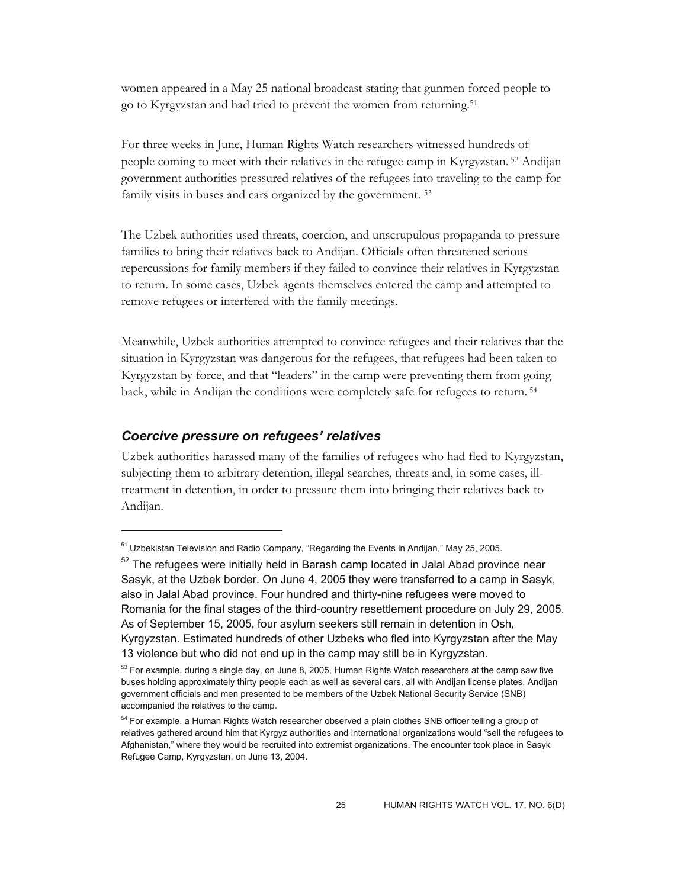women appeared in a May 25 national broadcast stating that gunmen forced people to go to Kyrgyzstan and had tried to prevent the women from returning.[51]

For three weeks in June, Human Rights Watch researchers witnessed hundreds of people coming to meet with their relatives in the refugee camp in Kyrgyzstan.[52] Andijan government authorities pressured relatives of the refugees into traveling to the camp for family visits in buses and cars organized by the government.[53]

The Uzbek authorities used threats, coercion, and unscrupulous propaganda to pressure families to bring their relatives back to Andijan. Officials often threatened serious repercussions for family members if they failed to convince their relatives in Kyrgyzstan to return. In some cases, Uzbek agents themselves entered the camp and attempted to remove refugees or interfered with the family meetings.

Meanwhile, Uzbek authorities attempted to convince refugees and their relatives that the situation in Kyrgyzstan was dangerous for the refugees, that refugees had been taken to Kyrgyzstan by force, and that "leaders" in the camp were preventing them from going back, while in Andijan the conditions were completely safe for refugees to return.[54]

### *Coercive pressure on refugees' relatives*

Uzbek authorities harassed many of the families of refugees who had fled to Kyrgyzstan, subjecting them to arbitrary detention, illegal searches, threats and, in some cases, ill-treatment in detention, in order to pressure them into bringing their relatives back to Andijan.

---

[51] Uzbekistan Television and Radio Company, "Regarding the Events in Andijan," May 25, 2005.

[52] The refugees were initially held in Barash camp located in Jalal Abad province near Sasyk, at the Uzbek border. On June 4, 2005 they were transferred to a camp in Sasyk, also in Jalal Abad province. Four hundred and thirty-nine refugees were moved to Romania for the final stages of the third-country resettlement procedure on July 29, 2005. As of September 15, 2005, four asylum seekers still remain in detention in Osh, Kyrgyzstan. Estimated hundreds of other Uzbeks who fled into Kyrgyzstan after the May 13 violence but who did not end up in the camp may still be in Kyrgyzstan.

[53] For example, during a single day, on June 8, 2005, Human Rights Watch researchers at the camp saw five buses holding approximately thirty people each as well as several cars, all with Andijan license plates. Andijan government officials and men presented to be members of the Uzbek National Security Service (SNB) accompanied the relatives to the camp.

[54] For example, a Human Rights Watch researcher observed a plain clothes SNB officer telling a group of relatives gathered around him that Kyrgyz authorities and international organizations would "sell the refugees to Afghanistan," where they would be recruited into extremist organizations. The encounter took place in Sasyk Refugee Camp, Kyrgyzstan, on June 13, 2004.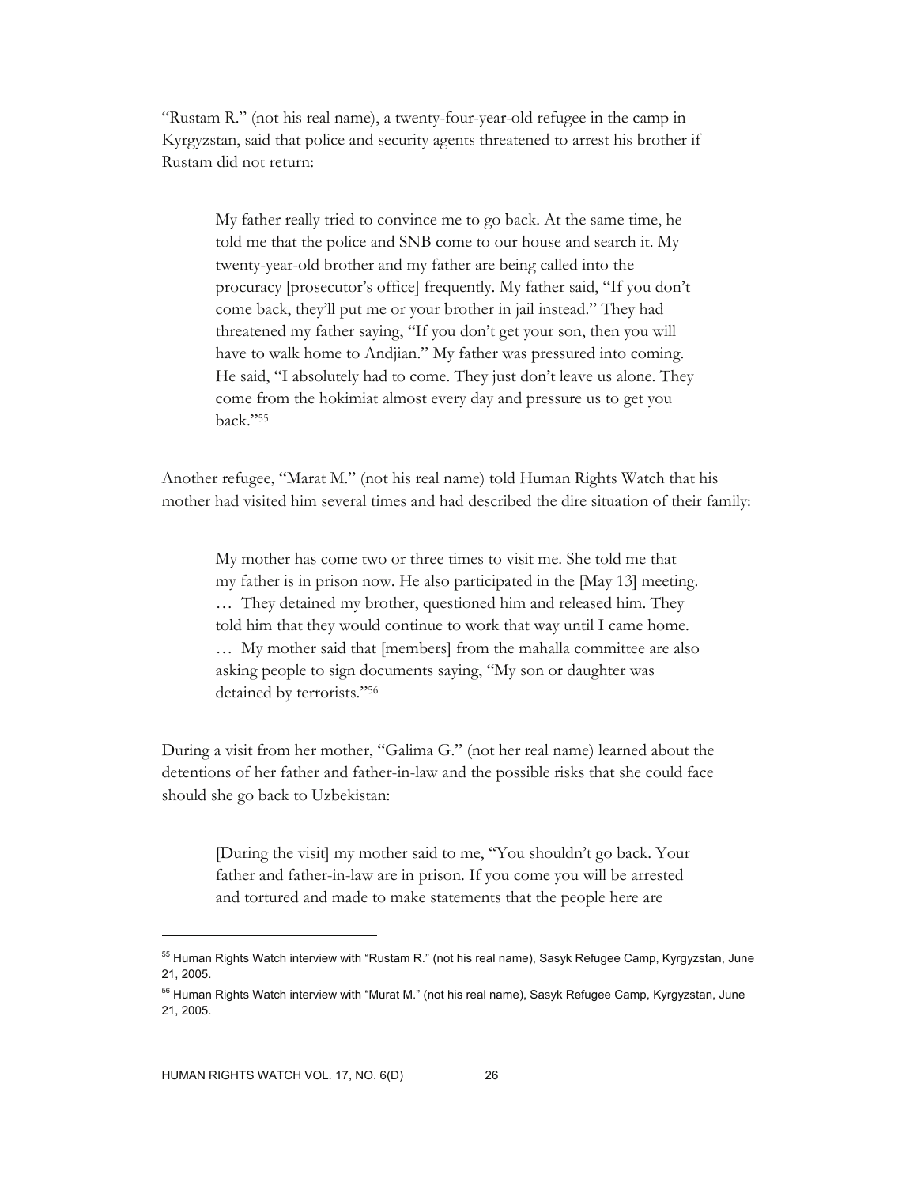"Rustam R." (not his real name), a twenty-four-year-old refugee in the camp in Kyrgyzstan, said that police and security agents threatened to arrest his brother if Rustam did not return:

> My father really tried to convince me to go back. At the same time, he told me that the police and SNB come to our house and search it. My twenty-year-old brother and my father are being called into the procuracy [prosecutor's office] frequently. My father said, "If you don't come back, they'll put me or your brother in jail instead." They had threatened my father saying, "If you don't get your son, then you will have to walk home to Andjian." My father was pressured into coming. He said, "I absolutely had to come. They just don't leave us alone. They come from the hokimiat almost every day and pressure us to get you back."[55]

Another refugee, "Marat M." (not his real name) told Human Rights Watch that his mother had visited him several times and had described the dire situation of their family:

> My mother has come two or three times to visit me. She told me that my father is in prison now. He also participated in the [May 13] meeting. … They detained my brother, questioned him and released him. They told him that they would continue to work that way until I came home. … My mother said that [members] from the mahalla committee are also asking people to sign documents saying, "My son or daughter was detained by terrorists."[56]

During a visit from her mother, "Galima G." (not her real name) learned about the detentions of her father and father-in-law and the possible risks that she could face should she go back to Uzbekistan:

> [During the visit] my mother said to me, "You shouldn't go back. Your father and father-in-law are in prison. If you come you will be arrested and tortured and made to make statements that the people here are

---

[55] Human Rights Watch interview with "Rustam R." (not his real name), Sasyk Refugee Camp, Kyrgyzstan, June 21, 2005.

[56] Human Rights Watch interview with "Murat M." (not his real name), Sasyk Refugee Camp, Kyrgyzstan, June 21, 2005.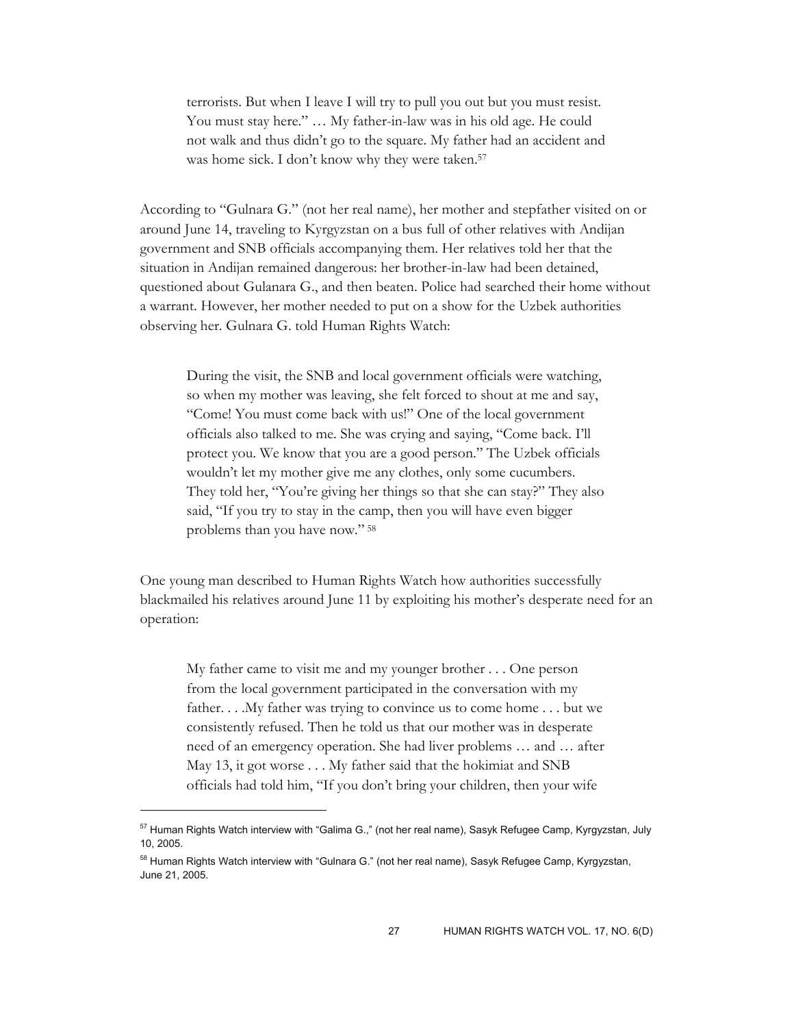> terrorists. But when I leave I will try to pull you out but you must resist. You must stay here." … My father-in-law was in his old age. He could not walk and thus didn't go to the square. My father had an accident and was home sick. I don't know why they were taken.[57]

According to "Gulnara G." (not her real name), her mother and stepfather visited on or around June 14, traveling to Kyrgyzstan on a bus full of other relatives with Andijan government and SNB officials accompanying them. Her relatives told her that the situation in Andijan remained dangerous: her brother-in-law had been detained, questioned about Gulanara G., and then beaten. Police had searched their home without a warrant. However, her mother needed to put on a show for the Uzbek authorities observing her. Gulnara G. told Human Rights Watch:

> During the visit, the SNB and local government officials were watching, so when my mother was leaving, she felt forced to shout at me and say, "Come! You must come back with us!" One of the local government officials also talked to me. She was crying and saying, "Come back. I'll protect you. We know that you are a good person." The Uzbek officials wouldn't let my mother give me any clothes, only some cucumbers. They told her, "You're giving her things so that she can stay?" They also said, "If you try to stay in the camp, then you will have even bigger problems than you have now." [58]

One young man described to Human Rights Watch how authorities successfully blackmailed his relatives around June 11 by exploiting his mother's desperate need for an operation:

> My father came to visit me and my younger brother . . . One person from the local government participated in the conversation with my father. . . .My father was trying to convince us to come home . . . but we consistently refused. Then he told us that our mother was in desperate need of an emergency operation. She had liver problems … and … after May 13, it got worse . . . My father said that the hokimiat and SNB officials had told him, "If you don't bring your children, then your wife

---

[57] Human Rights Watch interview with "Galima G.," (not her real name), Sasyk Refugee Camp, Kyrgyzstan, July 10, 2005.

[58] Human Rights Watch interview with "Gulnara G." (not her real name), Sasyk Refugee Camp, Kyrgyzstan, June 21, 2005.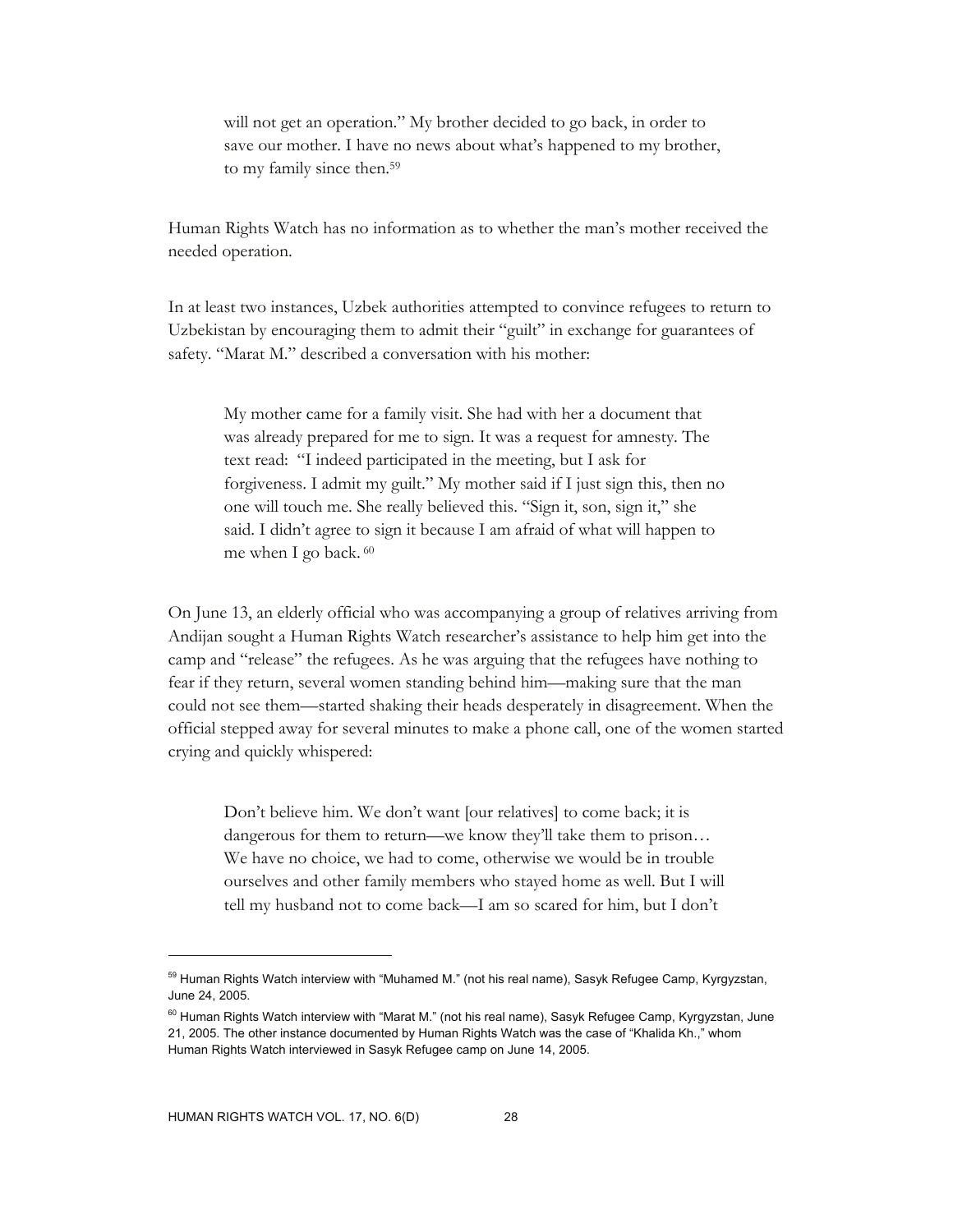> will not get an operation." My brother decided to go back, in order to save our mother. I have no news about what's happened to my brother, to my family since then.[59]

Human Rights Watch has no information as to whether the man's mother received the needed operation.

In at least two instances, Uzbek authorities attempted to convince refugees to return to Uzbekistan by encouraging them to admit their "guilt" in exchange for guarantees of safety. "Marat M." described a conversation with his mother:

> My mother came for a family visit. She had with her a document that was already prepared for me to sign. It was a request for amnesty. The text read: "I indeed participated in the meeting, but I ask for forgiveness. I admit my guilt." My mother said if I just sign this, then no one will touch me. She really believed this. "Sign it, son, sign it," she said. I didn't agree to sign it because I am afraid of what will happen to me when I go back.[60]

On June 13, an elderly official who was accompanying a group of relatives arriving from Andijan sought a Human Rights Watch researcher's assistance to help him get into the camp and "release" the refugees. As he was arguing that the refugees have nothing to fear if they return, several women standing behind him—making sure that the man could not see them—started shaking their heads desperately in disagreement. When the official stepped away for several minutes to make a phone call, one of the women started crying and quickly whispered:

> Don't believe him. We don't want [our relatives] to come back; it is dangerous for them to return—we know they'll take them to prison… We have no choice, we had to come, otherwise we would be in trouble ourselves and other family members who stayed home as well. But I will tell my husband not to come back—I am so scared for him, but I don't

---

[59] Human Rights Watch interview with "Muhamed M." (not his real name), Sasyk Refugee Camp, Kyrgyzstan, June 24, 2005.

[60] Human Rights Watch interview with "Marat M." (not his real name), Sasyk Refugee Camp, Kyrgyzstan, June 21, 2005. The other instance documented by Human Rights Watch was the case of "Khalida Kh.," whom Human Rights Watch interviewed in Sasyk Refugee camp on June 14, 2005.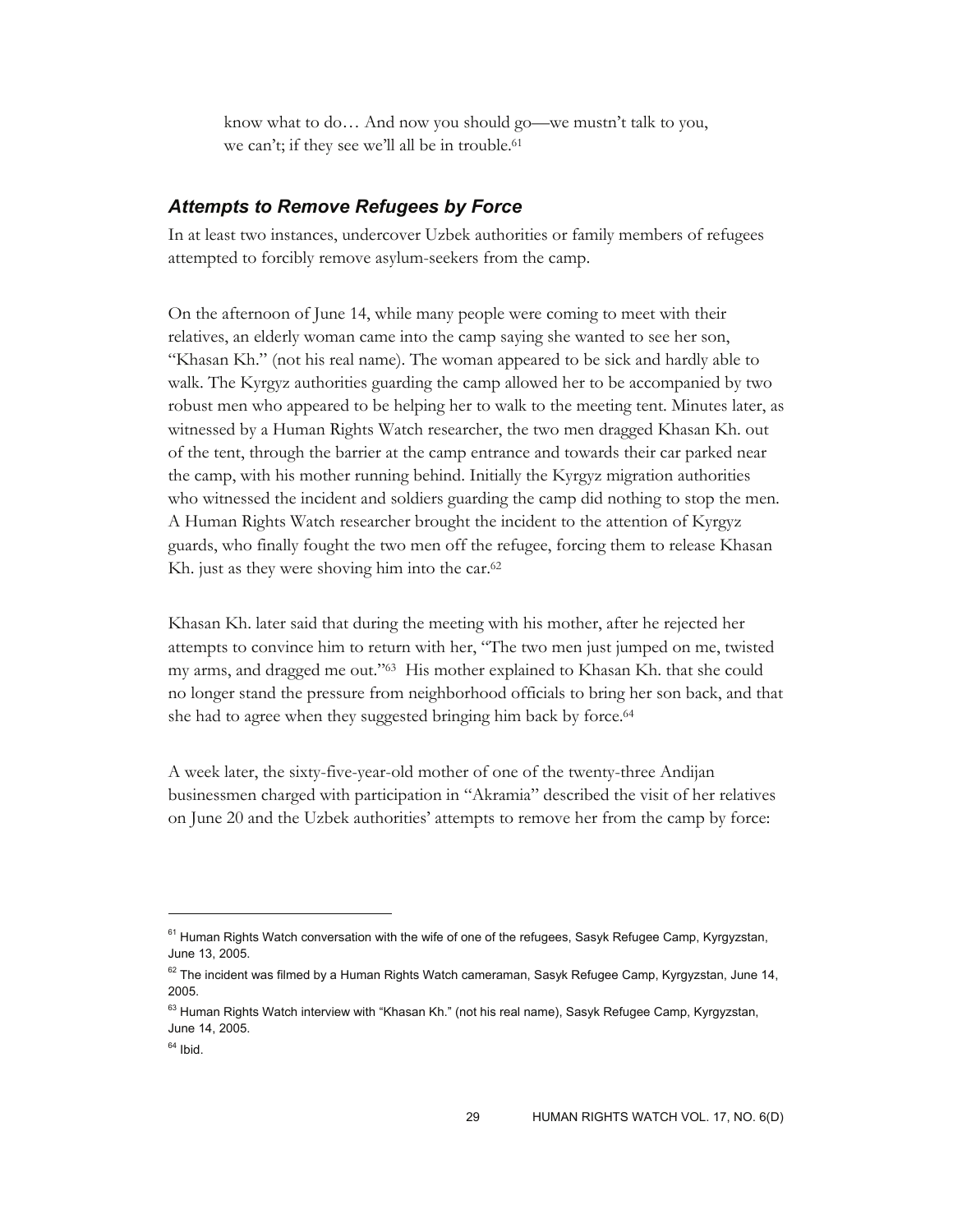know what to do… And now you should go—we mustn't talk to you, we can't; if they see we'll all be in trouble.[61]

### *Attempts to Remove Refugees by Force*

In at least two instances, undercover Uzbek authorities or family members of refugees attempted to forcibly remove asylum-seekers from the camp.

On the afternoon of June 14, while many people were coming to meet with their relatives, an elderly woman came into the camp saying she wanted to see her son, "Khasan Kh." (not his real name). The woman appeared to be sick and hardly able to walk. The Kyrgyz authorities guarding the camp allowed her to be accompanied by two robust men who appeared to be helping her to walk to the meeting tent. Minutes later, as witnessed by a Human Rights Watch researcher, the two men dragged Khasan Kh. out of the tent, through the barrier at the camp entrance and towards their car parked near the camp, with his mother running behind. Initially the Kyrgyz migration authorities who witnessed the incident and soldiers guarding the camp did nothing to stop the men. A Human Rights Watch researcher brought the incident to the attention of Kyrgyz guards, who finally fought the two men off the refugee, forcing them to release Khasan Kh. just as they were shoving him into the car.[62]

Khasan Kh. later said that during the meeting with his mother, after he rejected her attempts to convince him to return with her, "The two men just jumped on me, twisted my arms, and dragged me out."[63] His mother explained to Khasan Kh. that she could no longer stand the pressure from neighborhood officials to bring her son back, and that she had to agree when they suggested bringing him back by force.[64]

A week later, the sixty-five-year-old mother of one of the twenty-three Andijan businessmen charged with participation in "Akramia" described the visit of her relatives on June 20 and the Uzbek authorities' attempts to remove her from the camp by force:

---

[61] Human Rights Watch conversation with the wife of one of the refugees, Sasyk Refugee Camp, Kyrgyzstan, June 13, 2005.

[62] The incident was filmed by a Human Rights Watch cameraman, Sasyk Refugee Camp, Kyrgyzstan, June 14, 2005.

[63] Human Rights Watch interview with "Khasan Kh." (not his real name), Sasyk Refugee Camp, Kyrgyzstan, June 14, 2005.

[64] Ibid.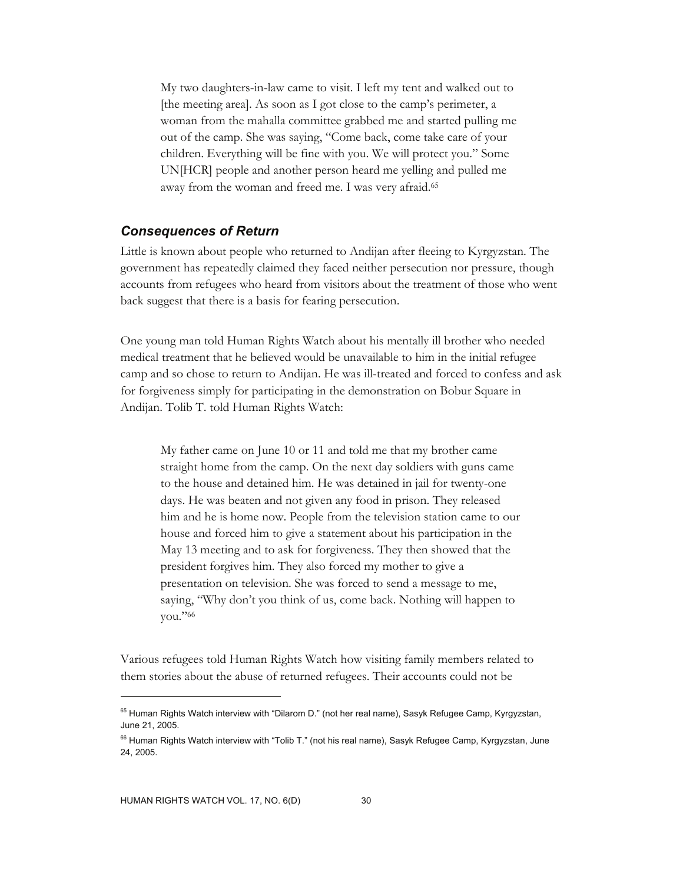> My two daughters-in-law came to visit. I left my tent and walked out to [the meeting area]. As soon as I got close to the camp's perimeter, a woman from the mahalla committee grabbed me and started pulling me out of the camp. She was saying, "Come back, come take care of your children. Everything will be fine with you. We will protect you." Some UN[HCR] people and another person heard me yelling and pulled me away from the woman and freed me. I was very afraid.[65]

### *Consequences of Return*

Little is known about people who returned to Andijan after fleeing to Kyrgyzstan. The government has repeatedly claimed they faced neither persecution nor pressure, though accounts from refugees who heard from visitors about the treatment of those who went back suggest that there is a basis for fearing persecution.

One young man told Human Rights Watch about his mentally ill brother who needed medical treatment that he believed would be unavailable to him in the initial refugee camp and so chose to return to Andijan. He was ill-treated and forced to confess and ask for forgiveness simply for participating in the demonstration on Bobur Square in Andijan. Tolib T. told Human Rights Watch:

> My father came on June 10 or 11 and told me that my brother came straight home from the camp. On the next day soldiers with guns came to the house and detained him. He was detained in jail for twenty-one days. He was beaten and not given any food in prison. They released him and he is home now. People from the television station came to our house and forced him to give a statement about his participation in the May 13 meeting and to ask for forgiveness. They then showed that the president forgives him. They also forced my mother to give a presentation on television. She was forced to send a message to me, saying, "Why don't you think of us, come back. Nothing will happen to you."[66]

Various refugees told Human Rights Watch how visiting family members related to them stories about the abuse of returned refugees. Their accounts could not be

---

[65] Human Rights Watch interview with "Dilarom D." (not her real name), Sasyk Refugee Camp, Kyrgyzstan, June 21, 2005.

[66] Human Rights Watch interview with "Tolib T." (not his real name), Sasyk Refugee Camp, Kyrgyzstan, June 24, 2005.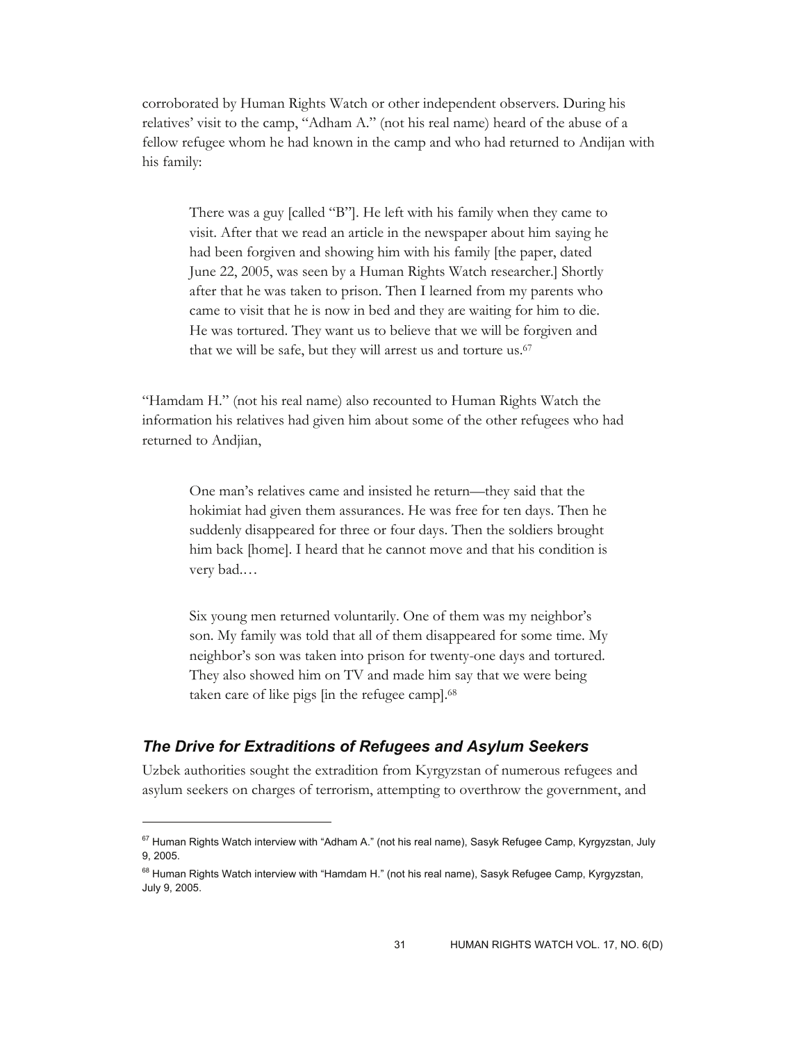corroborated by Human Rights Watch or other independent observers. During his relatives' visit to the camp, "Adham A." (not his real name) heard of the abuse of a fellow refugee whom he had known in the camp and who had returned to Andijan with his family:

> There was a guy [called "B"]. He left with his family when they came to visit. After that we read an article in the newspaper about him saying he had been forgiven and showing him with his family [the paper, dated June 22, 2005, was seen by a Human Rights Watch researcher.] Shortly after that he was taken to prison. Then I learned from my parents who came to visit that he is now in bed and they are waiting for him to die. He was tortured. They want us to believe that we will be forgiven and that we will be safe, but they will arrest us and torture us.[67]

"Hamdam H." (not his real name) also recounted to Human Rights Watch the information his relatives had given him about some of the other refugees who had returned to Andjian,

> One man's relatives came and insisted he return—they said that the hokimiat had given them assurances. He was free for ten days. Then he suddenly disappeared for three or four days. Then the soldiers brought him back [home]. I heard that he cannot move and that his condition is very bad.…
>
> Six young men returned voluntarily. One of them was my neighbor's son. My family was told that all of them disappeared for some time. My neighbor's son was taken into prison for twenty-one days and tortured. They also showed him on TV and made him say that we were being taken care of like pigs [in the refugee camp].[68]

### *The Drive for Extraditions of Refugees and Asylum Seekers*

Uzbek authorities sought the extradition from Kyrgyzstan of numerous refugees and asylum seekers on charges of terrorism, attempting to overthrow the government, and

---

[67] Human Rights Watch interview with "Adham A." (not his real name), Sasyk Refugee Camp, Kyrgyzstan, July 9, 2005.

[68] Human Rights Watch interview with "Hamdam H." (not his real name), Sasyk Refugee Camp, Kyrgyzstan, July 9, 2005.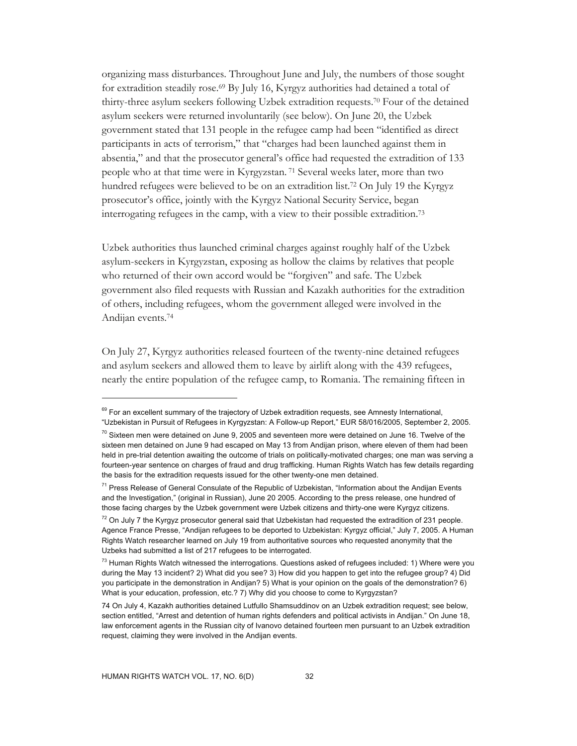organizing mass disturbances. Throughout June and July, the numbers of those sought for extradition steadily rose.[69] By July 16, Kyrgyz authorities had detained a total of thirty-three asylum seekers following Uzbek extradition requests.[70] Four of the detained asylum seekers were returned involuntarily (see below). On June 20, the Uzbek government stated that 131 people in the refugee camp had been "identified as direct participants in acts of terrorism," that "charges had been launched against them in absentia," and that the prosecutor general's office had requested the extradition of 133 people who at that time were in Kyrgyzstan.[71] Several weeks later, more than two hundred refugees were believed to be on an extradition list.[72] On July 19 the Kyrgyz prosecutor's office, jointly with the Kyrgyz National Security Service, began interrogating refugees in the camp, with a view to their possible extradition.[73]

Uzbek authorities thus launched criminal charges against roughly half of the Uzbek asylum-seekers in Kyrgyzstan, exposing as hollow the claims by relatives that people who returned of their own accord would be "forgiven" and safe. The Uzbek government also filed requests with Russian and Kazakh authorities for the extradition of others, including refugees, whom the government alleged were involved in the Andijan events.[74]

On July 27, Kyrgyz authorities released fourteen of the twenty-nine detained refugees and asylum seekers and allowed them to leave by airlift along with the 439 refugees, nearly the entire population of the refugee camp, to Romania. The remaining fifteen in

---

[69] For an excellent summary of the trajectory of Uzbek extradition requests, see Amnesty International, "Uzbekistan in Pursuit of Refugees in Kyrgyzstan: A Follow-up Report," EUR 58/016/2005, September 2, 2005.

[70] Sixteen men were detained on June 9, 2005 and seventeen more were detained on June 16. Twelve of the sixteen men detained on June 9 had escaped on May 13 from Andijan prison, where eleven of them had been held in pre-trial detention awaiting the outcome of trials on politically-motivated charges; one man was serving a fourteen-year sentence on charges of fraud and drug trafficking. Human Rights Watch has few details regarding the basis for the extradition requests issued for the other twenty-one men detained.

[71] Press Release of General Consulate of the Republic of Uzbekistan, "Information about the Andijan Events and the Investigation," (original in Russian), June 20 2005. According to the press release, one hundred of those facing charges by the Uzbek government were Uzbek citizens and thirty-one were Kyrgyz citizens.

[72] On July 7 the Kyrgyz prosecutor general said that Uzbekistan had requested the extradition of 231 people. Agence France Presse, "Andijan refugees to be deported to Uzbekistan: Kyrgyz official," July 7, 2005. A Human Rights Watch researcher learned on July 19 from authoritative sources who requested anonymity that the Uzbeks had submitted a list of 217 refugees to be interrogated.

[73] Human Rights Watch witnessed the interrogations. Questions asked of refugees included: 1) Where were you during the May 13 incident? 2) What did you see? 3) How did you happen to get into the refugee group? 4) Did you participate in the demonstration in Andijan? 5) What is your opinion on the goals of the demonstration? 6) What is your education, profession, etc.? 7) Why did you choose to come to Kyrgyzstan?

[74] On July 4, Kazakh authorities detained Lutfullo Shamsuddinov on an Uzbek extradition request; see below, section entitled, "Arrest and detention of human rights defenders and political activists in Andijan." On June 18, law enforcement agents in the Russian city of Ivanovo detained fourteen men pursuant to an Uzbek extradition request, claiming they were involved in the Andijan events.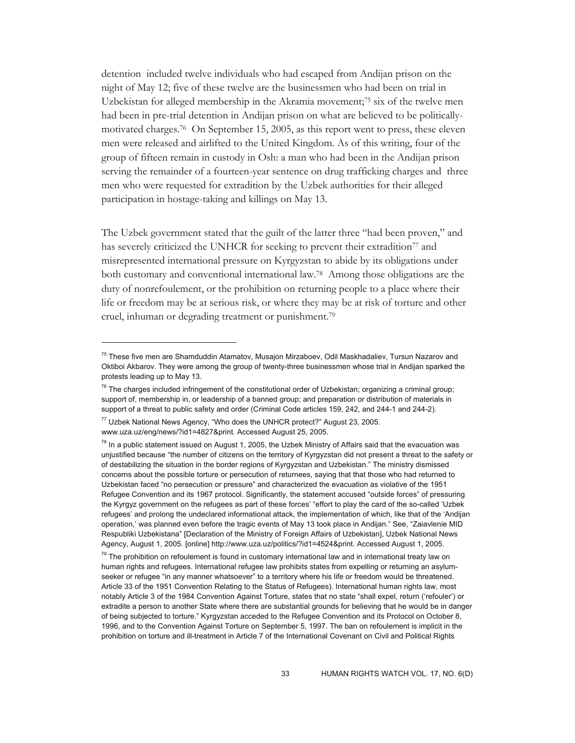detention included twelve individuals who had escaped from Andijan prison on the night of May 12; five of these twelve are the businessmen who had been on trial in Uzbekistan for alleged membership in the Akramia movement;[75] six of the twelve men had been in pre-trial detention in Andijan prison on what are believed to be politically-motivated charges.[76] On September 15, 2005, as this report went to press, these eleven men were released and airlifted to the United Kingdom. As of this writing, four of the group of fifteen remain in custody in Osh: a man who had been in the Andijan prison serving the remainder of a fourteen-year sentence on drug trafficking charges and three men who were requested for extradition by the Uzbek authorities for their alleged participation in hostage-taking and killings on May 13.

The Uzbek government stated that the guilt of the latter three "had been proven," and has severely criticized the UNHCR for seeking to prevent their extradition[77] and misrepresented international pressure on Kyrgyzstan to abide by its obligations under both customary and conventional international law.[78] Among those obligations are the duty of nonrefoulement, or the prohibition on returning people to a place where their life or freedom may be at serious risk, or where they may be at risk of torture and other cruel, inhuman or degrading treatment or punishment.[79]

---

[75] These five men are Shamduddin Atamatov, Musajon Mirzaboev, Odil Maskhadaliev, Tursun Nazarov and Oktiboi Akbarov. They were among the group of twenty-three businessmen whose trial in Andijan sparked the protests leading up to May 13.

[76] The charges included infringement of the constitutional order of Uzbekistan; organizing a criminal group; support of, membership in, or leadership of a banned group; and preparation or distribution of materials in support of a threat to public safety and order (Criminal Code articles 159, 242, and 244-1 and 244-2).

[77] Uzbek National News Agency, "Who does the UNHCR protect?" August 23, 2005. www.uza.uz/eng/news/?id1=4827&print. Accessed August 25, 2005.

[78] In a public statement issued on August 1, 2005, the Uzbek Ministry of Affairs said that the evacuation was unjustified because "the number of citizens on the territory of Kyrgyzstan did not present a threat to the safety or of destabilizing the situation in the border regions of Kyrgyzstan and Uzbekistan." The ministry dismissed concerns about the possible torture or persecution of returnees, saying that that those who had returned to Uzbekistan faced "no persecution or pressure" and characterized the evacuation as violative of the 1951 Refugee Convention and its 1967 protocol. Significantly, the statement accused "outside forces" of pressuring the Kyrgyz government on the refugees as part of these forces' "effort to play the card of the so-called 'Uzbek refugees' and prolong the undeclared informational attack, the implementation of which, like that of the 'Andijan operation,' was planned even before the tragic events of May 13 took place in Andijan." See, "Zaiavlenie MID Respubliki Uzbekistana" [Declaration of the Ministry of Foreign Affairs of Uzbekistan], Uzbek National News Agency, August 1, 2005. [online] http://www.uza.uz/politics/?id1=4524&print. Accessed August 1, 2005.

[79] The prohibition on refoulement is found in customary international law and in international treaty law on human rights and refugees. International refugee law prohibits states from expelling or returning an asylum-seeker or refugee "in any manner whatsoever" to a territory where his life or freedom would be threatened. Article 33 of the 1951 Convention Relating to the Status of Refugees). International human rights law, most notably Article 3 of the 1984 Convention Against Torture, states that no state "shall expel, return ('refouler') or extradite a person to another State where there are substantial grounds for believing that he would be in danger of being subjected to torture." Kyrgyzstan acceded to the Refugee Convention and its Protocol on October 8, 1996, and to the Convention Against Torture on September 5, 1997. The ban on refoulement is implicit in the prohibition on torture and ill-treatment in Article 7 of the International Covenant on Civil and Political Rights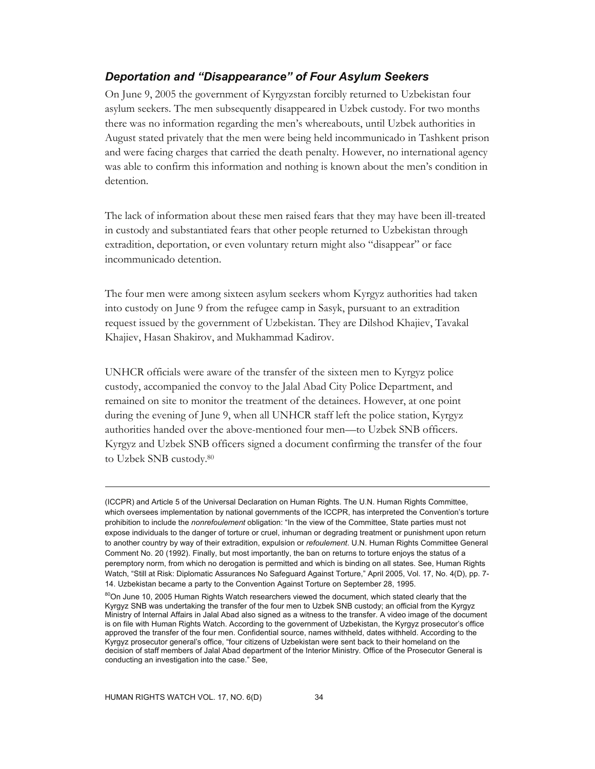### *Deportation and "Disappearance" of Four Asylum Seekers*

On June 9, 2005 the government of Kyrgyzstan forcibly returned to Uzbekistan four asylum seekers. The men subsequently disappeared in Uzbek custody. For two months there was no information regarding the men's whereabouts, until Uzbek authorities in August stated privately that the men were being held incommunicado in Tashkent prison and were facing charges that carried the death penalty. However, no international agency was able to confirm this information and nothing is known about the men's condition in detention.

The lack of information about these men raised fears that they may have been ill-treated in custody and substantiated fears that other people returned to Uzbekistan through extradition, deportation, or even voluntary return might also "disappear" or face incommunicado detention.

The four men were among sixteen asylum seekers whom Kyrgyz authorities had taken into custody on June 9 from the refugee camp in Sasyk, pursuant to an extradition request issued by the government of Uzbekistan. They are Dilshod Khajiev, Tavakal Khajiev, Hasan Shakirov, and Mukhammad Kadirov.

UNHCR officials were aware of the transfer of the sixteen men to Kyrgyz police custody, accompanied the convoy to the Jalal Abad City Police Department, and remained on site to monitor the treatment of the detainees. However, at one point during the evening of June 9, when all UNHCR staff left the police station, Kyrgyz authorities handed over the above-mentioned four men—to Uzbek SNB officers. Kyrgyz and Uzbek SNB officers signed a document confirming the transfer of the four to Uzbek SNB custody.[80]

---

(ICCPR) and Article 5 of the Universal Declaration on Human Rights. The U.N. Human Rights Committee, which oversees implementation by national governments of the ICCPR, has interpreted the Convention's torture prohibition to include the *nonrefoulement* obligation: "In the view of the Committee, State parties must not expose individuals to the danger of torture or cruel, inhuman or degrading treatment or punishment upon return to another country by way of their extradition, expulsion or *refoulement*. U.N. Human Rights Committee General Comment No. 20 (1992). Finally, but most importantly, the ban on returns to torture enjoys the status of a peremptory norm, from which no derogation is permitted and which is binding on all states. See, Human Rights Watch, "Still at Risk: Diplomatic Assurances No Safeguard Against Torture," April 2005, Vol. 17, No. 4(D), pp. 7-14. Uzbekistan became a party to the Convention Against Torture on September 28, 1995.

[80] On June 10, 2005 Human Rights Watch researchers viewed the document, which stated clearly that the Kyrgyz SNB was undertaking the transfer of the four men to Uzbek SNB custody; an official from the Kyrgyz Ministry of Internal Affairs in Jalal Abad also signed as a witness to the transfer. A video image of the document is on file with Human Rights Watch. According to the government of Uzbekistan, the Kyrgyz prosecutor's office approved the transfer of the four men. Confidential source, names withheld, dates withheld. According to the Kyrgyz prosecutor general's office, "four citizens of Uzbekistan were sent back to their homeland on the decision of staff members of Jalal Abad department of the Interior Ministry. Office of the Prosecutor General is conducting an investigation into the case." See,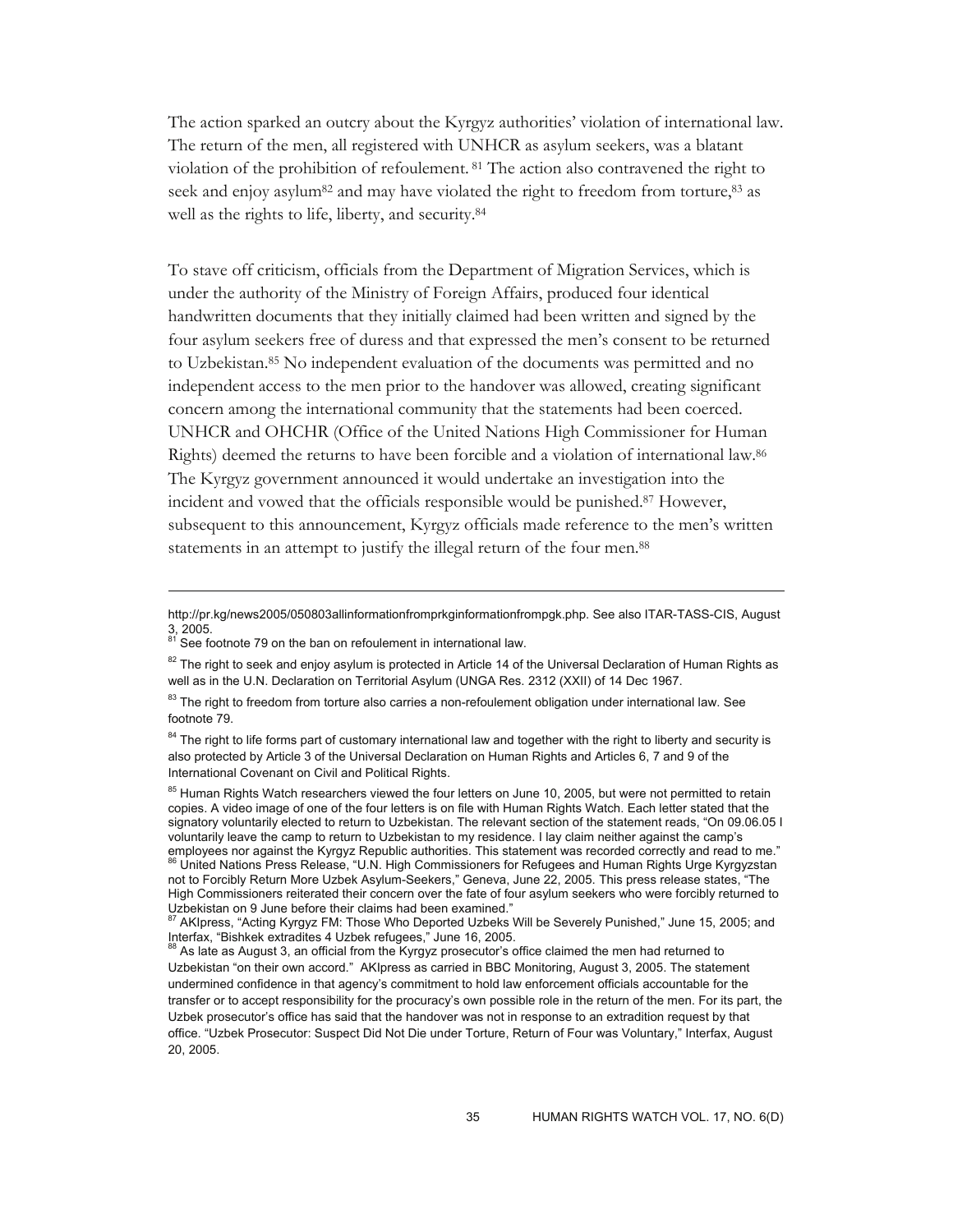The action sparked an outcry about the Kyrgyz authorities' violation of international law. The return of the men, all registered with UNHCR as asylum seekers, was a blatant violation of the prohibition of refoulement.[81] The action also contravened the right to seek and enjoy asylum[82] and may have violated the right to freedom from torture,[83] as well as the rights to life, liberty, and security.[84]

To stave off criticism, officials from the Department of Migration Services, which is under the authority of the Ministry of Foreign Affairs, produced four identical handwritten documents that they initially claimed had been written and signed by the four asylum seekers free of duress and that expressed the men's consent to be returned to Uzbekistan.[85] No independent evaluation of the documents was permitted and no independent access to the men prior to the handover was allowed, creating significant concern among the international community that the statements had been coerced. UNHCR and OHCHR (Office of the United Nations High Commissioner for Human Rights) deemed the returns to have been forcible and a violation of international law.[86] The Kyrgyz government announced it would undertake an investigation into the incident and vowed that the officials responsible would be punished.[87] However, subsequent to this announcement, Kyrgyz officials made reference to the men's written statements in an attempt to justify the illegal return of the four men.[88]

---

http://pr.kg/news2005/050803allinformationfromprkginformationfrompgk.php. See also ITAR-TASS-CIS, August 3, 2005.

[81] See footnote 79 on the ban on refoulement in international law.

[82] The right to seek and enjoy asylum is protected in Article 14 of the Universal Declaration of Human Rights as well as in the U.N. Declaration on Territorial Asylum (UNGA Res. 2312 (XXII) of 14 Dec 1967.

[83] The right to freedom from torture also carries a non-refoulement obligation under international law. See footnote 79.

[84] The right to life forms part of customary international law and together with the right to liberty and security is also protected by Article 3 of the Universal Declaration on Human Rights and Articles 6, 7 and 9 of the International Covenant on Civil and Political Rights.

[85] Human Rights Watch researchers viewed the four letters on June 10, 2005, but were not permitted to retain copies. A video image of one of the four letters is on file with Human Rights Watch. Each letter stated that the signatory voluntarily elected to return to Uzbekistan. The relevant section of the statement reads, "On 09.06.05 I voluntarily leave the camp to return to Uzbekistan to my residence. I lay claim neither against the camp's employees nor against the Kyrgyz Republic authorities. This statement was recorded correctly and read to me."

[86] United Nations Press Release, "U.N. High Commissioners for Refugees and Human Rights Urge Kyrgyzstan not to Forcibly Return More Uzbek Asylum-Seekers," Geneva, June 22, 2005. This press release states, "The High Commissioners reiterated their concern over the fate of four asylum seekers who were forcibly returned to Uzbekistan on 9 June before their claims had been examined."

[87] AKIpress, "Acting Kyrgyz FM: Those Who Deported Uzbeks Will be Severely Punished," June 15, 2005; and Interfax, "Bishkek extradites 4 Uzbek refugees," June 16, 2005.

[88] As late as August 3, an official from the Kyrgyz prosecutor's office claimed the men had returned to Uzbekistan "on their own accord." AKIpress as carried in BBC Monitoring, August 3, 2005. The statement undermined confidence in that agency's commitment to hold law enforcement officials accountable for the transfer or to accept responsibility for the procuracy's own possible role in the return of the men. For its part, the Uzbek prosecutor's office has said that the handover was not in response to an extradition request by that office. "Uzbek Prosecutor: Suspect Did Not Die under Torture, Return of Four was Voluntary," Interfax, August 20, 2005.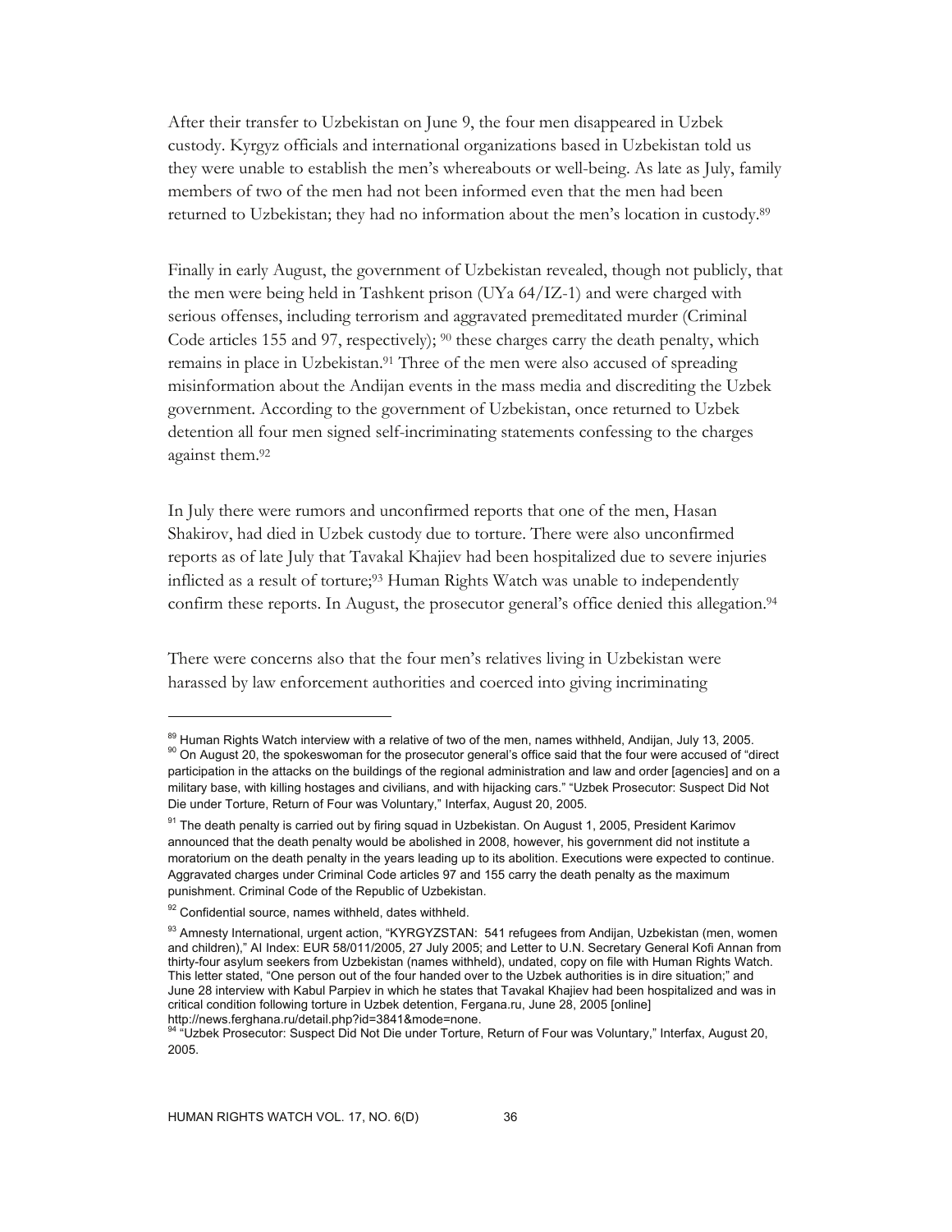After their transfer to Uzbekistan on June 9, the four men disappeared in Uzbek custody. Kyrgyz officials and international organizations based in Uzbekistan told us they were unable to establish the men's whereabouts or well-being. As late as July, family members of two of the men had not been informed even that the men had been returned to Uzbekistan; they had no information about the men's location in custody.[89]

Finally in early August, the government of Uzbekistan revealed, though not publicly, that the men were being held in Tashkent prison (UYa 64/IZ-1) and were charged with serious offenses, including terrorism and aggravated premeditated murder (Criminal Code articles 155 and 97, respectively); [90] these charges carry the death penalty, which remains in place in Uzbekistan.[91] Three of the men were also accused of spreading misinformation about the Andijan events in the mass media and discrediting the Uzbek government. According to the government of Uzbekistan, once returned to Uzbek detention all four men signed self-incriminating statements confessing to the charges against them.[92]

In July there were rumors and unconfirmed reports that one of the men, Hasan Shakirov, had died in Uzbek custody due to torture. There were also unconfirmed reports as of late July that Tavakal Khajiev had been hospitalized due to severe injuries inflicted as a result of torture;[93] Human Rights Watch was unable to independently confirm these reports. In August, the prosecutor general's office denied this allegation.[94]

There were concerns also that the four men's relatives living in Uzbekistan were harassed by law enforcement authorities and coerced into giving incriminating

---

[89] Human Rights Watch interview with a relative of two of the men, names withheld, Andijan, July 13, 2005.

[90] On August 20, the spokeswoman for the prosecutor general's office said that the four were accused of "direct participation in the attacks on the buildings of the regional administration and law and order [agencies] and on a military base, with killing hostages and civilians, and with hijacking cars." "Uzbek Prosecutor: Suspect Did Not Die under Torture, Return of Four was Voluntary," Interfax, August 20, 2005.

[91] The death penalty is carried out by firing squad in Uzbekistan. On August 1, 2005, President Karimov announced that the death penalty would be abolished in 2008, however, his government did not institute a moratorium on the death penalty in the years leading up to its abolition. Executions were expected to continue. Aggravated charges under Criminal Code articles 97 and 155 carry the death penalty as the maximum punishment. Criminal Code of the Republic of Uzbekistan.

[92] Confidential source, names withheld, dates withheld.

[93] Amnesty International, urgent action, "KYRGYZSTAN: 541 refugees from Andijan, Uzbekistan (men, women and children)," AI Index: EUR 58/011/2005, 27 July 2005; and Letter to U.N. Secretary General Kofi Annan from thirty-four asylum seekers from Uzbekistan (names withheld), undated, copy on file with Human Rights Watch. This letter stated, "One person out of the four handed over to the Uzbek authorities is in dire situation;" and June 28 interview with Kabul Parpiev in which he states that Tavakal Khajiev had been hospitalized and was in critical condition following torture in Uzbek detention, Fergana.ru, June 28, 2005 [online] http://news.ferghana.ru/detail.php?id=3841&mode=none.

[94] "Uzbek Prosecutor: Suspect Did Not Die under Torture, Return of Four was Voluntary," Interfax, August 20, 2005.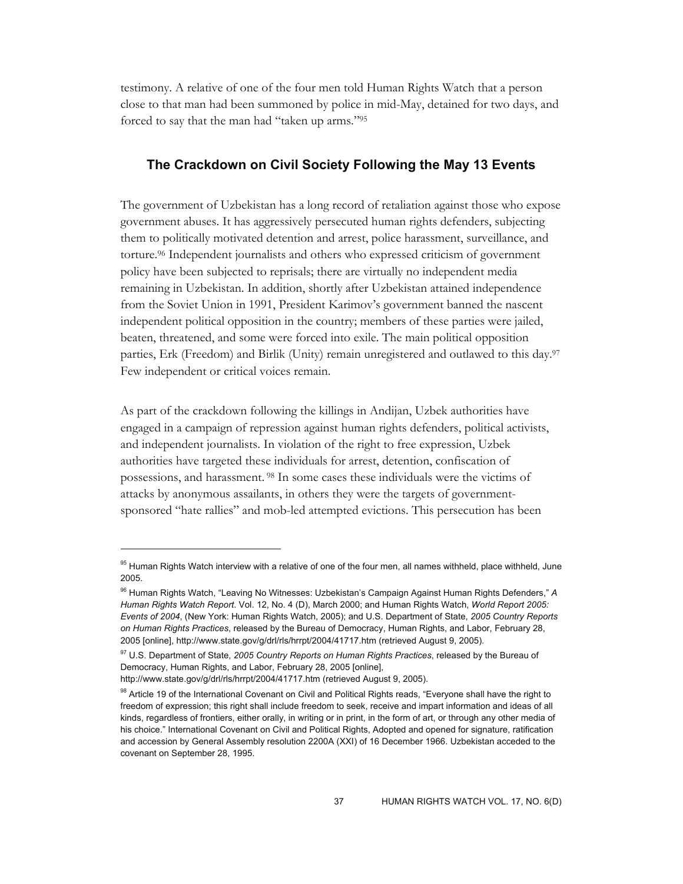testimony. A relative of one of the four men told Human Rights Watch that a person close to that man had been summoned by police in mid-May, detained for two days, and forced to say that the man had "taken up arms."[95]

## The Crackdown on Civil Society Following the May 13 Events

The government of Uzbekistan has a long record of retaliation against those who expose government abuses. It has aggressively persecuted human rights defenders, subjecting them to politically motivated detention and arrest, police harassment, surveillance, and torture.[96] Independent journalists and others who expressed criticism of government policy have been subjected to reprisals; there are virtually no independent media remaining in Uzbekistan. In addition, shortly after Uzbekistan attained independence from the Soviet Union in 1991, President Karimov's government banned the nascent independent political opposition in the country; members of these parties were jailed, beaten, threatened, and some were forced into exile. The main political opposition parties, Erk (Freedom) and Birlik (Unity) remain unregistered and outlawed to this day.[97] Few independent or critical voices remain.

As part of the crackdown following the killings in Andijan, Uzbek authorities have engaged in a campaign of repression against human rights defenders, political activists, and independent journalists. In violation of the right to free expression, Uzbek authorities have targeted these individuals for arrest, detention, confiscation of possessions, and harassment.[98] In some cases these individuals were the victims of attacks by anonymous assailants, in others they were the targets of government-sponsored "hate rallies" and mob-led attempted evictions. This persecution has been

---

[95] Human Rights Watch interview with a relative of one of the four men, all names withheld, place withheld, June 2005.

[96] Human Rights Watch, "Leaving No Witnesses: Uzbekistan's Campaign Against Human Rights Defenders," *A Human Rights Watch Report*. Vol. 12, No. 4 (D), March 2000; and Human Rights Watch, *World Report 2005: Events of 2004*, (New York: Human Rights Watch, 2005); and U.S. Department of State, *2005 Country Reports on Human Rights Practices*, released by the Bureau of Democracy, Human Rights, and Labor, February 28, 2005 [online], http://www.state.gov/g/drl/rls/hrrpt/2004/41717.htm (retrieved August 9, 2005).

[97] U.S. Department of State, *2005 Country Reports on Human Rights Practices*, released by the Bureau of Democracy, Human Rights, and Labor, February 28, 2005 [online], http://www.state.gov/g/drl/rls/hrrpt/2004/41717.htm (retrieved August 9, 2005).

[98] Article 19 of the International Covenant on Civil and Political Rights reads, "Everyone shall have the right to freedom of expression; this right shall include freedom to seek, receive and impart information and ideas of all kinds, regardless of frontiers, either orally, in writing or in print, in the form of art, or through any other media of his choice." International Covenant on Civil and Political Rights, Adopted and opened for signature, ratification and accession by General Assembly resolution 2200A (XXI) of 16 December 1966. Uzbekistan acceded to the covenant on September 28, 1995.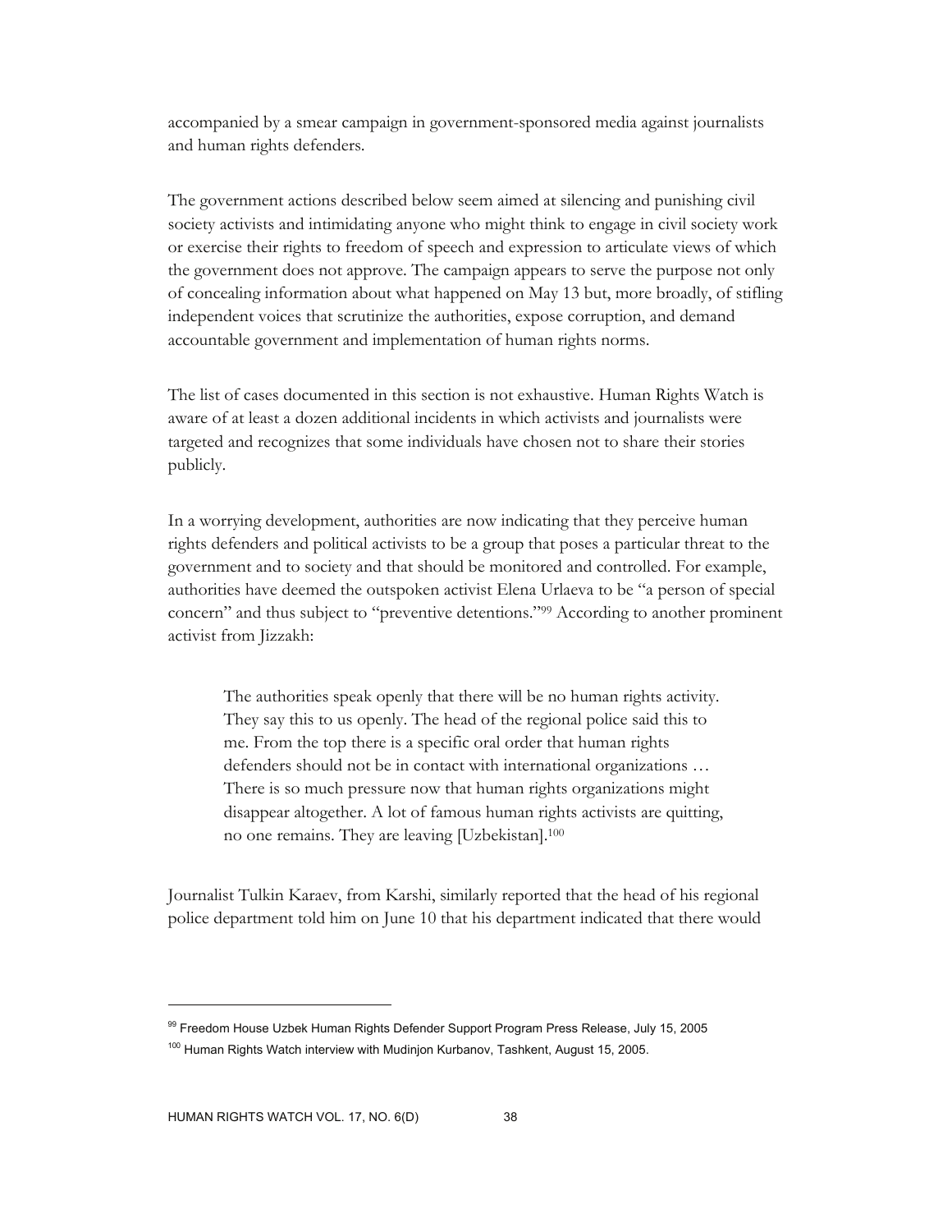accompanied by a smear campaign in government-sponsored media against journalists and human rights defenders.

The government actions described below seem aimed at silencing and punishing civil society activists and intimidating anyone who might think to engage in civil society work or exercise their rights to freedom of speech and expression to articulate views of which the government does not approve. The campaign appears to serve the purpose not only of concealing information about what happened on May 13 but, more broadly, of stifling independent voices that scrutinize the authorities, expose corruption, and demand accountable government and implementation of human rights norms.

The list of cases documented in this section is not exhaustive. Human Rights Watch is aware of at least a dozen additional incidents in which activists and journalists were targeted and recognizes that some individuals have chosen not to share their stories publicly.

In a worrying development, authorities are now indicating that they perceive human rights defenders and political activists to be a group that poses a particular threat to the government and to society and that should be monitored and controlled. For example, authorities have deemed the outspoken activist Elena Urlaeva to be "a person of special concern" and thus subject to "preventive detentions."[99] According to another prominent activist from Jizzakh:

> The authorities speak openly that there will be no human rights activity. They say this to us openly. The head of the regional police said this to me. From the top there is a specific oral order that human rights defenders should not be in contact with international organizations … There is so much pressure now that human rights organizations might disappear altogether. A lot of famous human rights activists are quitting, no one remains. They are leaving [Uzbekistan].[100]

Journalist Tulkin Karaev, from Karshi, similarly reported that the head of his regional police department told him on June 10 that his department indicated that there would

---

[99] Freedom House Uzbek Human Rights Defender Support Program Press Release, July 15, 2005

[100] Human Rights Watch interview with Mudinjon Kurbanov, Tashkent, August 15, 2005.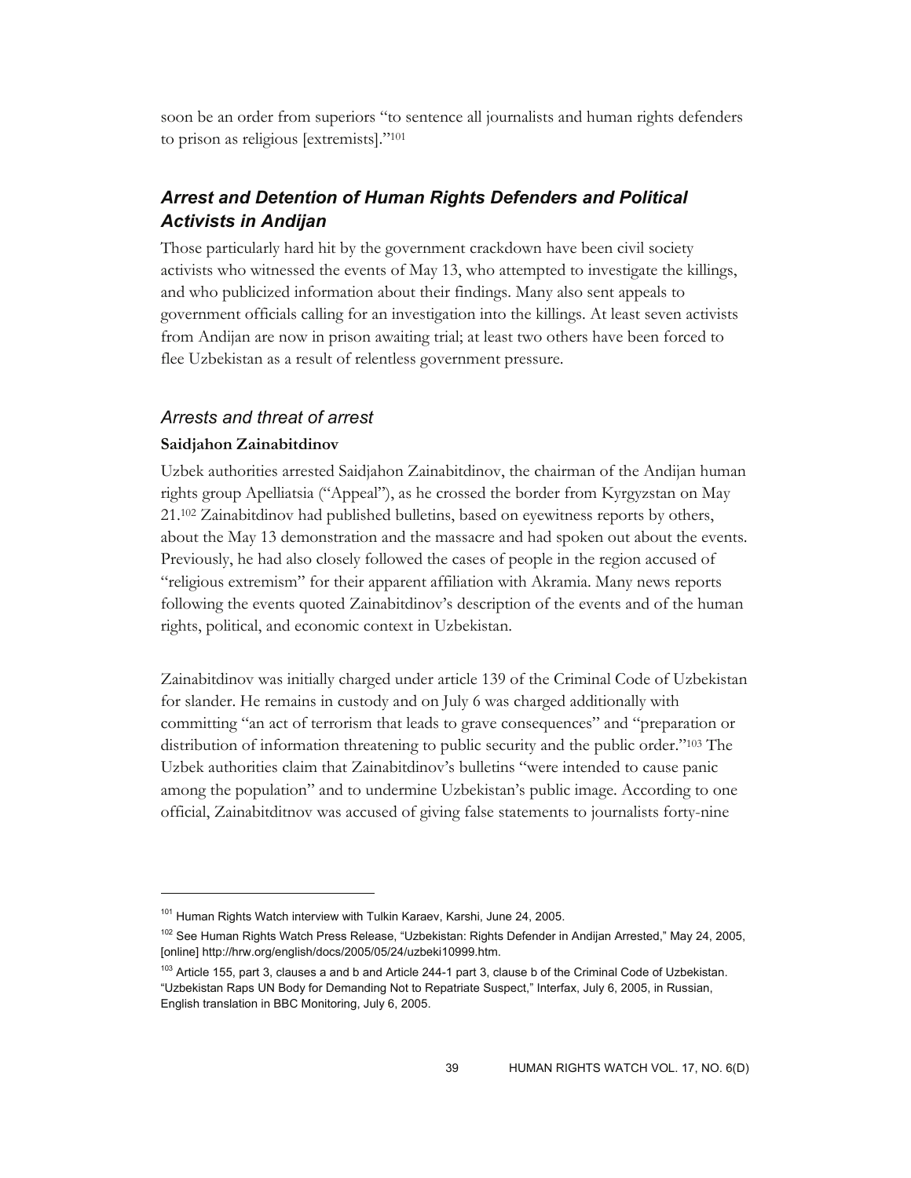soon be an order from superiors "to sentence all journalists and human rights defenders to prison as religious [extremists]."[101]

## *Arrest and Detention of Human Rights Defenders and Political Activists in Andijan*

Those particularly hard hit by the government crackdown have been civil society activists who witnessed the events of May 13, who attempted to investigate the killings, and who publicized information about their findings. Many also sent appeals to government officials calling for an investigation into the killings. At least seven activists from Andijan are now in prison awaiting trial; at least two others have been forced to flee Uzbekistan as a result of relentless government pressure.

### *Arrests and threat of arrest*

**Saidjahon Zainabitdinov**

Uzbek authorities arrested Saidjahon Zainabitdinov, the chairman of the Andijan human rights group Apelliatsia ("Appeal"), as he crossed the border from Kyrgyzstan on May 21.[102] Zainabitdinov had published bulletins, based on eyewitness reports by others, about the May 13 demonstration and the massacre and had spoken out about the events. Previously, he had also closely followed the cases of people in the region accused of "religious extremism" for their apparent affiliation with Akramia. Many news reports following the events quoted Zainabitdinov's description of the events and of the human rights, political, and economic context in Uzbekistan.

Zainabitdinov was initially charged under article 139 of the Criminal Code of Uzbekistan for slander. He remains in custody and on July 6 was charged additionally with committing "an act of terrorism that leads to grave consequences" and "preparation or distribution of information threatening to public security and the public order."[103] The Uzbek authorities claim that Zainabitdinov's bulletins "were intended to cause panic among the population" and to undermine Uzbekistan's public image. According to one official, Zainabitditnov was accused of giving false statements to journalists forty-nine

---

[101] Human Rights Watch interview with Tulkin Karaev, Karshi, June 24, 2005.

[102] See Human Rights Watch Press Release, "Uzbekistan: Rights Defender in Andijan Arrested," May 24, 2005, [online] http://hrw.org/english/docs/2005/05/24/uzbeki10999.htm.

[103] Article 155, part 3, clauses a and b and Article 244-1 part 3, clause b of the Criminal Code of Uzbekistan. "Uzbekistan Raps UN Body for Demanding Not to Repatriate Suspect," Interfax, July 6, 2005, in Russian, English translation in BBC Monitoring, July 6, 2005.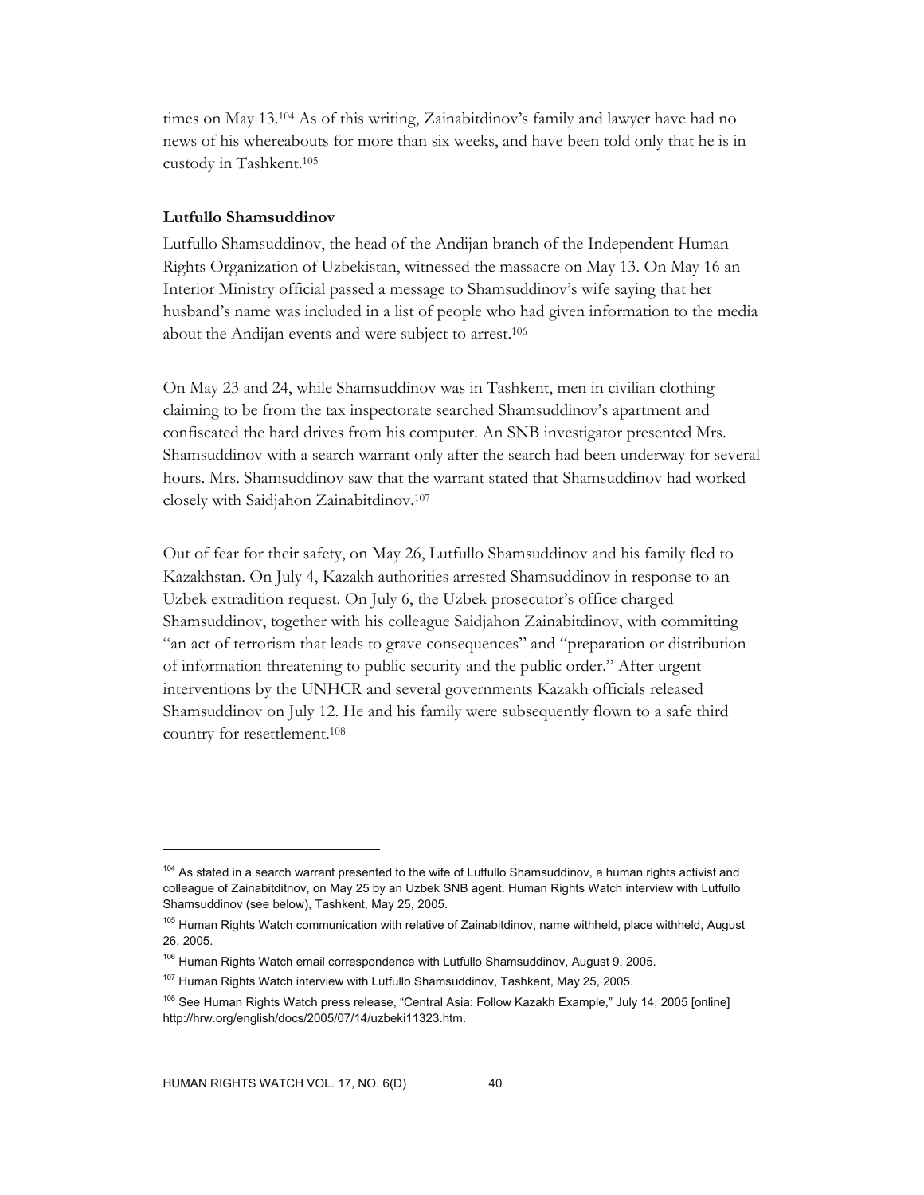times on May 13.[104] As of this writing, Zainabitdinov's family and lawyer have had no news of his whereabouts for more than six weeks, and have been told only that he is in custody in Tashkent.[105]

**Lutfullo Shamsuddinov**

Lutfullo Shamsuddinov, the head of the Andijan branch of the Independent Human Rights Organization of Uzbekistan, witnessed the massacre on May 13. On May 16 an Interior Ministry official passed a message to Shamsuddinov's wife saying that her husband's name was included in a list of people who had given information to the media about the Andijan events and were subject to arrest.[106]

On May 23 and 24, while Shamsuddinov was in Tashkent, men in civilian clothing claiming to be from the tax inspectorate searched Shamsuddinov's apartment and confiscated the hard drives from his computer. An SNB investigator presented Mrs. Shamsuddinov with a search warrant only after the search had been underway for several hours. Mrs. Shamsuddinov saw that the warrant stated that Shamsuddinov had worked closely with Saidjahon Zainabitdinov.[107]

Out of fear for their safety, on May 26, Lutfullo Shamsuddinov and his family fled to Kazakhstan. On July 4, Kazakh authorities arrested Shamsuddinov in response to an Uzbek extradition request. On July 6, the Uzbek prosecutor's office charged Shamsuddinov, together with his colleague Saidjahon Zainabitdinov, with committing "an act of terrorism that leads to grave consequences" and "preparation or distribution of information threatening to public security and the public order." After urgent interventions by the UNHCR and several governments Kazakh officials released Shamsuddinov on July 12. He and his family were subsequently flown to a safe third country for resettlement.[108]

---

[104] As stated in a search warrant presented to the wife of Lutfullo Shamsuddinov, a human rights activist and colleague of Zainabitditnov, on May 25 by an Uzbek SNB agent. Human Rights Watch interview with Lutfullo Shamsuddinov (see below), Tashkent, May 25, 2005.

[105] Human Rights Watch communication with relative of Zainabitdinov, name withheld, place withheld, August 26, 2005.

[106] Human Rights Watch email correspondence with Lutfullo Shamsuddinov, August 9, 2005.

[107] Human Rights Watch interview with Lutfullo Shamsuddinov, Tashkent, May 25, 2005.

[108] See Human Rights Watch press release, "Central Asia: Follow Kazakh Example," July 14, 2005 [online] http://hrw.org/english/docs/2005/07/14/uzbeki11323.htm.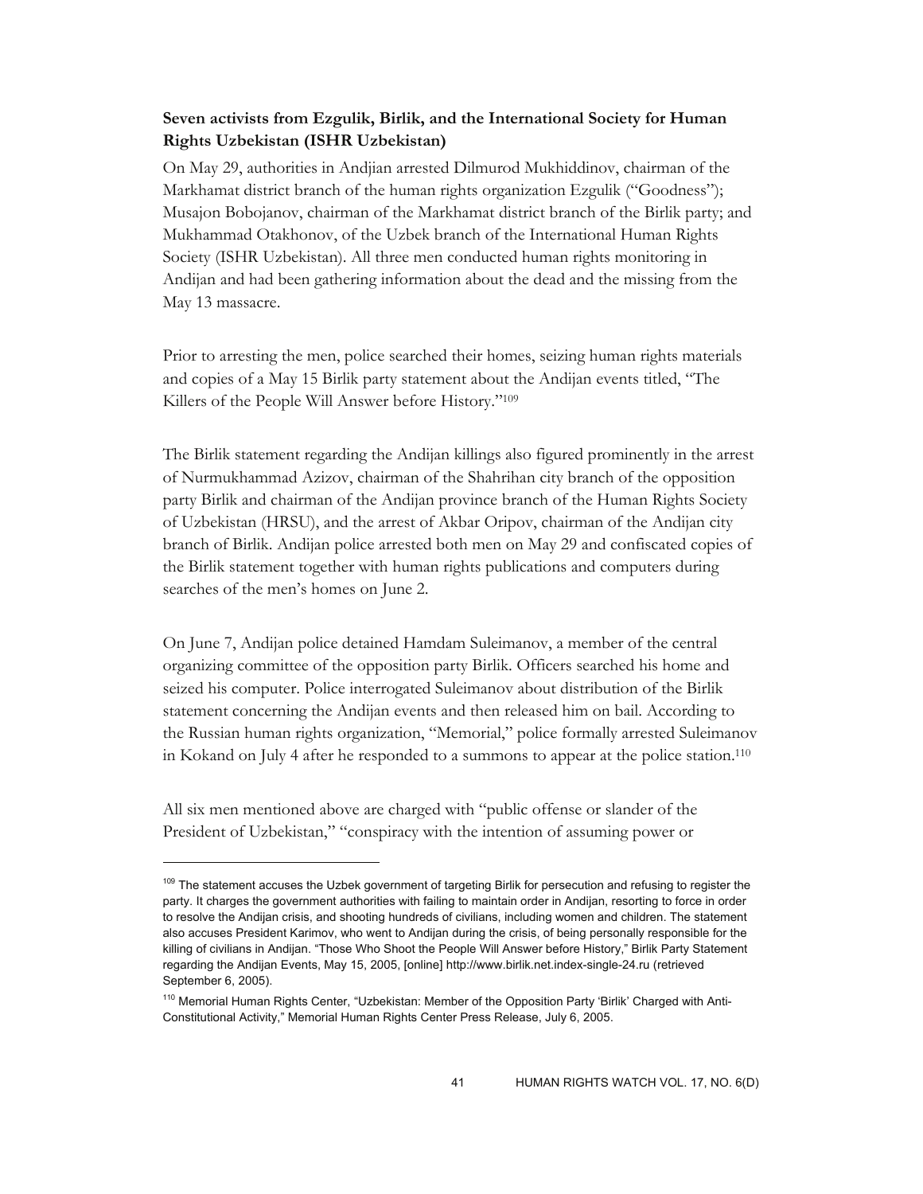**Seven activists from Ezgulik, Birlik, and the International Society for Human Rights Uzbekistan (ISHR Uzbekistan)**

On May 29, authorities in Andjian arrested Dilmurod Mukhiddinov, chairman of the Markhamat district branch of the human rights organization Ezgulik ("Goodness"); Musajon Bobojanov, chairman of the Markhamat district branch of the Birlik party; and Mukhammad Otakhonov, of the Uzbek branch of the International Human Rights Society (ISHR Uzbekistan). All three men conducted human rights monitoring in Andijan and had been gathering information about the dead and the missing from the May 13 massacre.

Prior to arresting the men, police searched their homes, seizing human rights materials and copies of a May 15 Birlik party statement about the Andijan events titled, "The Killers of the People Will Answer before History."[109]

The Birlik statement regarding the Andijan killings also figured prominently in the arrest of Nurmukhammad Azizov, chairman of the Shahrihan city branch of the opposition party Birlik and chairman of the Andijan province branch of the Human Rights Society of Uzbekistan (HRSU), and the arrest of Akbar Oripov, chairman of the Andijan city branch of Birlik. Andijan police arrested both men on May 29 and confiscated copies of the Birlik statement together with human rights publications and computers during searches of the men's homes on June 2.

On June 7, Andijan police detained Hamdam Suleimanov, a member of the central organizing committee of the opposition party Birlik. Officers searched his home and seized his computer. Police interrogated Suleimanov about distribution of the Birlik statement concerning the Andijan events and then released him on bail. According to the Russian human rights organization, "Memorial," police formally arrested Suleimanov in Kokand on July 4 after he responded to a summons to appear at the police station.[110]

All six men mentioned above are charged with "public offense or slander of the President of Uzbekistan," "conspiracy with the intention of assuming power or

---

[109] The statement accuses the Uzbek government of targeting Birlik for persecution and refusing to register the party. It charges the government authorities with failing to maintain order in Andijan, resorting to force in order to resolve the Andijan crisis, and shooting hundreds of civilians, including women and children. The statement also accuses President Karimov, who went to Andijan during the crisis, of being personally responsible for the killing of civilians in Andijan. "Those Who Shoot the People Will Answer before History," Birlik Party Statement regarding the Andijan Events, May 15, 2005, [online] http://www.birlik.net.index-single-24.ru (retrieved September 6, 2005).

[110] Memorial Human Rights Center, "Uzbekistan: Member of the Opposition Party 'Birlik' Charged with Anti-Constitutional Activity," Memorial Human Rights Center Press Release, July 6, 2005.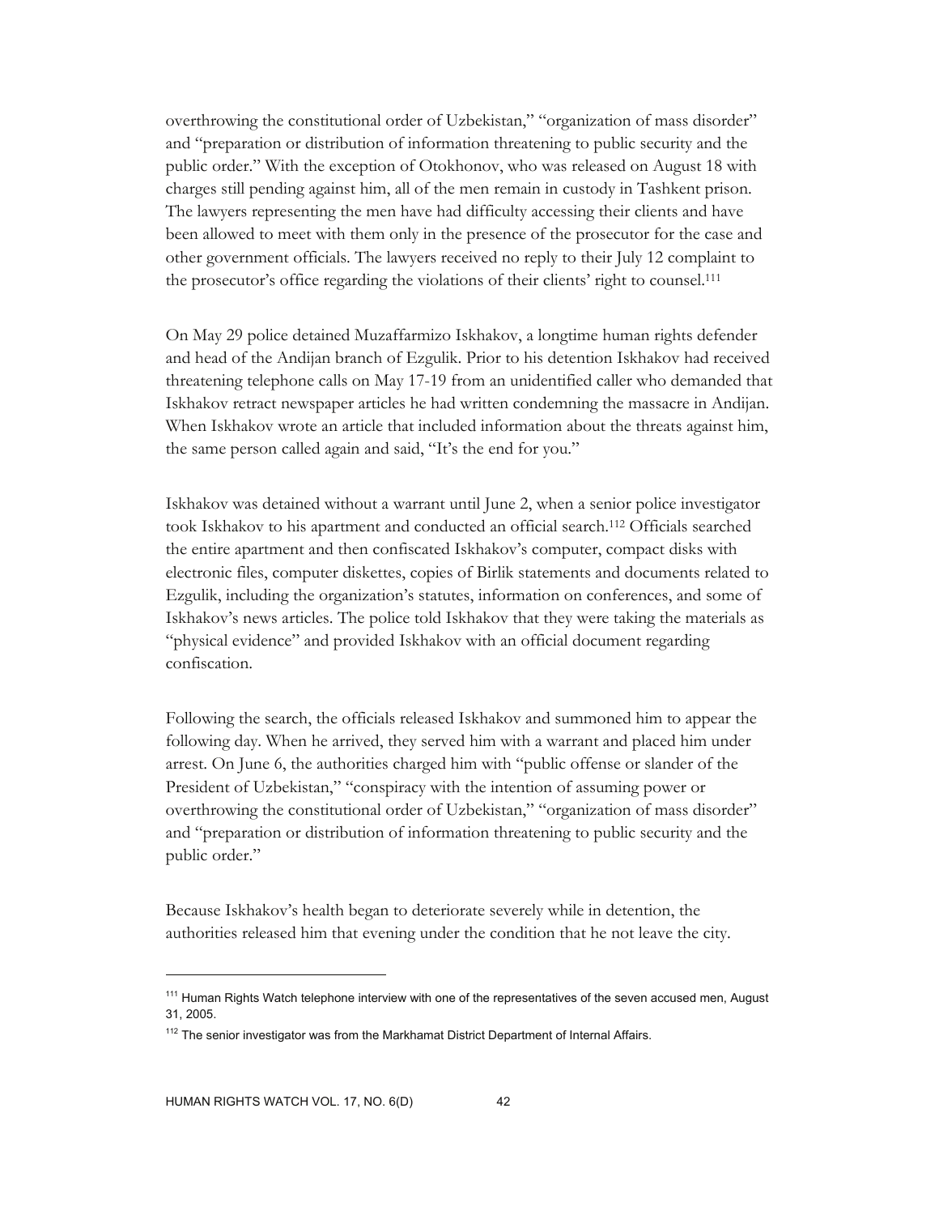overthrowing the constitutional order of Uzbekistan," "organization of mass disorder" and "preparation or distribution of information threatening to public security and the public order." With the exception of Otokhonov, who was released on August 18 with charges still pending against him, all of the men remain in custody in Tashkent prison. The lawyers representing the men have had difficulty accessing their clients and have been allowed to meet with them only in the presence of the prosecutor for the case and other government officials. The lawyers received no reply to their July 12 complaint to the prosecutor's office regarding the violations of their clients' right to counsel.[111]

On May 29 police detained Muzaffarmizo Iskhakov, a longtime human rights defender and head of the Andijan branch of Ezgulik. Prior to his detention Iskhakov had received threatening telephone calls on May 17-19 from an unidentified caller who demanded that Iskhakov retract newspaper articles he had written condemning the massacre in Andijan. When Iskhakov wrote an article that included information about the threats against him, the same person called again and said, "It's the end for you."

Iskhakov was detained without a warrant until June 2, when a senior police investigator took Iskhakov to his apartment and conducted an official search.[112] Officials searched the entire apartment and then confiscated Iskhakov's computer, compact disks with electronic files, computer diskettes, copies of Birlik statements and documents related to Ezgulik, including the organization's statutes, information on conferences, and some of Iskhakov's news articles. The police told Iskhakov that they were taking the materials as "physical evidence" and provided Iskhakov with an official document regarding confiscation.

Following the search, the officials released Iskhakov and summoned him to appear the following day. When he arrived, they served him with a warrant and placed him under arrest. On June 6, the authorities charged him with "public offense or slander of the President of Uzbekistan," "conspiracy with the intention of assuming power or overthrowing the constitutional order of Uzbekistan," "organization of mass disorder" and "preparation or distribution of information threatening to public security and the public order."

Because Iskhakov's health began to deteriorate severely while in detention, the authorities released him that evening under the condition that he not leave the city.

---

[111] Human Rights Watch telephone interview with one of the representatives of the seven accused men, August 31, 2005.

[112] The senior investigator was from the Markhamat District Department of Internal Affairs.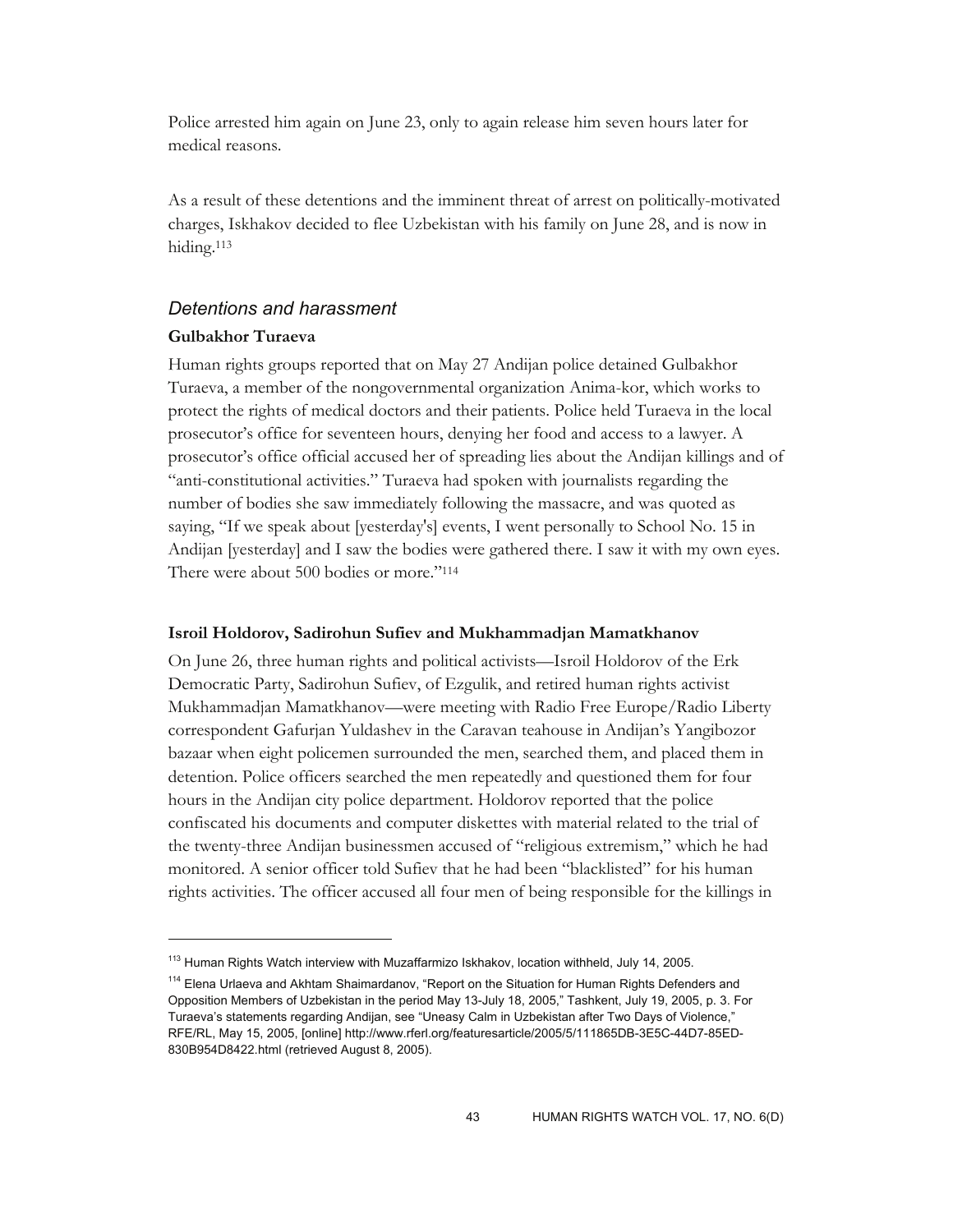Police arrested him again on June 23, only to again release him seven hours later for medical reasons.

As a result of these detentions and the imminent threat of arrest on politically-motivated charges, Iskhakov decided to flee Uzbekistan with his family on June 28, and is now in hiding.[113]

### *Detentions and harassment*

**Gulbakhor Turaeva**

Human rights groups reported that on May 27 Andijan police detained Gulbakhor Turaeva, a member of the nongovernmental organization Anima-kor, which works to protect the rights of medical doctors and their patients. Police held Turaeva in the local prosecutor's office for seventeen hours, denying her food and access to a lawyer. A prosecutor's office official accused her of spreading lies about the Andijan killings and of "anti-constitutional activities." Turaeva had spoken with journalists regarding the number of bodies she saw immediately following the massacre, and was quoted as saying, "If we speak about [yesterday's] events, I went personally to School No. 15 in Andijan [yesterday] and I saw the bodies were gathered there. I saw it with my own eyes. There were about 500 bodies or more."[114]

**Isroil Holdorov, Sadirohun Sufiev and Mukhammadjan Mamatkhanov**

On June 26, three human rights and political activists—Isroil Holdorov of the Erk Democratic Party, Sadirohun Sufiev, of Ezgulik, and retired human rights activist Mukhammadjan Mamatkhanov—were meeting with Radio Free Europe/Radio Liberty correspondent Gafurjan Yuldashev in the Caravan teahouse in Andijan's Yangibozor bazaar when eight policemen surrounded the men, searched them, and placed them in detention. Police officers searched the men repeatedly and questioned them for four hours in the Andijan city police department. Holdorov reported that the police confiscated his documents and computer diskettes with material related to the trial of the twenty-three Andijan businessmen accused of "religious extremism," which he had monitored. A senior officer told Sufiev that he had been "blacklisted" for his human rights activities. The officer accused all four men of being responsible for the killings in

---

[113] Human Rights Watch interview with Muzaffarmizo Iskhakov, location withheld, July 14, 2005.

[114] Elena Urlaeva and Akhtam Shaimardanov, "Report on the Situation for Human Rights Defenders and Opposition Members of Uzbekistan in the period May 13-July 18, 2005," Tashkent, July 19, 2005, p. 3. For Turaeva's statements regarding Andijan, see "Uneasy Calm in Uzbekistan after Two Days of Violence," RFE/RL, May 15, 2005, [online] http://www.rferl.org/featuresarticle/2005/5/111865DB-3E5C-44D7-85ED-830B954D8422.html (retrieved August 8, 2005).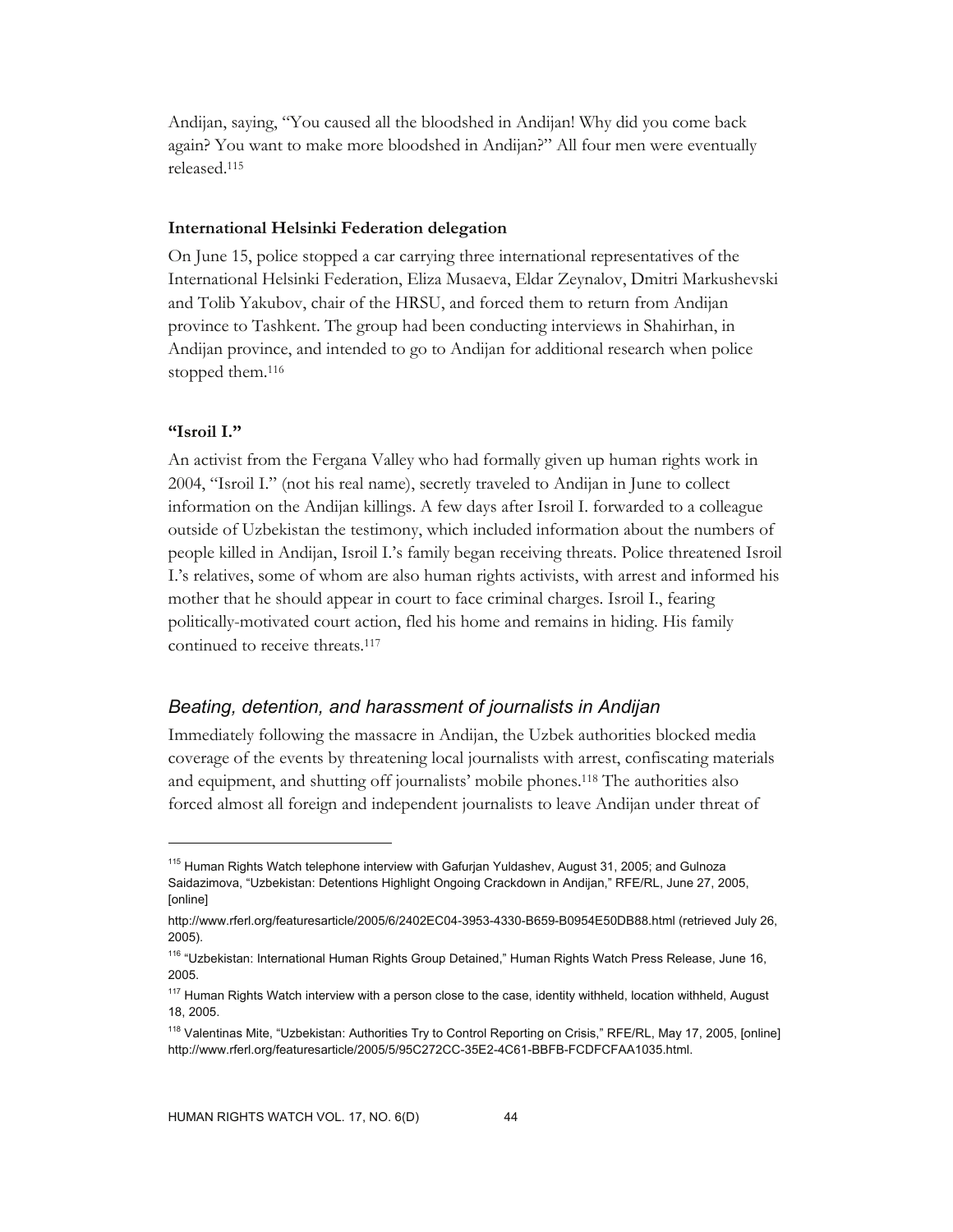Andijan, saying, "You caused all the bloodshed in Andijan! Why did you come back again? You want to make more bloodshed in Andijan?" All four men were eventually released.[115]

#### International Helsinki Federation delegation

On June 15, police stopped a car carrying three international representatives of the International Helsinki Federation, Eliza Musaeva, Eldar Zeynalov, Dmitri Markushevski and Tolib Yakubov, chair of the HRSU, and forced them to return from Andijan province to Tashkent. The group had been conducting interviews in Shahirhan, in Andijan province, and intended to go to Andijan for additional research when police stopped them.[116]

#### "Isroil I."

An activist from the Fergana Valley who had formally given up human rights work in 2004, "Isroil I." (not his real name), secretly traveled to Andijan in June to collect information on the Andijan killings. A few days after Isroil I. forwarded to a colleague outside of Uzbekistan the testimony, which included information about the numbers of people killed in Andijan, Isroil I.'s family began receiving threats. Police threatened Isroil I.'s relatives, some of whom are also human rights activists, with arrest and informed his mother that he should appear in court to face criminal charges. Isroil I., fearing politically-motivated court action, fled his home and remains in hiding. His family continued to receive threats.[117]

### *Beating, detention, and harassment of journalists in Andijan*

Immediately following the massacre in Andijan, the Uzbek authorities blocked media coverage of the events by threatening local journalists with arrest, confiscating materials and equipment, and shutting off journalists' mobile phones.[118] The authorities also forced almost all foreign and independent journalists to leave Andijan under threat of

---

[115] Human Rights Watch telephone interview with Gafurjan Yuldashev, August 31, 2005; and Gulnoza Saidazimova, "Uzbekistan: Detentions Highlight Ongoing Crackdown in Andijan," RFE/RL, June 27, 2005, [online] http://www.rferl.org/featuresarticle/2005/6/2402EC04-3953-4330-B659-B0954E50DB88.html (retrieved July 26, 2005).

[116] "Uzbekistan: International Human Rights Group Detained," Human Rights Watch Press Release, June 16, 2005.

[117] Human Rights Watch interview with a person close to the case, identity withheld, location withheld, August 18, 2005.

[118] Valentinas Mite, "Uzbekistan: Authorities Try to Control Reporting on Crisis," RFE/RL, May 17, 2005, [online] http://www.rferl.org/featuresarticle/2005/5/95C272CC-35E2-4C61-BBFB-FCDFCFAA1035.html.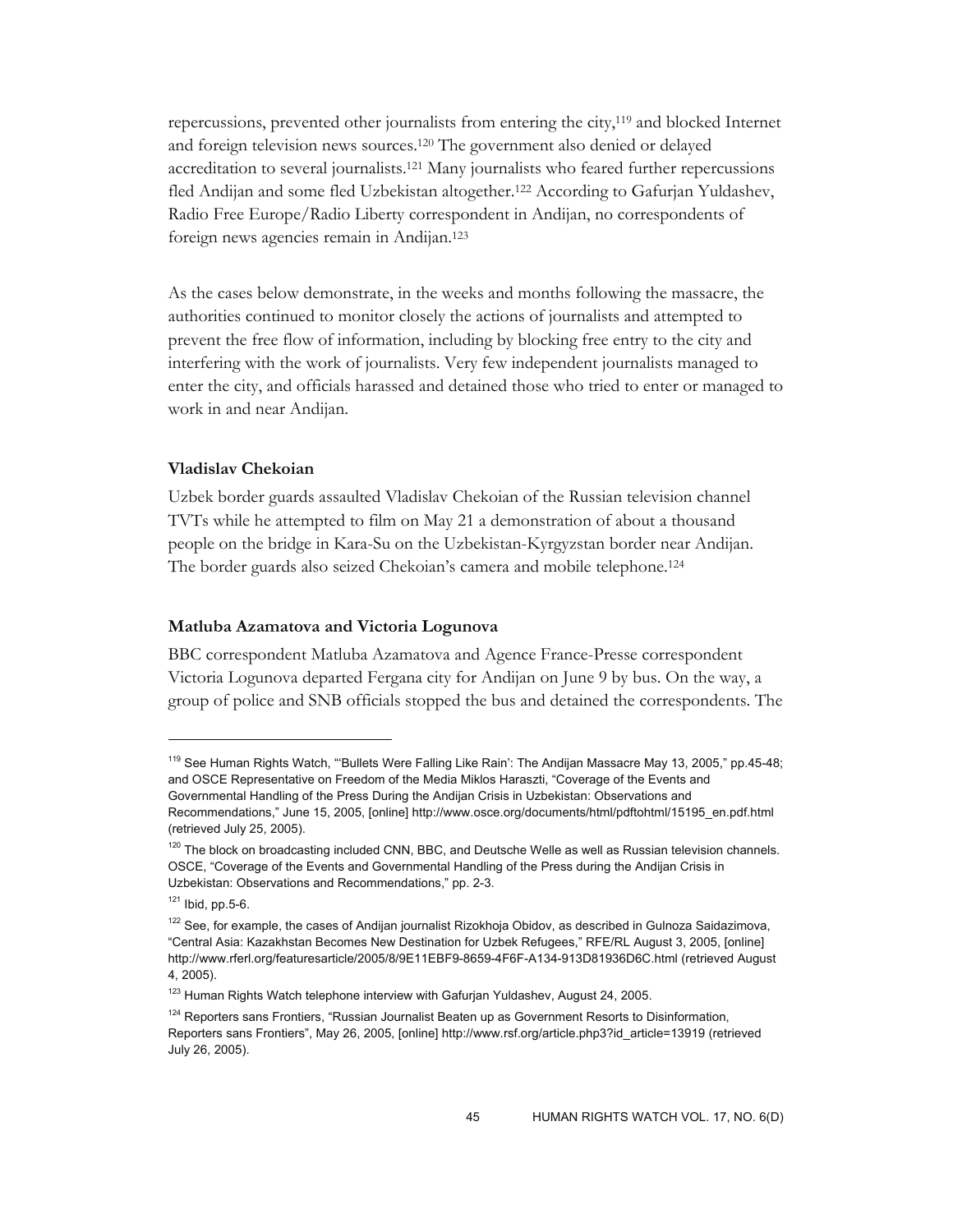repercussions, prevented other journalists from entering the city,[119] and blocked Internet and foreign television news sources.[120] The government also denied or delayed accreditation to several journalists.[121] Many journalists who feared further repercussions fled Andijan and some fled Uzbekistan altogether.[122] According to Gafurjan Yuldashev, Radio Free Europe/Radio Liberty correspondent in Andijan, no correspondents of foreign news agencies remain in Andijan.[123]

As the cases below demonstrate, in the weeks and months following the massacre, the authorities continued to monitor closely the actions of journalists and attempted to prevent the free flow of information, including by blocking free entry to the city and interfering with the work of journalists. Very few independent journalists managed to enter the city, and officials harassed and detained those who tried to enter or managed to work in and near Andijan.

### Vladislav Chekoian

Uzbek border guards assaulted Vladislav Chekoian of the Russian television channel TVTs while he attempted to film on May 21 a demonstration of about a thousand people on the bridge in Kara-Su on the Uzbekistan-Kyrgyzstan border near Andijan. The border guards also seized Chekoian's camera and mobile telephone.[124]

### Matluba Azamatova and Victoria Logunova

BBC correspondent Matluba Azamatova and Agence France-Presse correspondent Victoria Logunova departed Fergana city for Andijan on June 9 by bus. On the way, a group of police and SNB officials stopped the bus and detained the correspondents. The

---

[119] See Human Rights Watch, "'Bullets Were Falling Like Rain': The Andijan Massacre May 13, 2005," pp.45-48; and OSCE Representative on Freedom of the Media Miklos Haraszti, "Coverage of the Events and Governmental Handling of the Press During the Andijan Crisis in Uzbekistan: Observations and Recommendations," June 15, 2005, [online] http://www.osce.org/documents/html/pdftohtml/15195_en.pdf.html (retrieved July 25, 2005).

[120] The block on broadcasting included CNN, BBC, and Deutsche Welle as well as Russian television channels. OSCE, "Coverage of the Events and Governmental Handling of the Press during the Andijan Crisis in Uzbekistan: Observations and Recommendations," pp. 2-3.

[121] Ibid, pp.5-6.

[122] See, for example, the cases of Andijan journalist Rizokhoja Obidov, as described in Gulnoza Saidazimova, "Central Asia: Kazakhstan Becomes New Destination for Uzbek Refugees," RFE/RL August 3, 2005, [online] http://www.rferl.org/featuresarticle/2005/8/9E11EBF9-8659-4F6F-A134-913D81936D6C.html (retrieved August 4, 2005).

[123] Human Rights Watch telephone interview with Gafurjan Yuldashev, August 24, 2005.

[124] Reporters sans Frontiers, "Russian Journalist Beaten up as Government Resorts to Disinformation, Reporters sans Frontiers", May 26, 2005, [online] http://www.rsf.org/article.php3?id_article=13919 (retrieved July 26, 2005).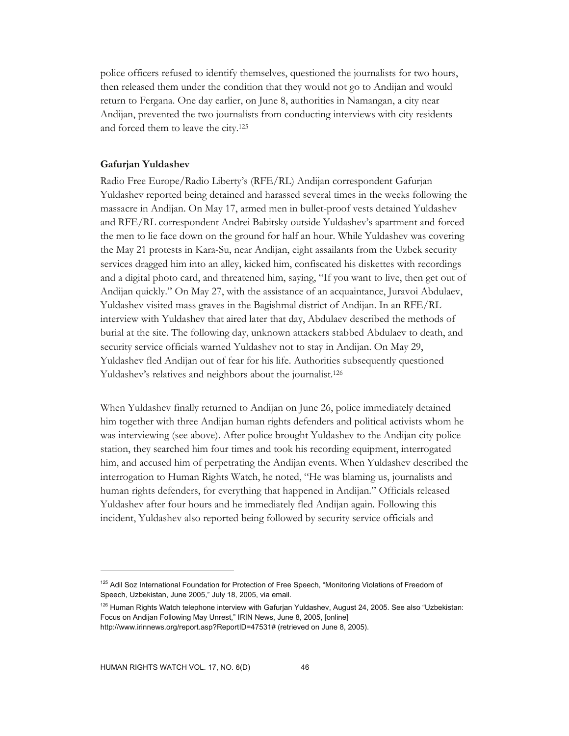police officers refused to identify themselves, questioned the journalists for two hours, then released them under the condition that they would not go to Andijan and would return to Fergana. One day earlier, on June 8, authorities in Namangan, a city near Andijan, prevented the two journalists from conducting interviews with city residents and forced them to leave the city.[125]

**Gafurjan Yuldashev**

Radio Free Europe/Radio Liberty's (RFE/RL) Andijan correspondent Gafurjan Yuldashev reported being detained and harassed several times in the weeks following the massacre in Andijan. On May 17, armed men in bullet-proof vests detained Yuldashev and RFE/RL correspondent Andrei Babitsky outside Yuldashev's apartment and forced the men to lie face down on the ground for half an hour. While Yuldashev was covering the May 21 protests in Kara-Su, near Andijan, eight assailants from the Uzbek security services dragged him into an alley, kicked him, confiscated his diskettes with recordings and a digital photo card, and threatened him, saying, "If you want to live, then get out of Andijan quickly." On May 27, with the assistance of an acquaintance, Juravoi Abdulaev, Yuldashev visited mass graves in the Bagishmal district of Andijan. In an RFE/RL interview with Yuldashev that aired later that day, Abdulaev described the methods of burial at the site. The following day, unknown attackers stabbed Abdulaev to death, and security service officials warned Yuldashev not to stay in Andijan. On May 29, Yuldashev fled Andijan out of fear for his life. Authorities subsequently questioned Yuldashev's relatives and neighbors about the journalist.[126]

When Yuldashev finally returned to Andijan on June 26, police immediately detained him together with three Andijan human rights defenders and political activists whom he was interviewing (see above). After police brought Yuldashev to the Andijan city police station, they searched him four times and took his recording equipment, interrogated him, and accused him of perpetrating the Andijan events. When Yuldashev described the interrogation to Human Rights Watch, he noted, "He was blaming us, journalists and human rights defenders, for everything that happened in Andijan." Officials released Yuldashev after four hours and he immediately fled Andijan again. Following this incident, Yuldashev also reported being followed by security service officials and

---

[125] Adil Soz International Foundation for Protection of Free Speech, "Monitoring Violations of Freedom of Speech, Uzbekistan, June 2005," July 18, 2005, via email.

[126] Human Rights Watch telephone interview with Gafurjan Yuldashev, August 24, 2005. See also "Uzbekistan: Focus on Andijan Following May Unrest," IRIN News, June 8, 2005, [online] http://www.irinnews.org/report.asp?ReportID=47531# (retrieved on June 8, 2005).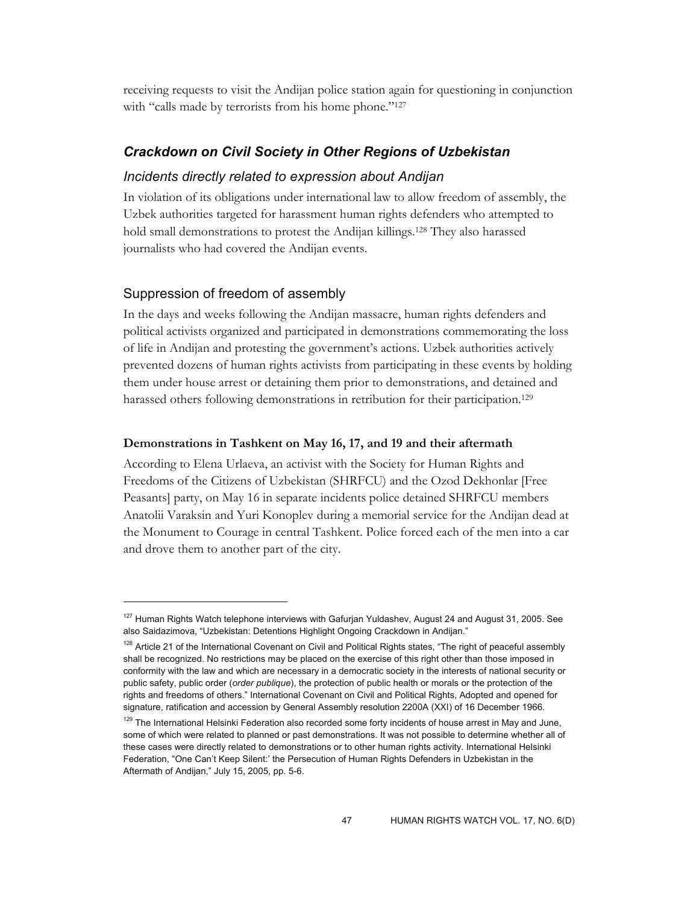receiving requests to visit the Andijan police station again for questioning in conjunction with "calls made by terrorists from his home phone."[127]

## Crackdown on Civil Society in Other Regions of Uzbekistan

### Incidents directly related to expression about Andijan

In violation of its obligations under international law to allow freedom of assembly, the Uzbek authorities targeted for harassment human rights defenders who attempted to hold small demonstrations to protest the Andijan killings.[128] They also harassed journalists who had covered the Andijan events.

### Suppression of freedom of assembly

In the days and weeks following the Andijan massacre, human rights defenders and political activists organized and participated in demonstrations commemorating the loss of life in Andijan and protesting the government's actions. Uzbek authorities actively prevented dozens of human rights activists from participating in these events by holding them under house arrest or detaining them prior to demonstrations, and detained and harassed others following demonstrations in retribution for their participation.[129]

**Demonstrations in Tashkent on May 16, 17, and 19 and their aftermath**

According to Elena Urlaeva, an activist with the Society for Human Rights and Freedoms of the Citizens of Uzbekistan (SHRFCU) and the Ozod Dekhonlar [Free Peasants] party, on May 16 in separate incidents police detained SHRFCU members Anatolii Varaksin and Yuri Konoplev during a memorial service for the Andijan dead at the Monument to Courage in central Tashkent. Police forced each of the men into a car and drove them to another part of the city.

---

[127] Human Rights Watch telephone interviews with Gafurjan Yuldashev, August 24 and August 31, 2005. See also Saidazimova, "Uzbekistan: Detentions Highlight Ongoing Crackdown in Andijan."

[128] Article 21 of the International Covenant on Civil and Political Rights states, "The right of peaceful assembly shall be recognized. No restrictions may be placed on the exercise of this right other than those imposed in conformity with the law and which are necessary in a democratic society in the interests of national security or public safety, public order (*order publique*), the protection of public health or morals or the protection of the rights and freedoms of others." International Covenant on Civil and Political Rights, Adopted and opened for signature, ratification and accession by General Assembly resolution 2200A (XXI) of 16 December 1966.

[129] The International Helsinki Federation also recorded some forty incidents of house arrest in May and June, some of which were related to planned or past demonstrations. It was not possible to determine whether all of these cases were directly related to demonstrations or to other human rights activity. International Helsinki Federation, "One Can't Keep Silent:' the Persecution of Human Rights Defenders in Uzbekistan in the Aftermath of Andijan," July 15, 2005, pp. 5-6.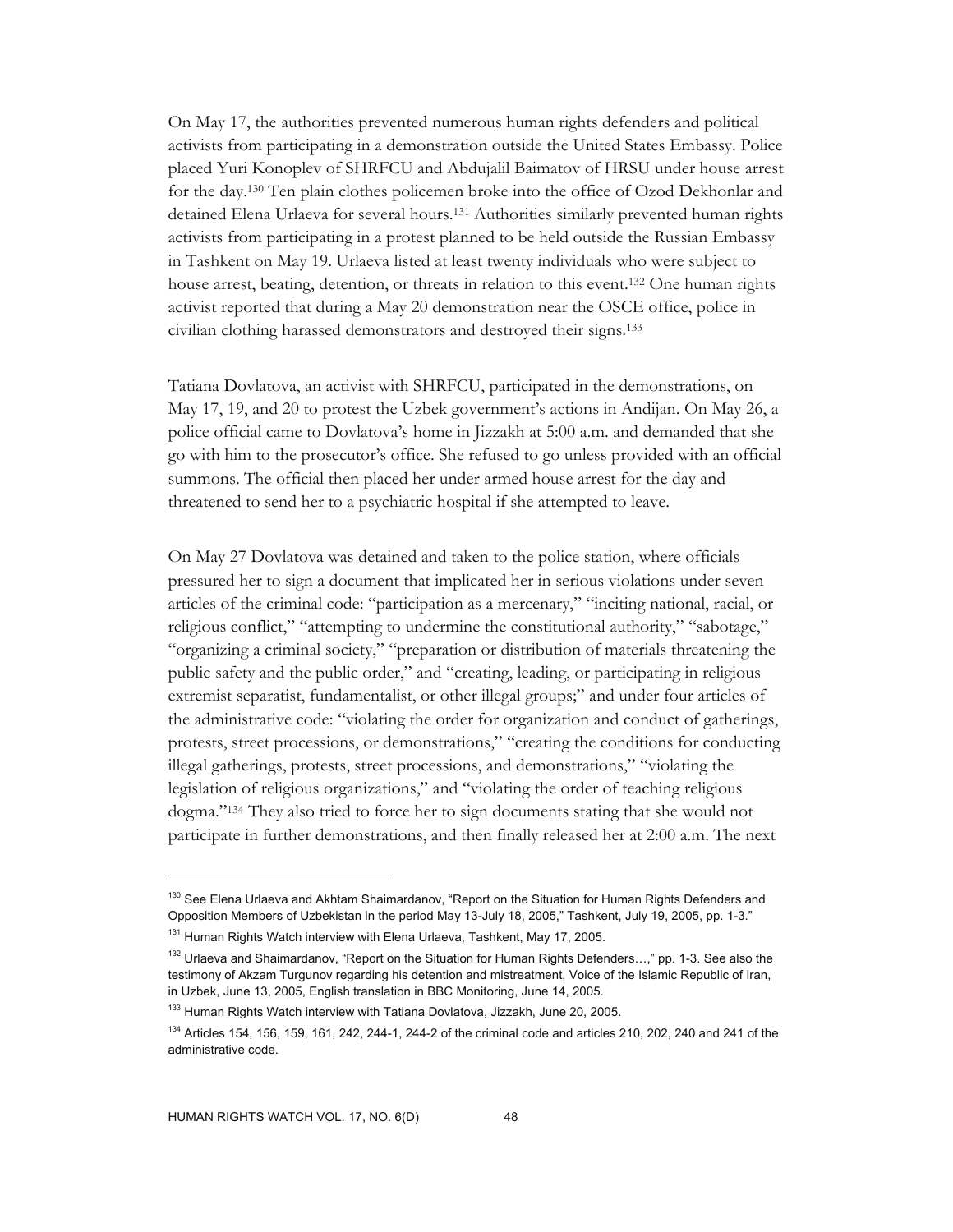On May 17, the authorities prevented numerous human rights defenders and political activists from participating in a demonstration outside the United States Embassy. Police placed Yuri Konoplev of SHRFCU and Abdujalil Baimatov of HRSU under house arrest for the day.[130] Ten plain clothes policemen broke into the office of Ozod Dekhonlar and detained Elena Urlaeva for several hours.[131] Authorities similarly prevented human rights activists from participating in a protest planned to be held outside the Russian Embassy in Tashkent on May 19. Urlaeva listed at least twenty individuals who were subject to house arrest, beating, detention, or threats in relation to this event.[132] One human rights activist reported that during a May 20 demonstration near the OSCE office, police in civilian clothing harassed demonstrators and destroyed their signs.[133]

Tatiana Dovlatova, an activist with SHRFCU, participated in the demonstrations, on May 17, 19, and 20 to protest the Uzbek government's actions in Andijan. On May 26, a police official came to Dovlatova's home in Jizzakh at 5:00 a.m. and demanded that she go with him to the prosecutor's office. She refused to go unless provided with an official summons. The official then placed her under armed house arrest for the day and threatened to send her to a psychiatric hospital if she attempted to leave.

On May 27 Dovlatova was detained and taken to the police station, where officials pressured her to sign a document that implicated her in serious violations under seven articles of the criminal code: "participation as a mercenary," "inciting national, racial, or religious conflict," "attempting to undermine the constitutional authority," "sabotage," "organizing a criminal society," "preparation or distribution of materials threatening the public safety and the public order," and "creating, leading, or participating in religious extremist separatist, fundamentalist, or other illegal groups;" and under four articles of the administrative code: "violating the order for organization and conduct of gatherings, protests, street processions, or demonstrations," "creating the conditions for conducting illegal gatherings, protests, street processions, and demonstrations," "violating the legislation of religious organizations," and "violating the order of teaching religious dogma."[134] They also tried to force her to sign documents stating that she would not participate in further demonstrations, and then finally released her at 2:00 a.m. The next

---

[130] See Elena Urlaeva and Akhtam Shaimardanov, "Report on the Situation for Human Rights Defenders and Opposition Members of Uzbekistan in the period May 13-July 18, 2005," Tashkent, July 19, 2005, pp. 1-3."

[131] Human Rights Watch interview with Elena Urlaeva, Tashkent, May 17, 2005.

[132] Urlaeva and Shaimardanov, "Report on the Situation for Human Rights Defenders…," pp. 1-3. See also the testimony of Akzam Turgunov regarding his detention and mistreatment, Voice of the Islamic Republic of Iran, in Uzbek, June 13, 2005, English translation in BBC Monitoring, June 14, 2005.

[133] Human Rights Watch interview with Tatiana Dovlatova, Jizzakh, June 20, 2005.

[134] Articles 154, 156, 159, 161, 242, 244-1, 244-2 of the criminal code and articles 210, 202, 240 and 241 of the administrative code.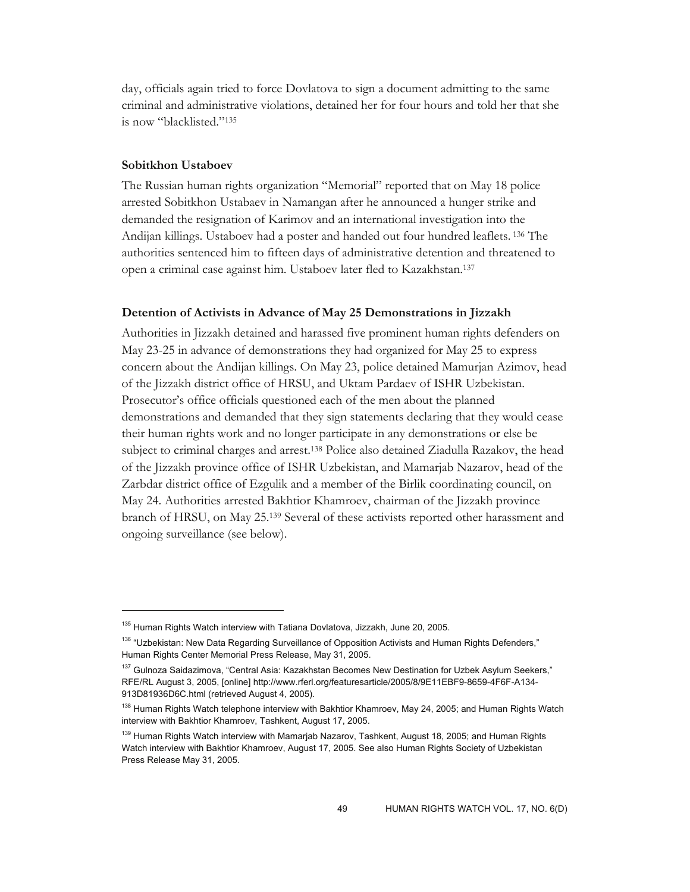day, officials again tried to force Dovlatova to sign a document admitting to the same criminal and administrative violations, detained her for four hours and told her that she is now "blacklisted."[135]

#### Sobitkhon Ustaboev

The Russian human rights organization "Memorial" reported that on May 18 police arrested Sobitkhon Ustabaev in Namangan after he announced a hunger strike and demanded the resignation of Karimov and an international investigation into the Andijan killings. Ustaboev had a poster and handed out four hundred leaflets.[136] The authorities sentenced him to fifteen days of administrative detention and threatened to open a criminal case against him. Ustaboev later fled to Kazakhstan.[137]

#### Detention of Activists in Advance of May 25 Demonstrations in Jizzakh

Authorities in Jizzakh detained and harassed five prominent human rights defenders on May 23-25 in advance of demonstrations they had organized for May 25 to express concern about the Andijan killings. On May 23, police detained Mamurjan Azimov, head of the Jizzakh district office of HRSU, and Uktam Pardaev of ISHR Uzbekistan. Prosecutor's office officials questioned each of the men about the planned demonstrations and demanded that they sign statements declaring that they would cease their human rights work and no longer participate in any demonstrations or else be subject to criminal charges and arrest.[138] Police also detained Ziadulla Razakov, the head of the Jizzakh province office of ISHR Uzbekistan, and Mamarjab Nazarov, head of the Zarbdar district office of Ezgulik and a member of the Birlik coordinating council, on May 24. Authorities arrested Bakhtior Khamroev, chairman of the Jizzakh province branch of HRSU, on May 25.[139] Several of these activists reported other harassment and ongoing surveillance (see below).

---

[135] Human Rights Watch interview with Tatiana Dovlatova, Jizzakh, June 20, 2005.

[136] "Uzbekistan: New Data Regarding Surveillance of Opposition Activists and Human Rights Defenders," Human Rights Center Memorial Press Release, May 31, 2005.

[137] Gulnoza Saidazimova, "Central Asia: Kazakhstan Becomes New Destination for Uzbek Asylum Seekers," RFE/RL August 3, 2005, [online] http://www.rferl.org/featuresarticle/2005/8/9E11EBF9-8659-4F6F-A134-913D81936D6C.html (retrieved August 4, 2005).

[138] Human Rights Watch telephone interview with Bakhtior Khamroev, May 24, 2005; and Human Rights Watch interview with Bakhtior Khamroev, Tashkent, August 17, 2005.

[139] Human Rights Watch interview with Mamarjab Nazarov, Tashkent, August 18, 2005; and Human Rights Watch interview with Bakhtior Khamroev, August 17, 2005. See also Human Rights Society of Uzbekistan Press Release May 31, 2005.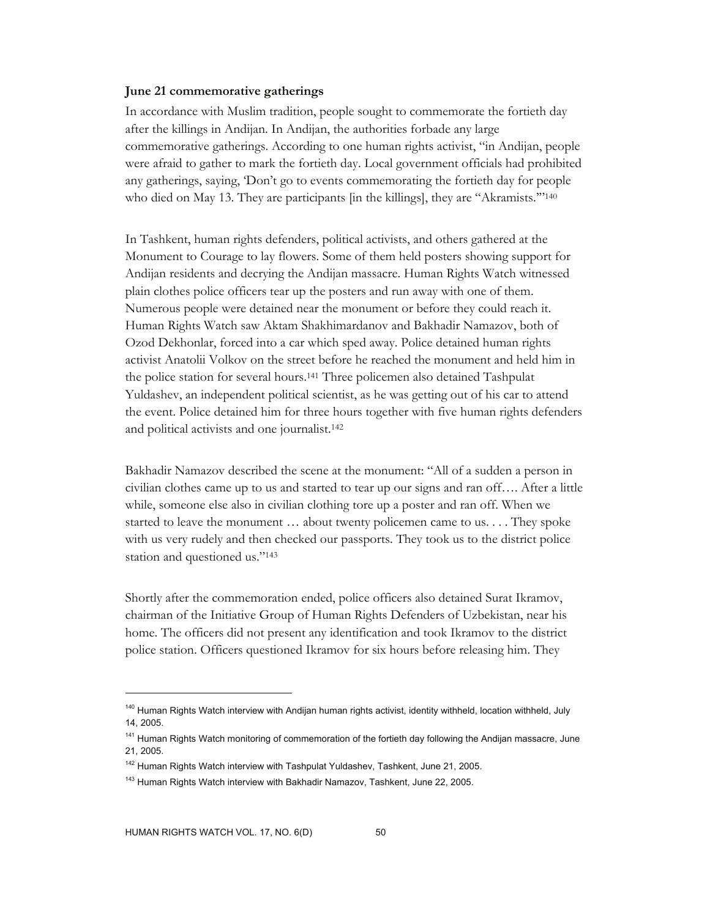**June 21 commemorative gatherings**

In accordance with Muslim tradition, people sought to commemorate the fortieth day after the killings in Andijan. In Andijan, the authorities forbade any large commemorative gatherings. According to one human rights activist, "in Andijan, people were afraid to gather to mark the fortieth day. Local government officials had prohibited any gatherings, saying, 'Don't go to events commemorating the fortieth day for people who died on May 13. They are participants [in the killings], they are "Akramists."'[140]

In Tashkent, human rights defenders, political activists, and others gathered at the Monument to Courage to lay flowers. Some of them held posters showing support for Andijan residents and decrying the Andijan massacre. Human Rights Watch witnessed plain clothes police officers tear up the posters and run away with one of them. Numerous people were detained near the monument or before they could reach it. Human Rights Watch saw Aktam Shakhimardanov and Bakhadir Namazov, both of Ozod Dekhonlar, forced into a car which sped away. Police detained human rights activist Anatolii Volkov on the street before he reached the monument and held him in the police station for several hours.[141] Three policemen also detained Tashpulat Yuldashev, an independent political scientist, as he was getting out of his car to attend the event. Police detained him for three hours together with five human rights defenders and political activists and one journalist.[142]

Bakhadir Namazov described the scene at the monument: "All of a sudden a person in civilian clothes came up to us and started to tear up our signs and ran off…. After a little while, someone else also in civilian clothing tore up a poster and ran off. When we started to leave the monument … about twenty policemen came to us. . . . They spoke with us very rudely and then checked our passports. They took us to the district police station and questioned us."[143]

Shortly after the commemoration ended, police officers also detained Surat Ikramov, chairman of the Initiative Group of Human Rights Defenders of Uzbekistan, near his home. The officers did not present any identification and took Ikramov to the district police station. Officers questioned Ikramov for six hours before releasing him. They

---

[140] Human Rights Watch interview with Andijan human rights activist, identity withheld, location withheld, July 14, 2005.

[141] Human Rights Watch monitoring of commemoration of the fortieth day following the Andijan massacre, June 21, 2005.

[142] Human Rights Watch interview with Tashpulat Yuldashev, Tashkent, June 21, 2005.

[143] Human Rights Watch interview with Bakhadir Namazov, Tashkent, June 22, 2005.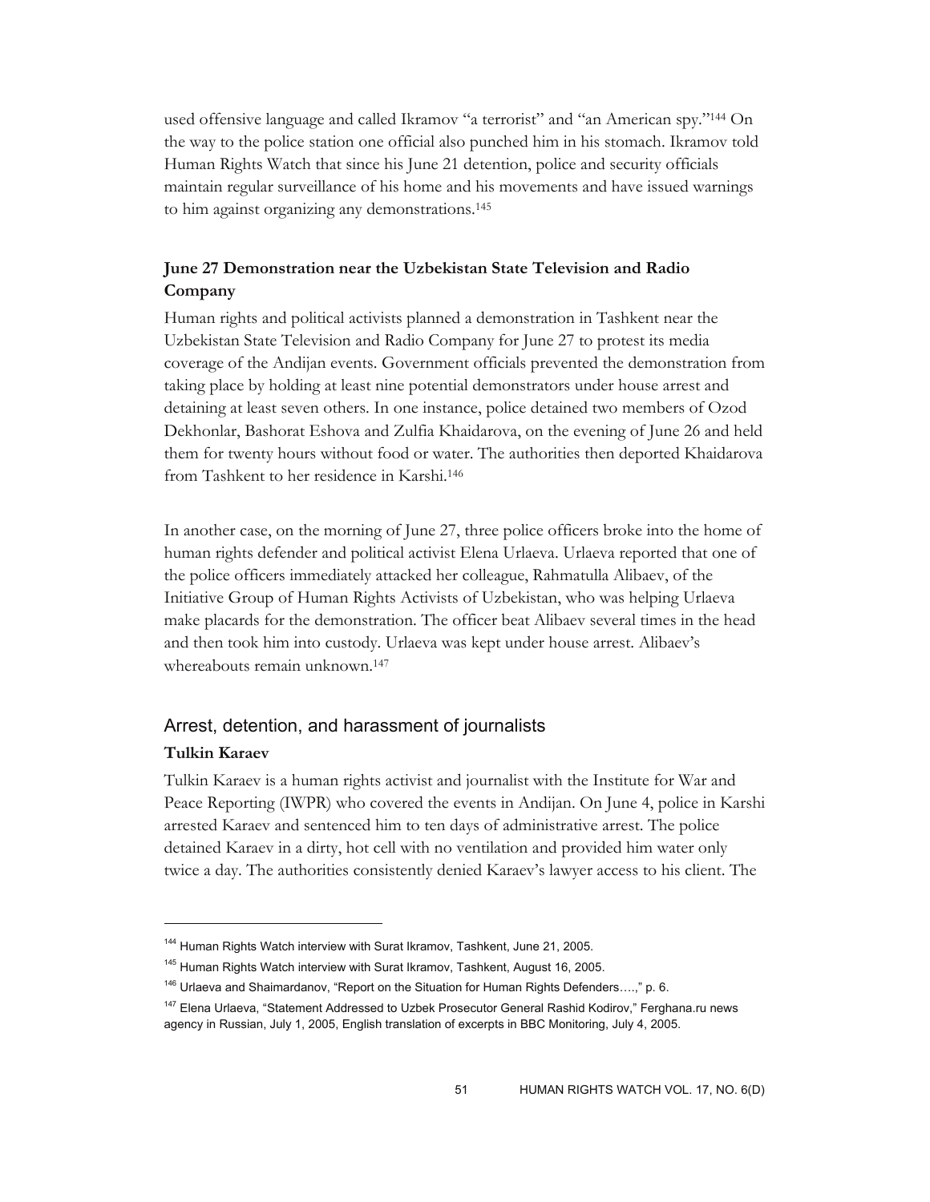used offensive language and called Ikramov "a terrorist" and "an American spy."[144] On the way to the police station one official also punched him in his stomach. Ikramov told Human Rights Watch that since his June 21 detention, police and security officials maintain regular surveillance of his home and his movements and have issued warnings to him against organizing any demonstrations.[145]

### June 27 Demonstration near the Uzbekistan State Television and Radio Company

Human rights and political activists planned a demonstration in Tashkent near the Uzbekistan State Television and Radio Company for June 27 to protest its media coverage of the Andijan events. Government officials prevented the demonstration from taking place by holding at least nine potential demonstrators under house arrest and detaining at least seven others. In one instance, police detained two members of Ozod Dekhonlar, Bashorat Eshova and Zulfia Khaidarova, on the evening of June 26 and held them for twenty hours without food or water. The authorities then deported Khaidarova from Tashkent to her residence in Karshi.[146]

In another case, on the morning of June 27, three police officers broke into the home of human rights defender and political activist Elena Urlaeva. Urlaeva reported that one of the police officers immediately attacked her colleague, Rahmatulla Alibaev, of the Initiative Group of Human Rights Activists of Uzbekistan, who was helping Urlaeva make placards for the demonstration. The officer beat Alibaev several times in the head and then took him into custody. Urlaeva was kept under house arrest. Alibaev's whereabouts remain unknown.[147]

## Arrest, detention, and harassment of journalists

### Tulkin Karaev

Tulkin Karaev is a human rights activist and journalist with the Institute for War and Peace Reporting (IWPR) who covered the events in Andijan. On June 4, police in Karshi arrested Karaev and sentenced him to ten days of administrative arrest. The police detained Karaev in a dirty, hot cell with no ventilation and provided him water only twice a day. The authorities consistently denied Karaev's lawyer access to his client. The

---

[144] Human Rights Watch interview with Surat Ikramov, Tashkent, June 21, 2005.

[145] Human Rights Watch interview with Surat Ikramov, Tashkent, August 16, 2005.

[146] Urlaeva and Shaimardanov, "Report on the Situation for Human Rights Defenders….," p. 6.

[147] Elena Urlaeva, "Statement Addressed to Uzbek Prosecutor General Rashid Kodirov," Ferghana.ru news agency in Russian, July 1, 2005, English translation of excerpts in BBC Monitoring, July 4, 2005.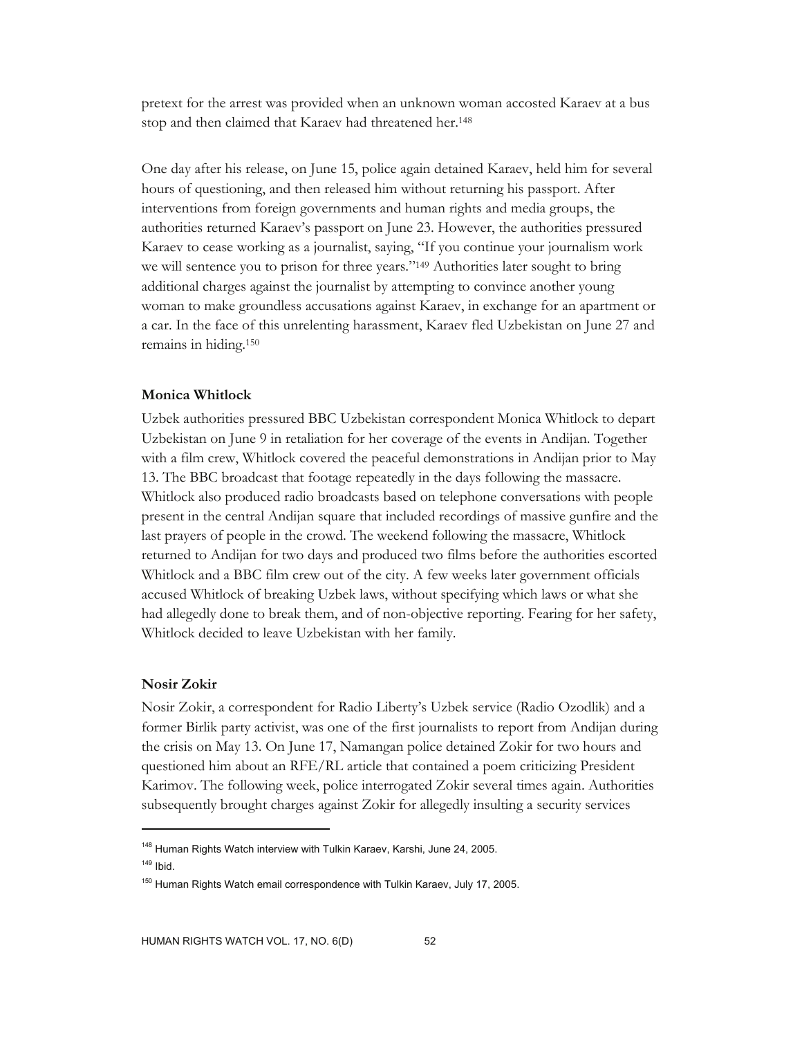pretext for the arrest was provided when an unknown woman accosted Karaev at a bus stop and then claimed that Karaev had threatened her.[148]

One day after his release, on June 15, police again detained Karaev, held him for several hours of questioning, and then released him without returning his passport. After interventions from foreign governments and human rights and media groups, the authorities returned Karaev's passport on June 23. However, the authorities pressured Karaev to cease working as a journalist, saying, "If you continue your journalism work we will sentence you to prison for three years."[149] Authorities later sought to bring additional charges against the journalist by attempting to convince another young woman to make groundless accusations against Karaev, in exchange for an apartment or a car. In the face of this unrelenting harassment, Karaev fled Uzbekistan on June 27 and remains in hiding.[150]

**Monica Whitlock**

Uzbek authorities pressured BBC Uzbekistan correspondent Monica Whitlock to depart Uzbekistan on June 9 in retaliation for her coverage of the events in Andijan. Together with a film crew, Whitlock covered the peaceful demonstrations in Andijan prior to May 13. The BBC broadcast that footage repeatedly in the days following the massacre. Whitlock also produced radio broadcasts based on telephone conversations with people present in the central Andijan square that included recordings of massive gunfire and the last prayers of people in the crowd. The weekend following the massacre, Whitlock returned to Andijan for two days and produced two films before the authorities escorted Whitlock and a BBC film crew out of the city. A few weeks later government officials accused Whitlock of breaking Uzbek laws, without specifying which laws or what she had allegedly done to break them, and of non-objective reporting. Fearing for her safety, Whitlock decided to leave Uzbekistan with her family.

**Nosir Zokir**

Nosir Zokir, a correspondent for Radio Liberty's Uzbek service (Radio Ozodlik) and a former Birlik party activist, was one of the first journalists to report from Andijan during the crisis on May 13. On June 17, Namangan police detained Zokir for two hours and questioned him about an RFE/RL article that contained a poem criticizing President Karimov. The following week, police interrogated Zokir several times again. Authorities subsequently brought charges against Zokir for allegedly insulting a security services

---

[148] Human Rights Watch interview with Tulkin Karaev, Karshi, June 24, 2005.

[149] Ibid.

[150] Human Rights Watch email correspondence with Tulkin Karaev, July 17, 2005.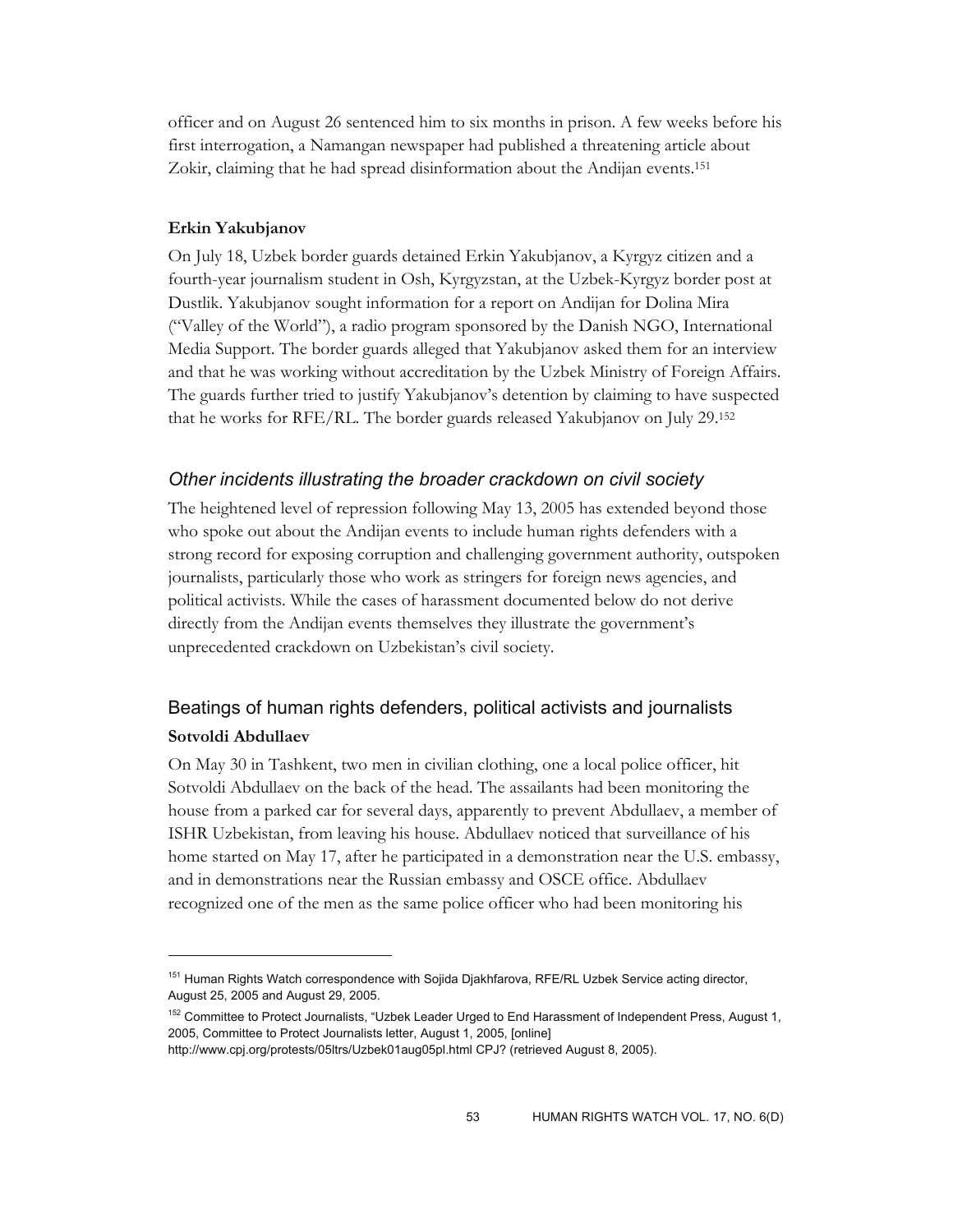officer and on August 26 sentenced him to six months in prison. A few weeks before his first interrogation, a Namangan newspaper had published a threatening article about Zokir, claiming that he had spread disinformation about the Andijan events.[151]

**Erkin Yakubjanov**

On July 18, Uzbek border guards detained Erkin Yakubjanov, a Kyrgyz citizen and a fourth-year journalism student in Osh, Kyrgyzstan, at the Uzbek-Kyrgyz border post at Dustlik. Yakubjanov sought information for a report on Andijan for Dolina Mira ("Valley of the World"), a radio program sponsored by the Danish NGO, International Media Support. The border guards alleged that Yakubjanov asked them for an interview and that he was working without accreditation by the Uzbek Ministry of Foreign Affairs. The guards further tried to justify Yakubjanov's detention by claiming to have suspected that he works for RFE/RL. The border guards released Yakubjanov on July 29.[152]

### *Other incidents illustrating the broader crackdown on civil society*

The heightened level of repression following May 13, 2005 has extended beyond those who spoke out about the Andijan events to include human rights defenders with a strong record for exposing corruption and challenging government authority, outspoken journalists, particularly those who work as stringers for foreign news agencies, and political activists. While the cases of harassment documented below do not derive directly from the Andijan events themselves they illustrate the government's unprecedented crackdown on Uzbekistan's civil society.

## Beatings of human rights defenders, political activists and journalists

**Sotvoldi Abdullaev**

On May 30 in Tashkent, two men in civilian clothing, one a local police officer, hit Sotvoldi Abdullaev on the back of the head. The assailants had been monitoring the house from a parked car for several days, apparently to prevent Abdullaev, a member of ISHR Uzbekistan, from leaving his house. Abdullaev noticed that surveillance of his home started on May 17, after he participated in a demonstration near the U.S. embassy, and in demonstrations near the Russian embassy and OSCE office. Abdullaev recognized one of the men as the same police officer who had been monitoring his

---

[151] Human Rights Watch correspondence with Sojida Djakhfarova, RFE/RL Uzbek Service acting director, August 25, 2005 and August 29, 2005.

[152] Committee to Protect Journalists, "Uzbek Leader Urged to End Harassment of Independent Press, August 1, 2005, Committee to Protect Journalists letter, August 1, 2005, [online] http://www.cpj.org/protests/05ltrs/Uzbek01aug05pl.html CPJ? (retrieved August 8, 2005).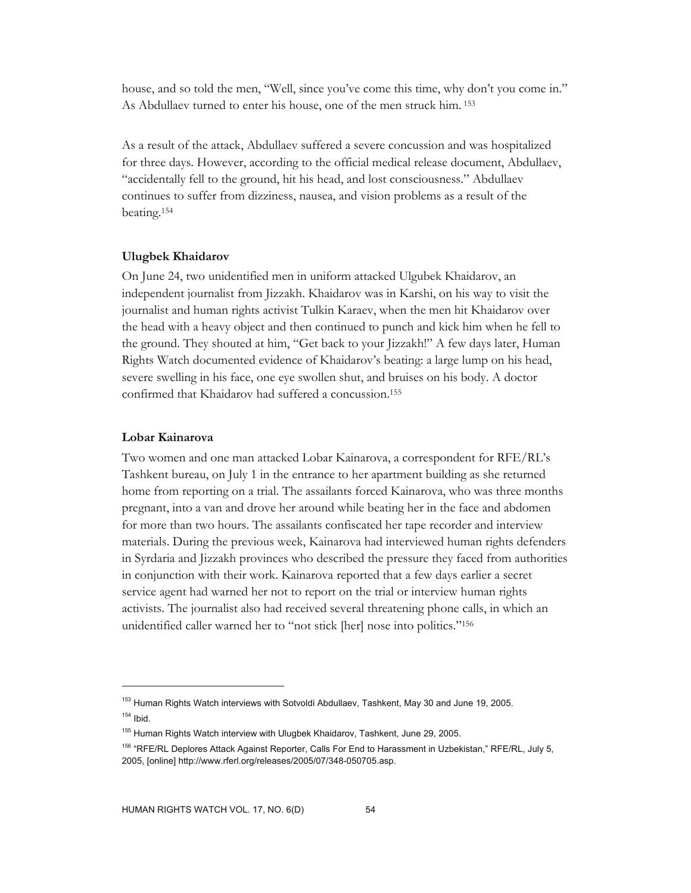house, and so told the men, "Well, since you've come this time, why don't you come in." As Abdullaev turned to enter his house, one of the men struck him.[153]

As a result of the attack, Abdullaev suffered a severe concussion and was hospitalized for three days. However, according to the official medical release document, Abdullaev, "accidentally fell to the ground, hit his head, and lost consciousness." Abdullaev continues to suffer from dizziness, nausea, and vision problems as a result of the beating.[154]

**Ulugbek Khaidarov**

On June 24, two unidentified men in uniform attacked Ulgubek Khaidarov, an independent journalist from Jizzakh. Khaidarov was in Karshi, on his way to visit the journalist and human rights activist Tulkin Karaev, when the men hit Khaidarov over the head with a heavy object and then continued to punch and kick him when he fell to the ground. They shouted at him, "Get back to your Jizzakh!" A few days later, Human Rights Watch documented evidence of Khaidarov's beating: a large lump on his head, severe swelling in his face, one eye swollen shut, and bruises on his body. A doctor confirmed that Khaidarov had suffered a concussion.[155]

**Lobar Kainarova**

Two women and one man attacked Lobar Kainarova, a correspondent for RFE/RL's Tashkent bureau, on July 1 in the entrance to her apartment building as she returned home from reporting on a trial. The assailants forced Kainarova, who was three months pregnant, into a van and drove her around while beating her in the face and abdomen for more than two hours. The assailants confiscated her tape recorder and interview materials. During the previous week, Kainarova had interviewed human rights defenders in Syrdaria and Jizzakh provinces who described the pressure they faced from authorities in conjunction with their work. Kainarova reported that a few days earlier a secret service agent had warned her not to report on the trial or interview human rights activists. The journalist also had received several threatening phone calls, in which an unidentified caller warned her to "not stick [her] nose into politics."[156]

---

[153] Human Rights Watch interviews with Sotvoldi Abdullaev, Tashkent, May 30 and June 19, 2005.

[154] Ibid.

[155] Human Rights Watch interview with Ulugbek Khaidarov, Tashkent, June 29, 2005.

[156] "RFE/RL Deplores Attack Against Reporter, Calls For End to Harassment in Uzbekistan," RFE/RL, July 5, 2005, [online] http://www.rferl.org/releases/2005/07/348-050705.asp.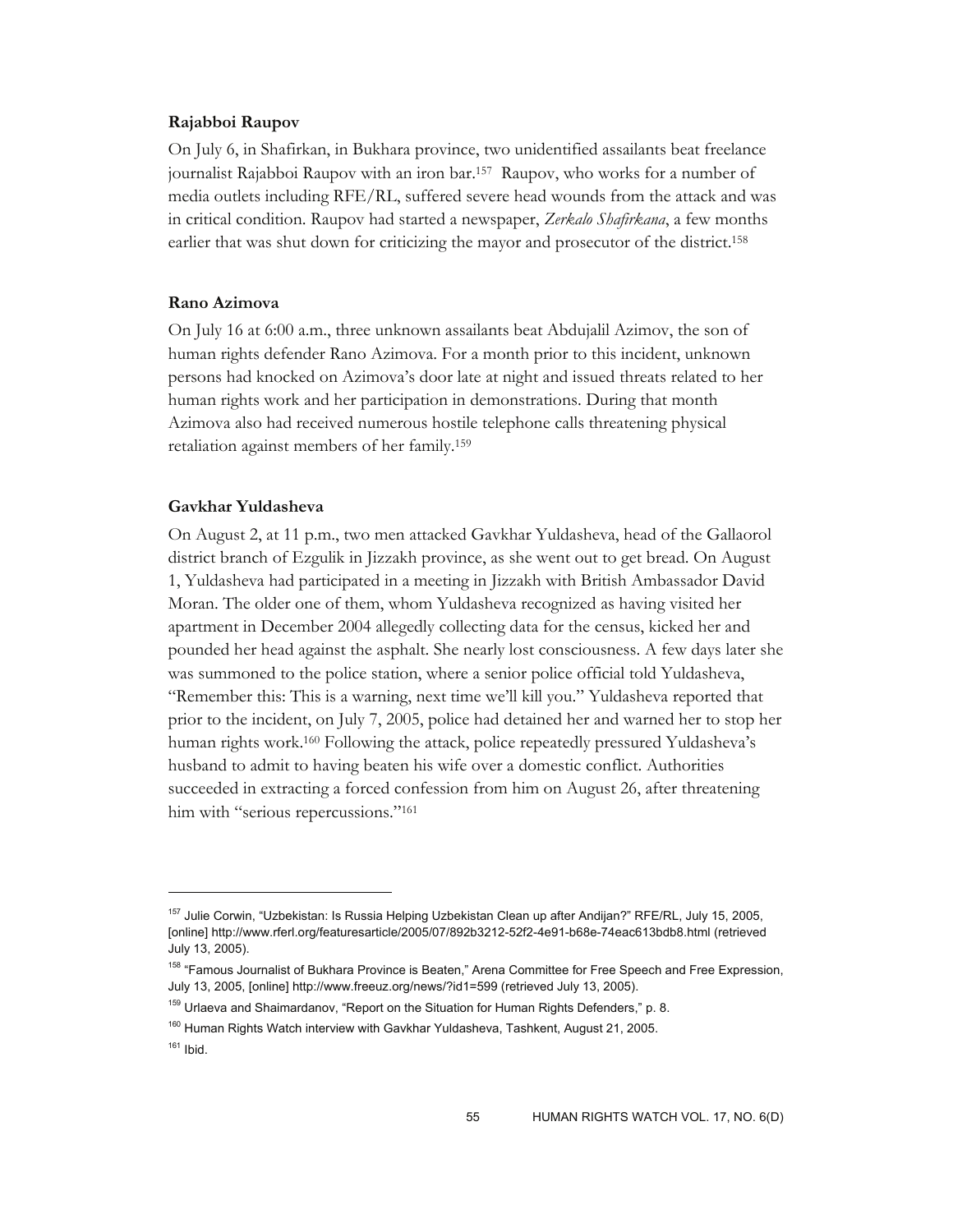**Rajabboi Raupov**

On July 6, in Shafirkan, in Bukhara province, two unidentified assailants beat freelance journalist Rajabboi Raupov with an iron bar.[157] Raupov, who works for a number of media outlets including RFE/RL, suffered severe head wounds from the attack and was in critical condition. Raupov had started a newspaper, *Zerkalo Shafirkana*, a few months earlier that was shut down for criticizing the mayor and prosecutor of the district.[158]

**Rano Azimova**

On July 16 at 6:00 a.m., three unknown assailants beat Abdujalil Azimov, the son of human rights defender Rano Azimova. For a month prior to this incident, unknown persons had knocked on Azimova's door late at night and issued threats related to her human rights work and her participation in demonstrations. During that month Azimova also had received numerous hostile telephone calls threatening physical retaliation against members of her family.[159]

**Gavkhar Yuldasheva**

On August 2, at 11 p.m., two men attacked Gavkhar Yuldasheva, head of the Gallaorol district branch of Ezgulik in Jizzakh province, as she went out to get bread. On August 1, Yuldasheva had participated in a meeting in Jizzakh with British Ambassador David Moran. The older one of them, whom Yuldasheva recognized as having visited her apartment in December 2004 allegedly collecting data for the census, kicked her and pounded her head against the asphalt. She nearly lost consciousness. A few days later she was summoned to the police station, where a senior police official told Yuldasheva, "Remember this: This is a warning, next time we'll kill you." Yuldasheva reported that prior to the incident, on July 7, 2005, police had detained her and warned her to stop her human rights work.[160] Following the attack, police repeatedly pressured Yuldasheva's husband to admit to having beaten his wife over a domestic conflict. Authorities succeeded in extracting a forced confession from him on August 26, after threatening him with "serious repercussions."[161]

---

[157] Julie Corwin, "Uzbekistan: Is Russia Helping Uzbekistan Clean up after Andijan?" RFE/RL, July 15, 2005, [online] http://www.rferl.org/featuresarticle/2005/07/892b3212-52f2-4e91-b68e-74eac613bdb8.html (retrieved July 13, 2005).

[158] "Famous Journalist of Bukhara Province is Beaten," Arena Committee for Free Speech and Free Expression, July 13, 2005, [online] http://www.freeuz.org/news/?id1=599 (retrieved July 13, 2005).

[159] Urlaeva and Shaimardanov, "Report on the Situation for Human Rights Defenders," p. 8.

[160] Human Rights Watch interview with Gavkhar Yuldasheva, Tashkent, August 21, 2005.

[161] Ibid.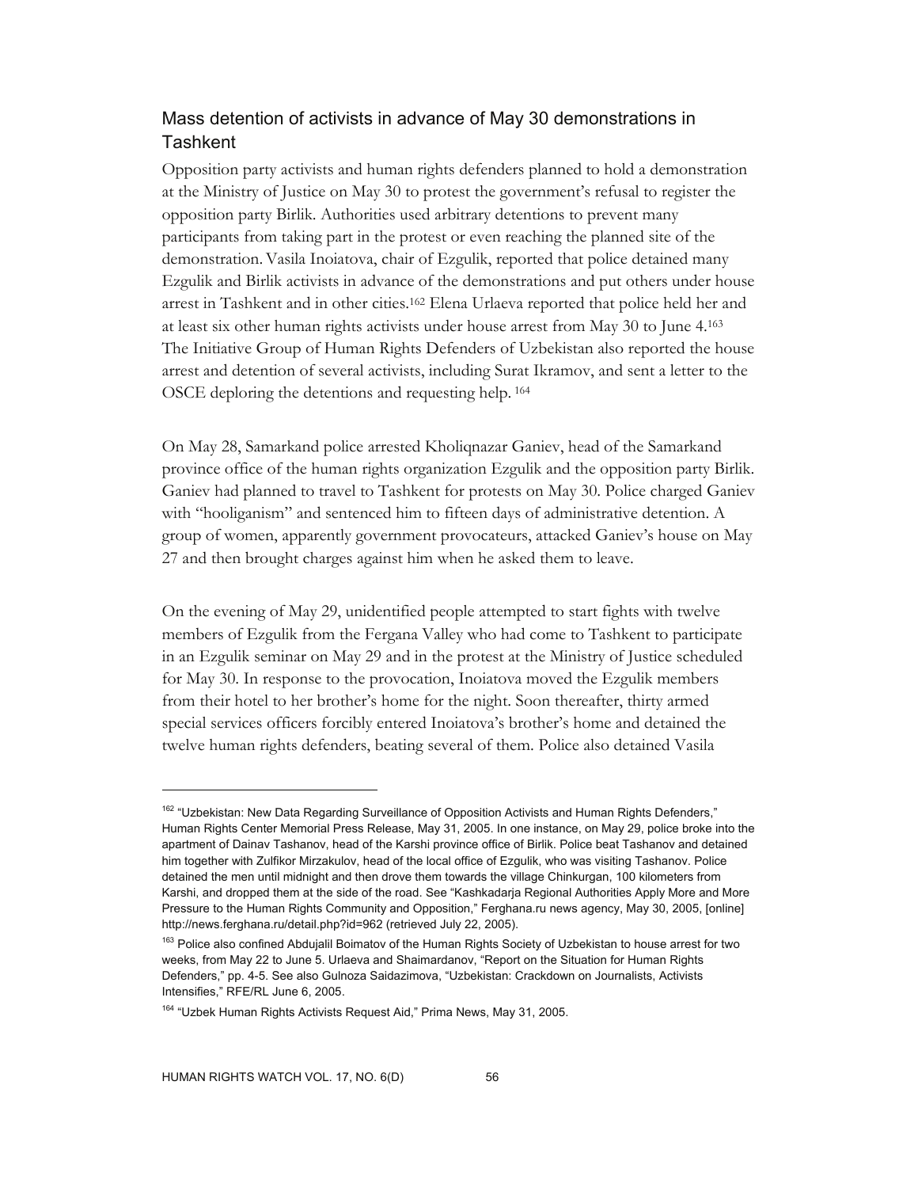## Mass detention of activists in advance of May 30 demonstrations in Tashkent

Opposition party activists and human rights defenders planned to hold a demonstration at the Ministry of Justice on May 30 to protest the government's refusal to register the opposition party Birlik. Authorities used arbitrary detentions to prevent many participants from taking part in the protest or even reaching the planned site of the demonstration. Vasila Inoiatova, chair of Ezgulik, reported that police detained many Ezgulik and Birlik activists in advance of the demonstrations and put others under house arrest in Tashkent and in other cities.[162] Elena Urlaeva reported that police held her and at least six other human rights activists under house arrest from May 30 to June 4.[163] The Initiative Group of Human Rights Defenders of Uzbekistan also reported the house arrest and detention of several activists, including Surat Ikramov, and sent a letter to the OSCE deploring the detentions and requesting help.[164]

On May 28, Samarkand police arrested Kholiqnazar Ganiev, head of the Samarkand province office of the human rights organization Ezgulik and the opposition party Birlik. Ganiev had planned to travel to Tashkent for protests on May 30. Police charged Ganiev with "hooliganism" and sentenced him to fifteen days of administrative detention. A group of women, apparently government provocateurs, attacked Ganiev's house on May 27 and then brought charges against him when he asked them to leave.

On the evening of May 29, unidentified people attempted to start fights with twelve members of Ezgulik from the Fergana Valley who had come to Tashkent to participate in an Ezgulik seminar on May 29 and in the protest at the Ministry of Justice scheduled for May 30. In response to the provocation, Inoiatova moved the Ezgulik members from their hotel to her brother's home for the night. Soon thereafter, thirty armed special services officers forcibly entered Inoiatova's brother's home and detained the twelve human rights defenders, beating several of them. Police also detained Vasila

---

[162] "Uzbekistan: New Data Regarding Surveillance of Opposition Activists and Human Rights Defenders," Human Rights Center Memorial Press Release, May 31, 2005. In one instance, on May 29, police broke into the apartment of Dainav Tashanov, head of the Karshi province office of Birlik. Police beat Tashanov and detained him together with Zulfikor Mirzakulov, head of the local office of Ezgulik, who was visiting Tashanov. Police detained the men until midnight and then drove them towards the village Chinkurgan, 100 kilometers from Karshi, and dropped them at the side of the road. See "Kashkadarja Regional Authorities Apply More and More Pressure to the Human Rights Community and Opposition," Ferghana.ru news agency, May 30, 2005, [online] http://news.ferghana.ru/detail.php?id=962 (retrieved July 22, 2005).

[163] Police also confined Abdujalil Boimatov of the Human Rights Society of Uzbekistan to house arrest for two weeks, from May 22 to June 5. Urlaeva and Shaimardanov, "Report on the Situation for Human Rights Defenders," pp. 4-5. See also Gulnoza Saidazimova, "Uzbekistan: Crackdown on Journalists, Activists Intensifies," RFE/RL June 6, 2005.

[164] "Uzbek Human Rights Activists Request Aid," Prima News, May 31, 2005.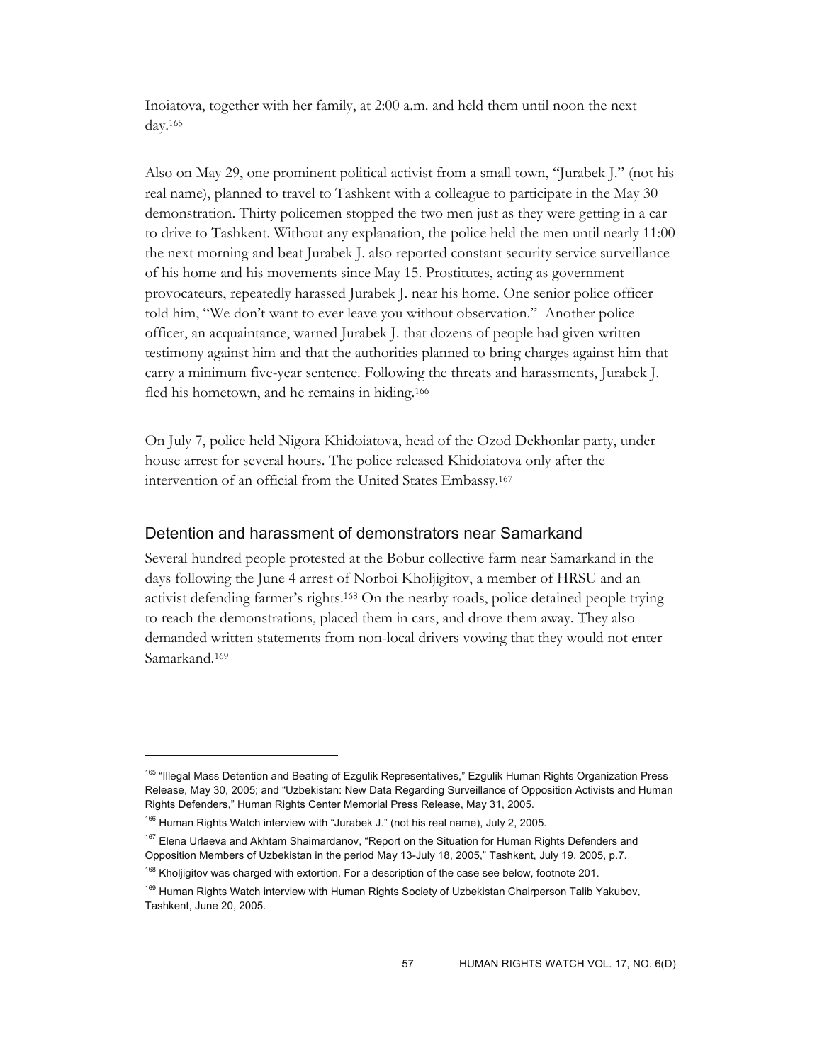Inoiatova, together with her family, at 2:00 a.m. and held them until noon the next day.[165]

Also on May 29, one prominent political activist from a small town, "Jurabek J." (not his real name), planned to travel to Tashkent with a colleague to participate in the May 30 demonstration. Thirty policemen stopped the two men just as they were getting in a car to drive to Tashkent. Without any explanation, the police held the men until nearly 11:00 the next morning and beat Jurabek J. also reported constant security service surveillance of his home and his movements since May 15. Prostitutes, acting as government provocateurs, repeatedly harassed Jurabek J. near his home. One senior police officer told him, "We don't want to ever leave you without observation." Another police officer, an acquaintance, warned Jurabek J. that dozens of people had given written testimony against him and that the authorities planned to bring charges against him that carry a minimum five-year sentence. Following the threats and harassments, Jurabek J. fled his hometown, and he remains in hiding.[166]

On July 7, police held Nigora Khidoiatova, head of the Ozod Dekhonlar party, under house arrest for several hours. The police released Khidoiatova only after the intervention of an official from the United States Embassy.[167]

## Detention and harassment of demonstrators near Samarkand

Several hundred people protested at the Bobur collective farm near Samarkand in the days following the June 4 arrest of Norboi Kholjigitov, a member of HRSU and an activist defending farmer's rights.[168] On the nearby roads, police detained people trying to reach the demonstrations, placed them in cars, and drove them away. They also demanded written statements from non-local drivers vowing that they would not enter Samarkand.[169]

---

[165] "Illegal Mass Detention and Beating of Ezgulik Representatives," Ezgulik Human Rights Organization Press Release, May 30, 2005; and "Uzbekistan: New Data Regarding Surveillance of Opposition Activists and Human Rights Defenders," Human Rights Center Memorial Press Release, May 31, 2005.

[166] Human Rights Watch interview with "Jurabek J." (not his real name), July 2, 2005.

[167] Elena Urlaeva and Akhtam Shaimardanov, "Report on the Situation for Human Rights Defenders and Opposition Members of Uzbekistan in the period May 13-July 18, 2005," Tashkent, July 19, 2005, p.7.

[168] Kholjigitov was charged with extortion. For a description of the case see below, footnote 201.

[169] Human Rights Watch interview with Human Rights Society of Uzbekistan Chairperson Talib Yakubov, Tashkent, June 20, 2005.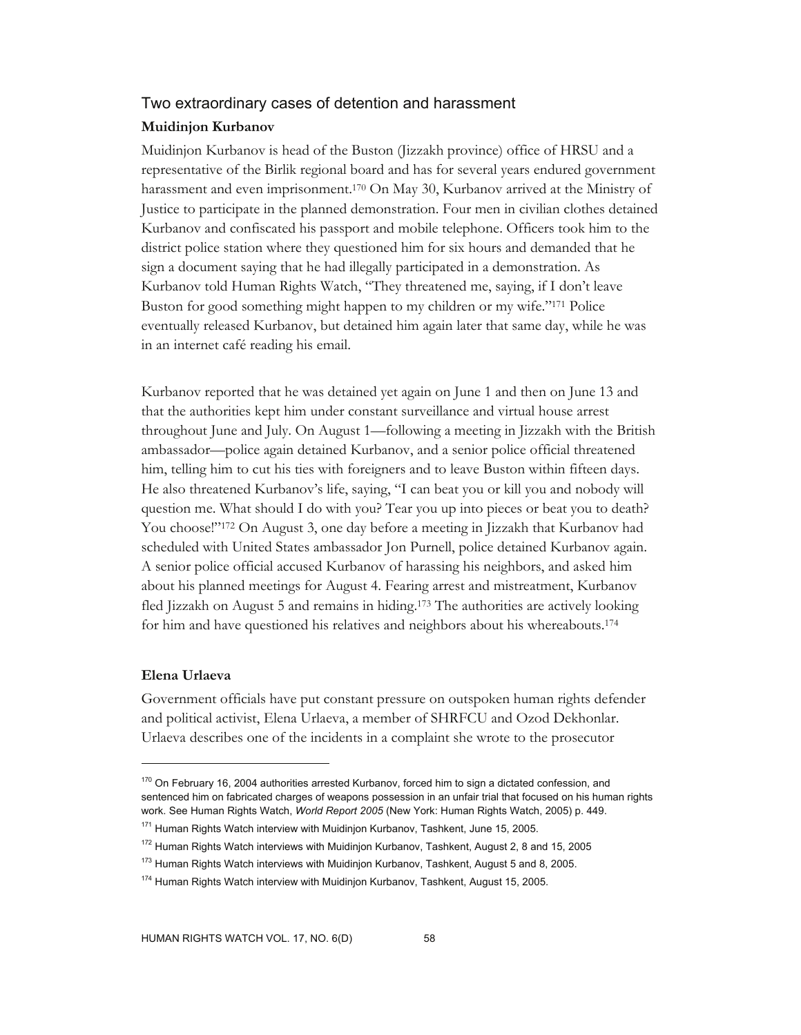## Two extraordinary cases of detention and harassment

### Muidinjon Kurbanov

Muidinjon Kurbanov is head of the Buston (Jizzakh province) office of HRSU and a representative of the Birlik regional board and has for several years endured government harassment and even imprisonment.[170] On May 30, Kurbanov arrived at the Ministry of Justice to participate in the planned demonstration. Four men in civilian clothes detained Kurbanov and confiscated his passport and mobile telephone. Officers took him to the district police station where they questioned him for six hours and demanded that he sign a document saying that he had illegally participated in a demonstration. As Kurbanov told Human Rights Watch, "They threatened me, saying, if I don't leave Buston for good something might happen to my children or my wife."[171] Police eventually released Kurbanov, but detained him again later that same day, while he was in an internet café reading his email.

Kurbanov reported that he was detained yet again on June 1 and then on June 13 and that the authorities kept him under constant surveillance and virtual house arrest throughout June and July. On August 1—following a meeting in Jizzakh with the British ambassador—police again detained Kurbanov, and a senior police official threatened him, telling him to cut his ties with foreigners and to leave Buston within fifteen days. He also threatened Kurbanov's life, saying, "I can beat you or kill you and nobody will question me. What should I do with you? Tear you up into pieces or beat you to death? You choose!"[172] On August 3, one day before a meeting in Jizzakh that Kurbanov had scheduled with United States ambassador Jon Purnell, police detained Kurbanov again. A senior police official accused Kurbanov of harassing his neighbors, and asked him about his planned meetings for August 4. Fearing arrest and mistreatment, Kurbanov fled Jizzakh on August 5 and remains in hiding.[173] The authorities are actively looking for him and have questioned his relatives and neighbors about his whereabouts.[174]

### Elena Urlaeva

Government officials have put constant pressure on outspoken human rights defender and political activist, Elena Urlaeva, a member of SHRFCU and Ozod Dekhonlar. Urlaeva describes one of the incidents in a complaint she wrote to the prosecutor

---

[170] On February 16, 2004 authorities arrested Kurbanov, forced him to sign a dictated confession, and sentenced him on fabricated charges of weapons possession in an unfair trial that focused on his human rights work. See Human Rights Watch, *World Report 2005* (New York: Human Rights Watch, 2005) p. 449.

[171] Human Rights Watch interview with Muidinjon Kurbanov, Tashkent, June 15, 2005.

[172] Human Rights Watch interviews with Muidinjon Kurbanov, Tashkent, August 2, 8 and 15, 2005

[173] Human Rights Watch interviews with Muidinjon Kurbanov, Tashkent, August 5 and 8, 2005.

[174] Human Rights Watch interview with Muidinjon Kurbanov, Tashkent, August 15, 2005.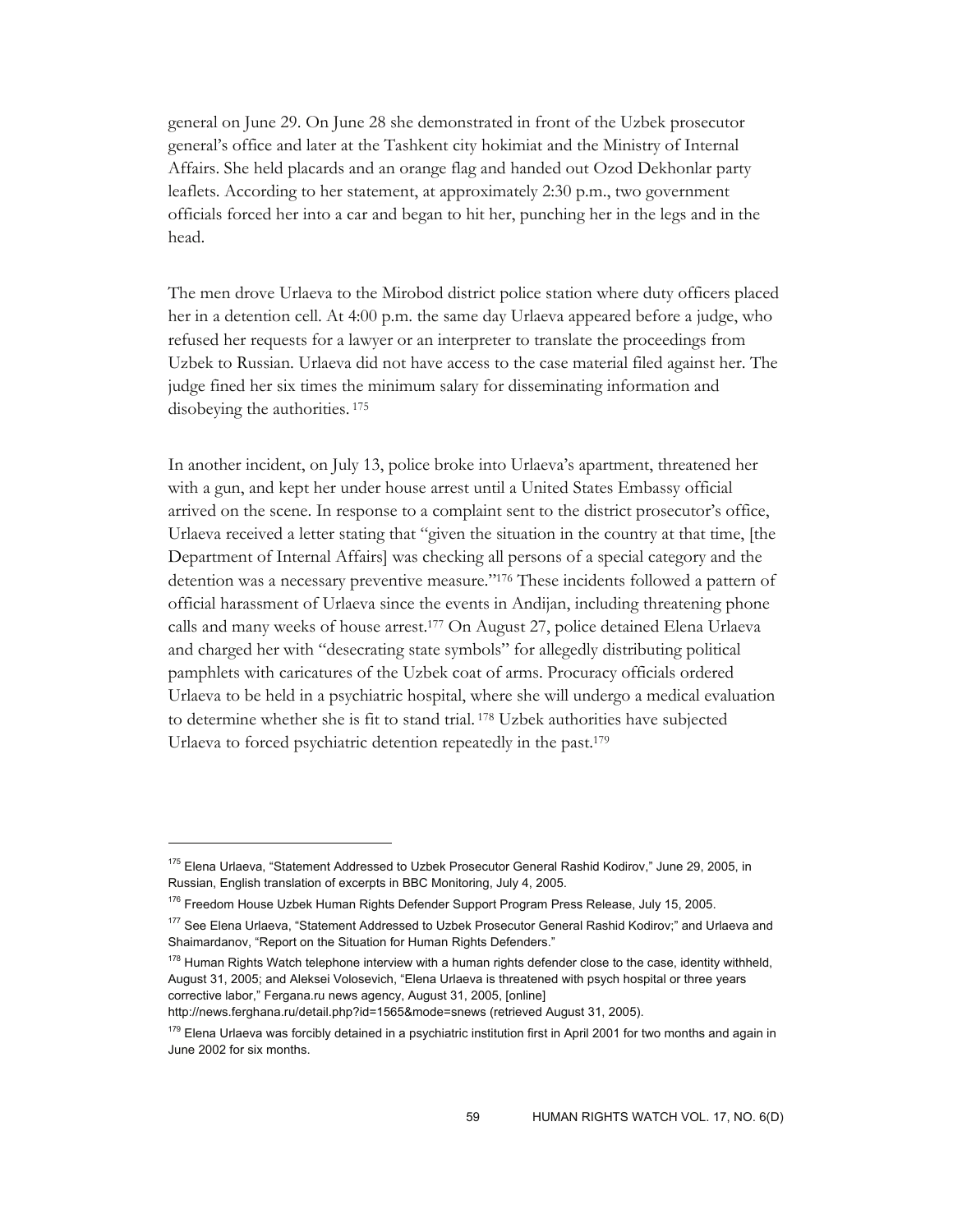general on June 29. On June 28 she demonstrated in front of the Uzbek prosecutor general's office and later at the Tashkent city hokimiat and the Ministry of Internal Affairs. She held placards and an orange flag and handed out Ozod Dekhonlar party leaflets. According to her statement, at approximately 2:30 p.m., two government officials forced her into a car and began to hit her, punching her in the legs and in the head.

The men drove Urlaeva to the Mirobod district police station where duty officers placed her in a detention cell. At 4:00 p.m. the same day Urlaeva appeared before a judge, who refused her requests for a lawyer or an interpreter to translate the proceedings from Uzbek to Russian. Urlaeva did not have access to the case material filed against her. The judge fined her six times the minimum salary for disseminating information and disobeying the authorities. [175]

In another incident, on July 13, police broke into Urlaeva's apartment, threatened her with a gun, and kept her under house arrest until a United States Embassy official arrived on the scene. In response to a complaint sent to the district prosecutor's office, Urlaeva received a letter stating that "given the situation in the country at that time, [the Department of Internal Affairs] was checking all persons of a special category and the detention was a necessary preventive measure."[176] These incidents followed a pattern of official harassment of Urlaeva since the events in Andijan, including threatening phone calls and many weeks of house arrest.[177] On August 27, police detained Elena Urlaeva and charged her with "desecrating state symbols" for allegedly distributing political pamphlets with caricatures of the Uzbek coat of arms. Procuracy officials ordered Urlaeva to be held in a psychiatric hospital, where she will undergo a medical evaluation to determine whether she is fit to stand trial. [178] Uzbek authorities have subjected Urlaeva to forced psychiatric detention repeatedly in the past.[179]

---

[175] Elena Urlaeva, "Statement Addressed to Uzbek Prosecutor General Rashid Kodirov," June 29, 2005, in Russian, English translation of excerpts in BBC Monitoring, July 4, 2005.

[176] Freedom House Uzbek Human Rights Defender Support Program Press Release, July 15, 2005.

[177] See Elena Urlaeva, "Statement Addressed to Uzbek Prosecutor General Rashid Kodirov;" and Urlaeva and Shaimardanov, "Report on the Situation for Human Rights Defenders."

[178] Human Rights Watch telephone interview with a human rights defender close to the case, identity withheld, August 31, 2005; and Aleksei Volosevich, "Elena Urlaeva is threatened with psych hospital or three years corrective labor," Fergana.ru news agency, August 31, 2005, [online] http://news.ferghana.ru/detail.php?id=1565&mode=snews (retrieved August 31, 2005).

[179] Elena Urlaeva was forcibly detained in a psychiatric institution first in April 2001 for two months and again in June 2002 for six months.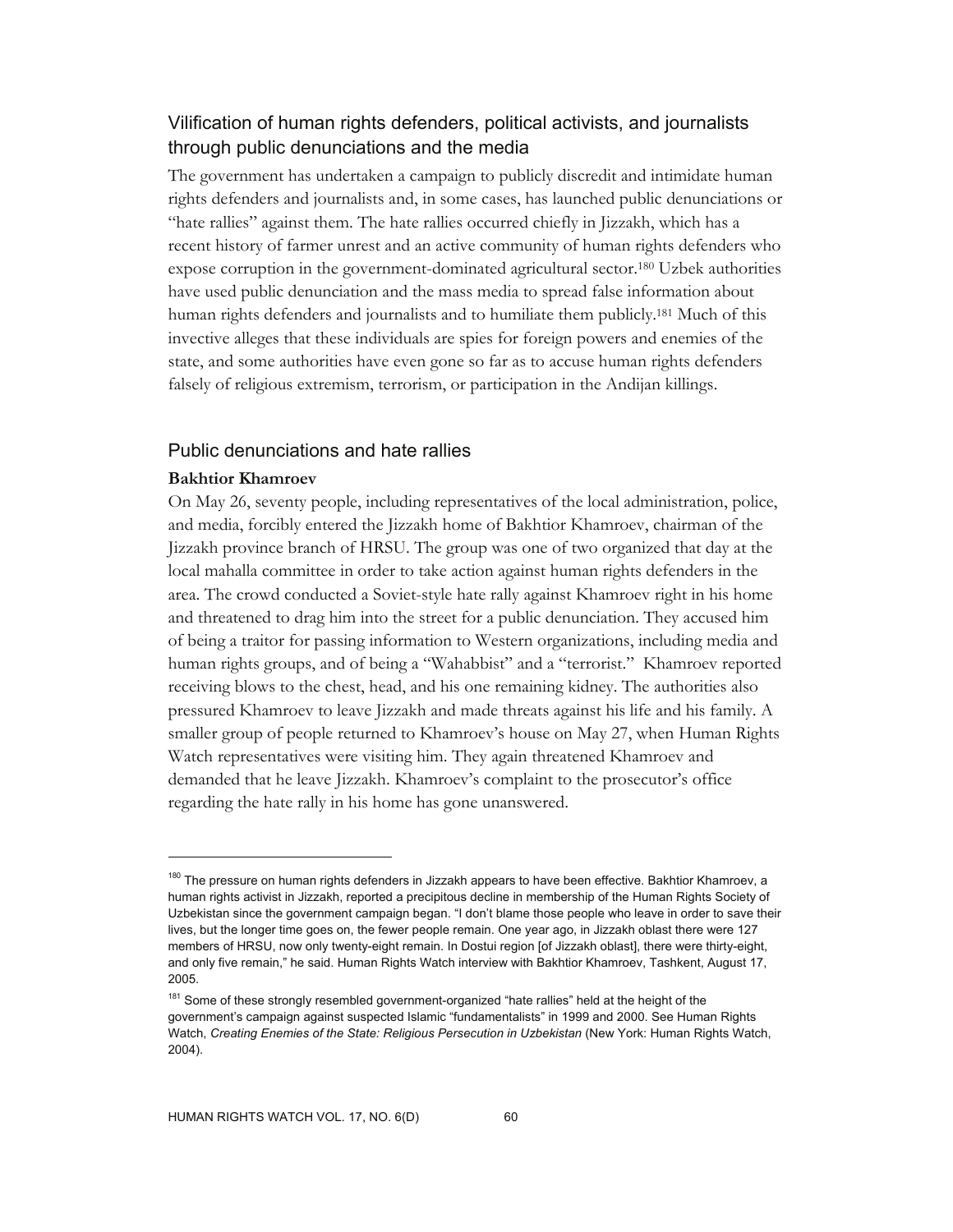## Vilification of human rights defenders, political activists, and journalists through public denunciations and the media

The government has undertaken a campaign to publicly discredit and intimidate human rights defenders and journalists and, in some cases, has launched public denunciations or "hate rallies" against them. The hate rallies occurred chiefly in Jizzakh, which has a recent history of farmer unrest and an active community of human rights defenders who expose corruption in the government-dominated agricultural sector.[180] Uzbek authorities have used public denunciation and the mass media to spread false information about human rights defenders and journalists and to humiliate them publicly.[181] Much of this invective alleges that these individuals are spies for foreign powers and enemies of the state, and some authorities have even gone so far as to accuse human rights defenders falsely of religious extremism, terrorism, or participation in the Andijan killings.

### Public denunciations and hate rallies

**Bakhtior Khamroev**

On May 26, seventy people, including representatives of the local administration, police, and media, forcibly entered the Jizzakh home of Bakhtior Khamroev, chairman of the Jizzakh province branch of HRSU. The group was one of two organized that day at the local mahalla committee in order to take action against human rights defenders in the area. The crowd conducted a Soviet-style hate rally against Khamroev right in his home and threatened to drag him into the street for a public denunciation. They accused him of being a traitor for passing information to Western organizations, including media and human rights groups, and of being a "Wahabbist" and a "terrorist." Khamroev reported receiving blows to the chest, head, and his one remaining kidney. The authorities also pressured Khamroev to leave Jizzakh and made threats against his life and his family. A smaller group of people returned to Khamroev's house on May 27, when Human Rights Watch representatives were visiting him. They again threatened Khamroev and demanded that he leave Jizzakh. Khamroev's complaint to the prosecutor's office regarding the hate rally in his home has gone unanswered.

---

[180] The pressure on human rights defenders in Jizzakh appears to have been effective. Bakhtior Khamroev, a human rights activist in Jizzakh, reported a precipitous decline in membership of the Human Rights Society of Uzbekistan since the government campaign began. "I don't blame those people who leave in order to save their lives, but the longer time goes on, the fewer people remain. One year ago, in Jizzakh oblast there were 127 members of HRSU, now only twenty-eight remain. In Dostui region [of Jizzakh oblast], there were thirty-eight, and only five remain," he said. Human Rights Watch interview with Bakhtior Khamroev, Tashkent, August 17, 2005.

[181] Some of these strongly resembled government-organized "hate rallies" held at the height of the government's campaign against suspected Islamic "fundamentalists" in 1999 and 2000. See Human Rights Watch, *Creating Enemies of the State: Religious Persecution in Uzbekistan* (New York: Human Rights Watch, 2004).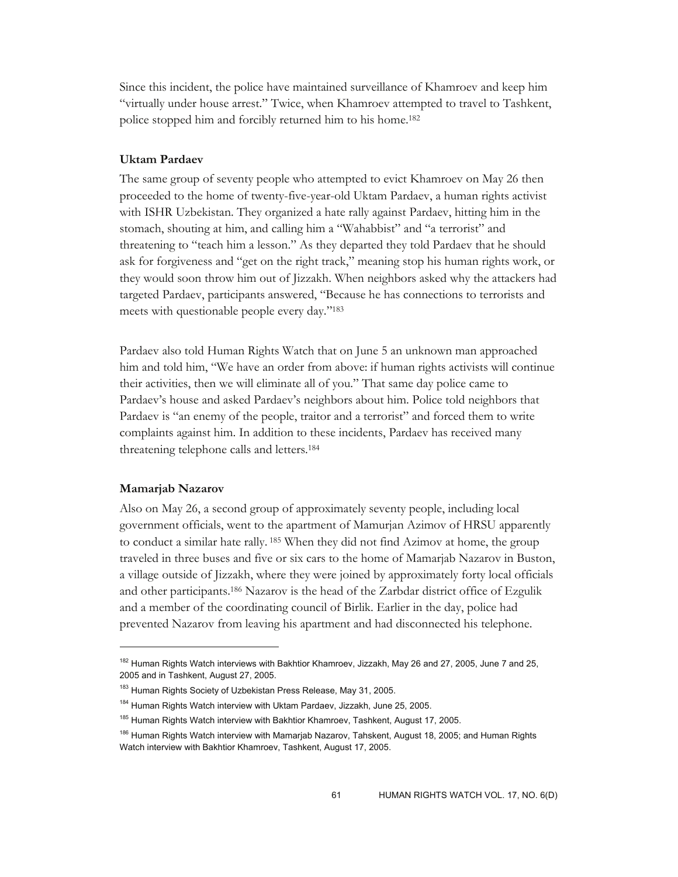Since this incident, the police have maintained surveillance of Khamroev and keep him "virtually under house arrest." Twice, when Khamroev attempted to travel to Tashkent, police stopped him and forcibly returned him to his home.[182]

### Uktam Pardaev

The same group of seventy people who attempted to evict Khamroev on May 26 then proceeded to the home of twenty-five-year-old Uktam Pardaev, a human rights activist with ISHR Uzbekistan. They organized a hate rally against Pardaev, hitting him in the stomach, shouting at him, and calling him a "Wahabbist" and "a terrorist" and threatening to "teach him a lesson." As they departed they told Pardaev that he should ask for forgiveness and "get on the right track," meaning stop his human rights work, or they would soon throw him out of Jizzakh. When neighbors asked why the attackers had targeted Pardaev, participants answered, "Because he has connections to terrorists and meets with questionable people every day."[183]

Pardaev also told Human Rights Watch that on June 5 an unknown man approached him and told him, "We have an order from above: if human rights activists will continue their activities, then we will eliminate all of you." That same day police came to Pardaev's house and asked Pardaev's neighbors about him. Police told neighbors that Pardaev is "an enemy of the people, traitor and a terrorist" and forced them to write complaints against him. In addition to these incidents, Pardaev has received many threatening telephone calls and letters.[184]

### Mamarjab Nazarov

Also on May 26, a second group of approximately seventy people, including local government officials, went to the apartment of Mamurjan Azimov of HRSU apparently to conduct a similar hate rally.[185] When they did not find Azimov at home, the group traveled in three buses and five or six cars to the home of Mamarjab Nazarov in Buston, a village outside of Jizzakh, where they were joined by approximately forty local officials and other participants.[186] Nazarov is the head of the Zarbdar district office of Ezgulik and a member of the coordinating council of Birlik. Earlier in the day, police had prevented Nazarov from leaving his apartment and had disconnected his telephone.

---

[182] Human Rights Watch interviews with Bakhtior Khamroev, Jizzakh, May 26 and 27, 2005, June 7 and 25, 2005 and in Tashkent, August 27, 2005.

[183] Human Rights Society of Uzbekistan Press Release, May 31, 2005.

[184] Human Rights Watch interview with Uktam Pardaev, Jizzakh, June 25, 2005.

[185] Human Rights Watch interview with Bakhtior Khamroev, Tashkent, August 17, 2005.

[186] Human Rights Watch interview with Mamarjab Nazarov, Tahskent, August 18, 2005; and Human Rights Watch interview with Bakhtior Khamroev, Tashkent, August 17, 2005.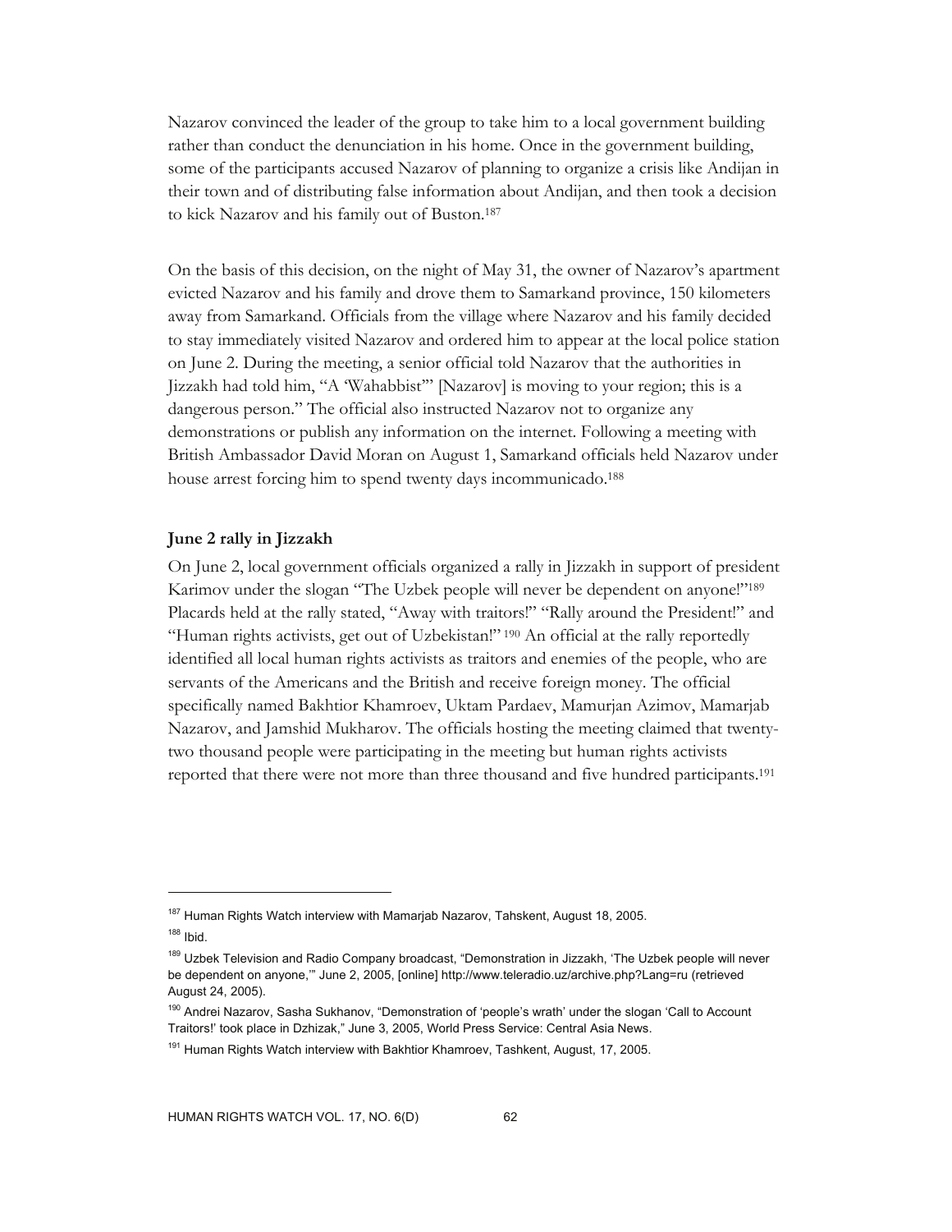Nazarov convinced the leader of the group to take him to a local government building rather than conduct the denunciation in his home. Once in the government building, some of the participants accused Nazarov of planning to organize a crisis like Andijan in their town and of distributing false information about Andijan, and then took a decision to kick Nazarov and his family out of Buston.[187]

On the basis of this decision, on the night of May 31, the owner of Nazarov's apartment evicted Nazarov and his family and drove them to Samarkand province, 150 kilometers away from Samarkand. Officials from the village where Nazarov and his family decided to stay immediately visited Nazarov and ordered him to appear at the local police station on June 2. During the meeting, a senior official told Nazarov that the authorities in Jizzakh had told him, "A 'Wahabbist'" [Nazarov] is moving to your region; this is a dangerous person." The official also instructed Nazarov not to organize any demonstrations or publish any information on the internet. Following a meeting with British Ambassador David Moran on August 1, Samarkand officials held Nazarov under house arrest forcing him to spend twenty days incommunicado.[188]

**June 2 rally in Jizzakh**

On June 2, local government officials organized a rally in Jizzakh in support of president Karimov under the slogan "The Uzbek people will never be dependent on anyone!"[189] Placards held at the rally stated, "Away with traitors!" "Rally around the President!" and "Human rights activists, get out of Uzbekistan!"[190] An official at the rally reportedly identified all local human rights activists as traitors and enemies of the people, who are servants of the Americans and the British and receive foreign money. The official specifically named Bakhtior Khamroev, Uktam Pardaev, Mamurjan Azimov, Mamarjab Nazarov, and Jamshid Mukharov. The officials hosting the meeting claimed that twenty-two thousand people were participating in the meeting but human rights activists reported that there were not more than three thousand and five hundred participants.[191]

---

[187] Human Rights Watch interview with Mamarjab Nazarov, Tahskent, August 18, 2005.

[188] Ibid.

[189] Uzbek Television and Radio Company broadcast, "Demonstration in Jizzakh, 'The Uzbek people will never be dependent on anyone,'" June 2, 2005, [online] http://www.teleradio.uz/archive.php?Lang=ru (retrieved August 24, 2005).

[190] Andrei Nazarov, Sasha Sukhanov, "Demonstration of 'people's wrath' under the slogan 'Call to Account Traitors!' took place in Dzhizak," June 3, 2005, World Press Service: Central Asia News.

[191] Human Rights Watch interview with Bakhtior Khamroev, Tashkent, August, 17, 2005.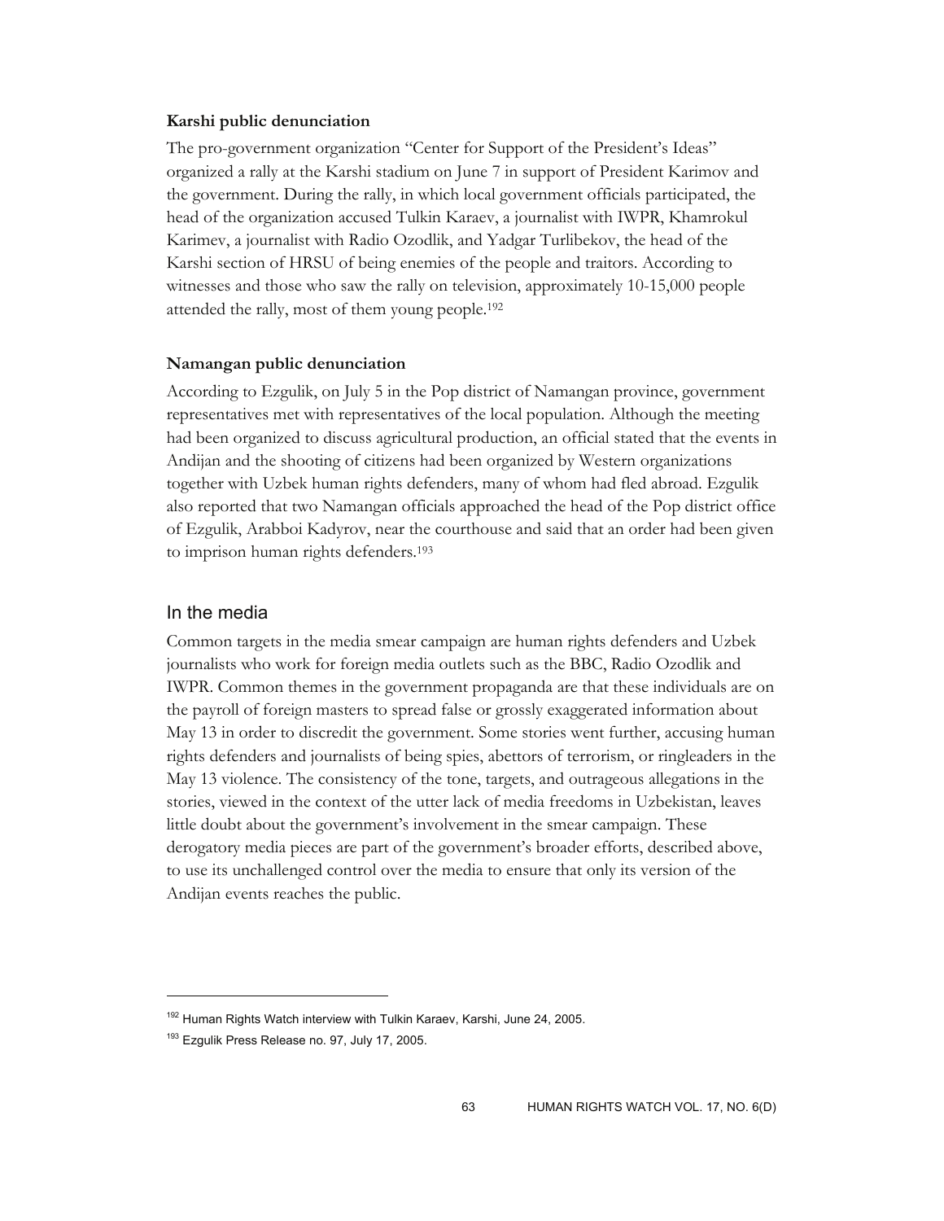### Karshi public denunciation

The pro-government organization "Center for Support of the President's Ideas" organized a rally at the Karshi stadium on June 7 in support of President Karimov and the government. During the rally, in which local government officials participated, the head of the organization accused Tulkin Karaev, a journalist with IWPR, Khamrokul Karimev, a journalist with Radio Ozodlik, and Yadgar Turlibekov, the head of the Karshi section of HRSU of being enemies of the people and traitors. According to witnesses and those who saw the rally on television, approximately 10-15,000 people attended the rally, most of them young people.[192]

### Namangan public denunciation

According to Ezgulik, on July 5 in the Pop district of Namangan province, government representatives met with representatives of the local population. Although the meeting had been organized to discuss agricultural production, an official stated that the events in Andijan and the shooting of citizens had been organized by Western organizations together with Uzbek human rights defenders, many of whom had fled abroad. Ezgulik also reported that two Namangan officials approached the head of the Pop district office of Ezgulik, Arabboi Kadyrov, near the courthouse and said that an order had been given to imprison human rights defenders.[193]

## In the media

Common targets in the media smear campaign are human rights defenders and Uzbek journalists who work for foreign media outlets such as the BBC, Radio Ozodlik and IWPR. Common themes in the government propaganda are that these individuals are on the payroll of foreign masters to spread false or grossly exaggerated information about May 13 in order to discredit the government. Some stories went further, accusing human rights defenders and journalists of being spies, abettors of terrorism, or ringleaders in the May 13 violence. The consistency of the tone, targets, and outrageous allegations in the stories, viewed in the context of the utter lack of media freedoms in Uzbekistan, leaves little doubt about the government's involvement in the smear campaign. These derogatory media pieces are part of the government's broader efforts, described above, to use its unchallenged control over the media to ensure that only its version of the Andijan events reaches the public.

---

[192] Human Rights Watch interview with Tulkin Karaev, Karshi, June 24, 2005.

[193] Ezgulik Press Release no. 97, July 17, 2005.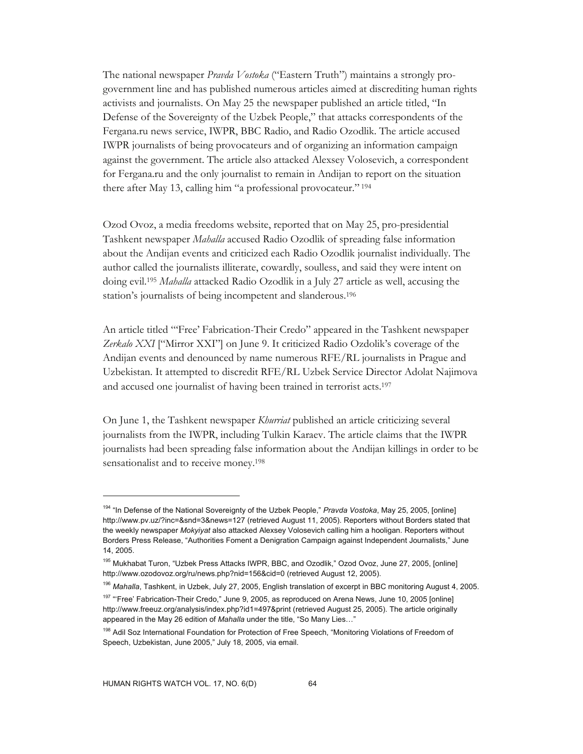The national newspaper *Pravda Vostoka* ("Eastern Truth") maintains a strongly pro-government line and has published numerous articles aimed at discrediting human rights activists and journalists. On May 25 the newspaper published an article titled, "In Defense of the Sovereignty of the Uzbek People," that attacks correspondents of the Fergana.ru news service, IWPR, BBC Radio, and Radio Ozodlik. The article accused IWPR journalists of being provocateurs and of organizing an information campaign against the government. The article also attacked Alexsey Volosevich, a correspondent for Fergana.ru and the only journalist to remain in Andijan to report on the situation there after May 13, calling him "a professional provocateur."[194]

Ozod Ovoz, a media freedoms website, reported that on May 25, pro-presidential Tashkent newspaper *Mahalla* accused Radio Ozodlik of spreading false information about the Andijan events and criticized each Radio Ozodlik journalist individually. The author called the journalists illiterate, cowardly, soulless, and said they were intent on doing evil.[195] *Mahalla* attacked Radio Ozodlik in a July 27 article as well, accusing the station's journalists of being incompetent and slanderous.[196]

An article titled "'Free' Fabrication-Their Credo" appeared in the Tashkent newspaper *Zerkalo XXI* ["Mirror XXI"] on June 9. It criticized Radio Ozdolik's coverage of the Andijan events and denounced by name numerous RFE/RL journalists in Prague and Uzbekistan. It attempted to discredit RFE/RL Uzbek Service Director Adolat Najimova and accused one journalist of having been trained in terrorist acts.[197]

On June 1, the Tashkent newspaper *Khurriat* published an article criticizing several journalists from the IWPR, including Tulkin Karaev. The article claims that the IWPR journalists had been spreading false information about the Andijan killings in order to be sensationalist and to receive money.[198]

---

[194] "In Defense of the National Sovereignty of the Uzbek People," *Pravda Vostoka*, May 25, 2005, [online] http://www.pv.uz/?inc=&snd=3&news=127 (retrieved August 11, 2005). Reporters without Borders stated that the weekly newspaper *Mokyiyat* also attacked Alexsey Volosevich calling him a hooligan. Reporters without Borders Press Release, "Authorities Foment a Denigration Campaign against Independent Journalists," June 14, 2005.

[195] Mukhabat Turon, "Uzbek Press Attacks IWPR, BBC, and Ozodlik," Ozod Ovoz, June 27, 2005, [online] http://www.ozodovoz.org/ru/news.php?nid=156&cid=0 (retrieved August 12, 2005).

[196] *Mahalla*, Tashkent, in Uzbek, July 27, 2005, English translation of excerpt in BBC monitoring August 4, 2005.

[197] "'Free' Fabrication-Their Credo," June 9, 2005, as reproduced on Arena News, June 10, 2005 [online] http://www.freeuz.org/analysis/index.php?id1=497&print (retrieved August 25, 2005). The article originally appeared in the May 26 edition of *Mahalla* under the title, "So Many Lies…"

[198] Adil Soz International Foundation for Protection of Free Speech, "Monitoring Violations of Freedom of Speech, Uzbekistan, June 2005," July 18, 2005, via email.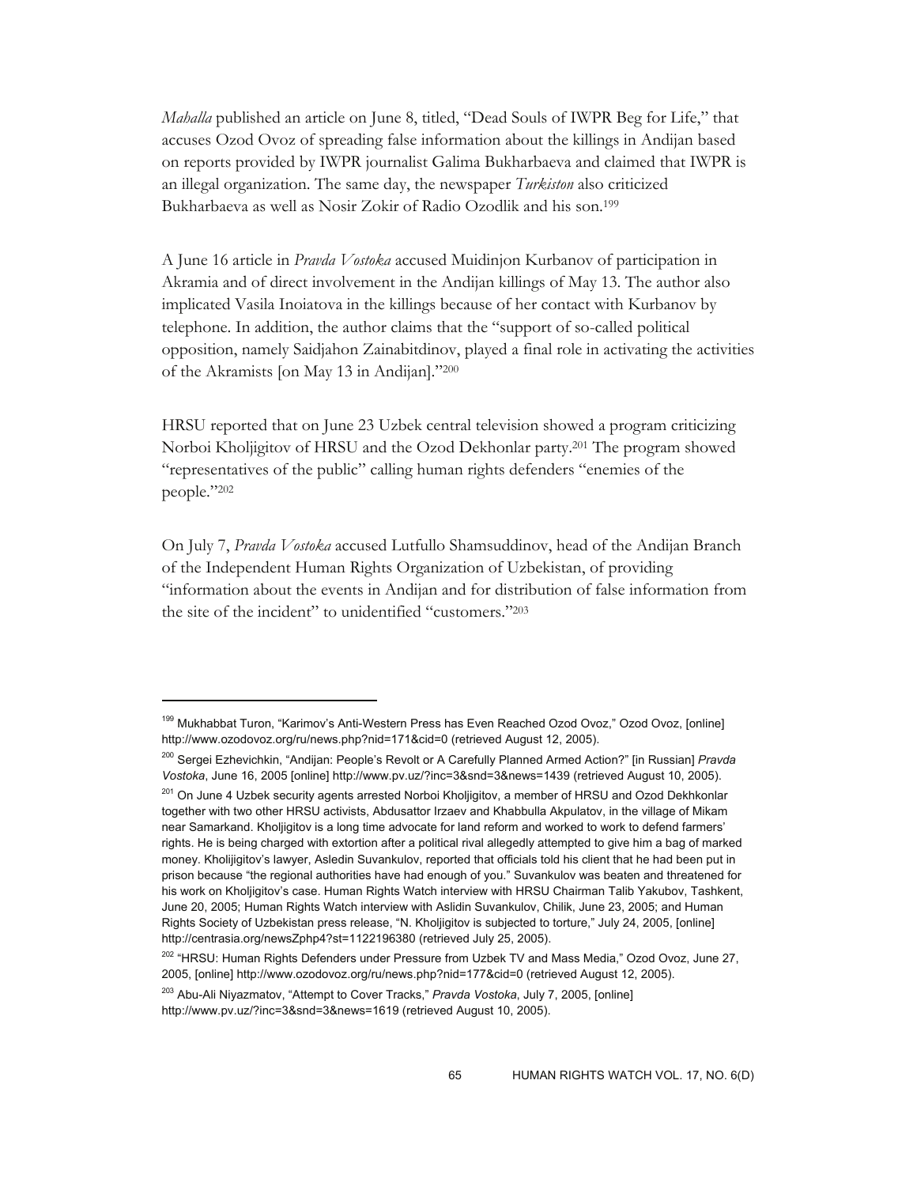*Mahalla* published an article on June 8, titled, "Dead Souls of IWPR Beg for Life," that accuses Ozod Ovoz of spreading false information about the killings in Andijan based on reports provided by IWPR journalist Galima Bukharbaeva and claimed that IWPR is an illegal organization. The same day, the newspaper *Turkiston* also criticized Bukharbaeva as well as Nosir Zokir of Radio Ozodlik and his son.[199]

A June 16 article in *Pravda Vostoka* accused Muidinjon Kurbanov of participation in Akramia and of direct involvement in the Andijan killings of May 13. The author also implicated Vasila Inoiatova in the killings because of her contact with Kurbanov by telephone. In addition, the author claims that the "support of so-called political opposition, namely Saidjahon Zainabitdinov, played a final role in activating the activities of the Akramists [on May 13 in Andijan]."[200]

HRSU reported that on June 23 Uzbek central television showed a program criticizing Norboi Kholjigitov of HRSU and the Ozod Dekhonlar party.[201] The program showed "representatives of the public" calling human rights defenders "enemies of the people."[202]

On July 7, *Pravda Vostoka* accused Lutfullo Shamsuddinov, head of the Andijan Branch of the Independent Human Rights Organization of Uzbekistan, of providing "information about the events in Andijan and for distribution of false information from the site of the incident" to unidentified "customers."[203]

---

[199] Mukhabbat Turon, "Karimov's Anti-Western Press has Even Reached Ozod Ovoz," Ozod Ovoz, [online] http://www.ozodovoz.org/ru/news.php?nid=171&cid=0 (retrieved August 12, 2005).

[200] Sergei Ezhevichkin, "Andijan: People's Revolt or A Carefully Planned Armed Action?" [in Russian] *Pravda Vostoka*, June 16, 2005 [online] http://www.pv.uz/?inc=3&snd=3&news=1439 (retrieved August 10, 2005).

[201] On June 4 Uzbek security agents arrested Norboi Kholjigitov, a member of HRSU and Ozod Dekhkonlar together with two other HRSU activists, Abdusattor Irzaev and Khabbulla Akpulatov, in the village of Mikam near Samarkand. Kholjigitov is a long time advocate for land reform and worked to work to defend farmers' rights. He is being charged with extortion after a political rival allegedly attempted to give him a bag of marked money. Kholijigitov's lawyer, Asledin Suvankulov, reported that officials told his client that he had been put in prison because "the regional authorities have had enough of you." Suvankulov was beaten and threatened for his work on Kholjigitov's case. Human Rights Watch interview with HRSU Chairman Talib Yakubov, Tashkent, June 20, 2005; Human Rights Watch interview with Aslidin Suvankulov, Chilik, June 23, 2005; and Human Rights Society of Uzbekistan press release, "N. Kholjigitov is subjected to torture," July 24, 2005, [online] http://centrasia.org/newsZphp4?st=1122196380 (retrieved July 25, 2005).

[202] "HRSU: Human Rights Defenders under Pressure from Uzbek TV and Mass Media," Ozod Ovoz, June 27, 2005, [online] http://www.ozodovoz.org/ru/news.php?nid=177&cid=0 (retrieved August 12, 2005).

[203] Abu-Ali Niyazmatov, "Attempt to Cover Tracks," *Pravda Vostoka*, July 7, 2005, [online] http://www.pv.uz/?inc=3&snd=3&news=1619 (retrieved August 10, 2005).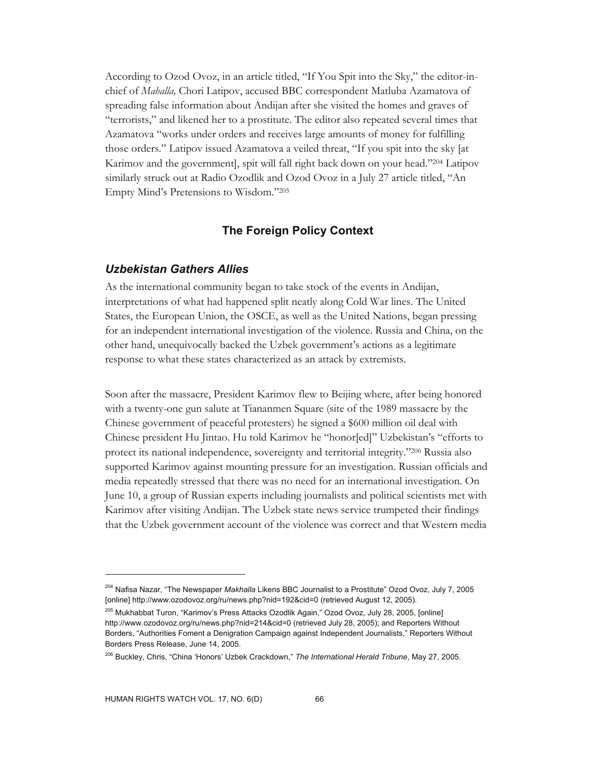According to Ozod Ovoz, in an article titled, "If You Spit into the Sky," the editor-in-chief of *Mahalla,* Chori Latipov, accused BBC correspondent Matluba Azamatova of spreading false information about Andijan after she visited the homes and graves of "terrorists," and likened her to a prostitute. The editor also repeated several times that Azamatova "works under orders and receives large amounts of money for fulfilling those orders." Latipov issued Azamatova a veiled threat, "If you spit into the sky [at Karimov and the government], spit will fall right back down on your head."[204] Latipov similarly struck out at Radio Ozodlik and Ozod Ovoz in a July 27 article titled, "An Empty Mind's Pretensions to Wisdom."[205]

## The Foreign Policy Context

### *Uzbekistan Gathers Allies*

As the international community began to take stock of the events in Andijan, interpretations of what had happened split neatly along Cold War lines. The United States, the European Union, the OSCE, as well as the United Nations, began pressing for an independent international investigation of the violence. Russia and China, on the other hand, unequivocally backed the Uzbek government's actions as a legitimate response to what these states characterized as an attack by extremists.

Soon after the massacre, President Karimov flew to Beijing where, after being honored with a twenty-one gun salute at Tiananmen Square (site of the 1989 massacre by the Chinese government of peaceful protesters) he signed a $600 million oil deal with Chinese president Hu Jintao. Hu told Karimov he "honor[ed]" Uzbekistan's "efforts to protect its national independence, sovereignty and territorial integrity."[206] Russia also supported Karimov against mounting pressure for an investigation. Russian officials and media repeatedly stressed that there was no need for an international investigation. On June 10, a group of Russian experts including journalists and political scientists met with Karimov after visiting Andijan. The Uzbek state news service trumpeted their findings that the Uzbek government account of the violence was correct and that Western media

---

[204] Nafisa Nazar, "The Newspaper *Makhalla* Likens BBC Journalist to a Prostitute" Ozod Ovoz, July 7, 2005 [online] http://www.ozodovoz.org/ru/news.php?nid=192&cid=0 (retrieved August 12, 2005).

[205] Mukhabbat Turon, "Karimov's Press Attacks Ozodlik Again," Ozod Ovoz, July 28, 2005, [online] http://www.ozodovoz.org/ru/news.php?nid=214&cid=0 (retrieved July 28, 2005); and Reporters Without Borders, "Authorities Foment a Denigration Campaign against Independent Journalists," Reporters Without Borders Press Release, June 14, 2005.

[206] Buckley, Chris, "China 'Honors' Uzbek Crackdown," *The International Herald Tribune*, May 27, 2005.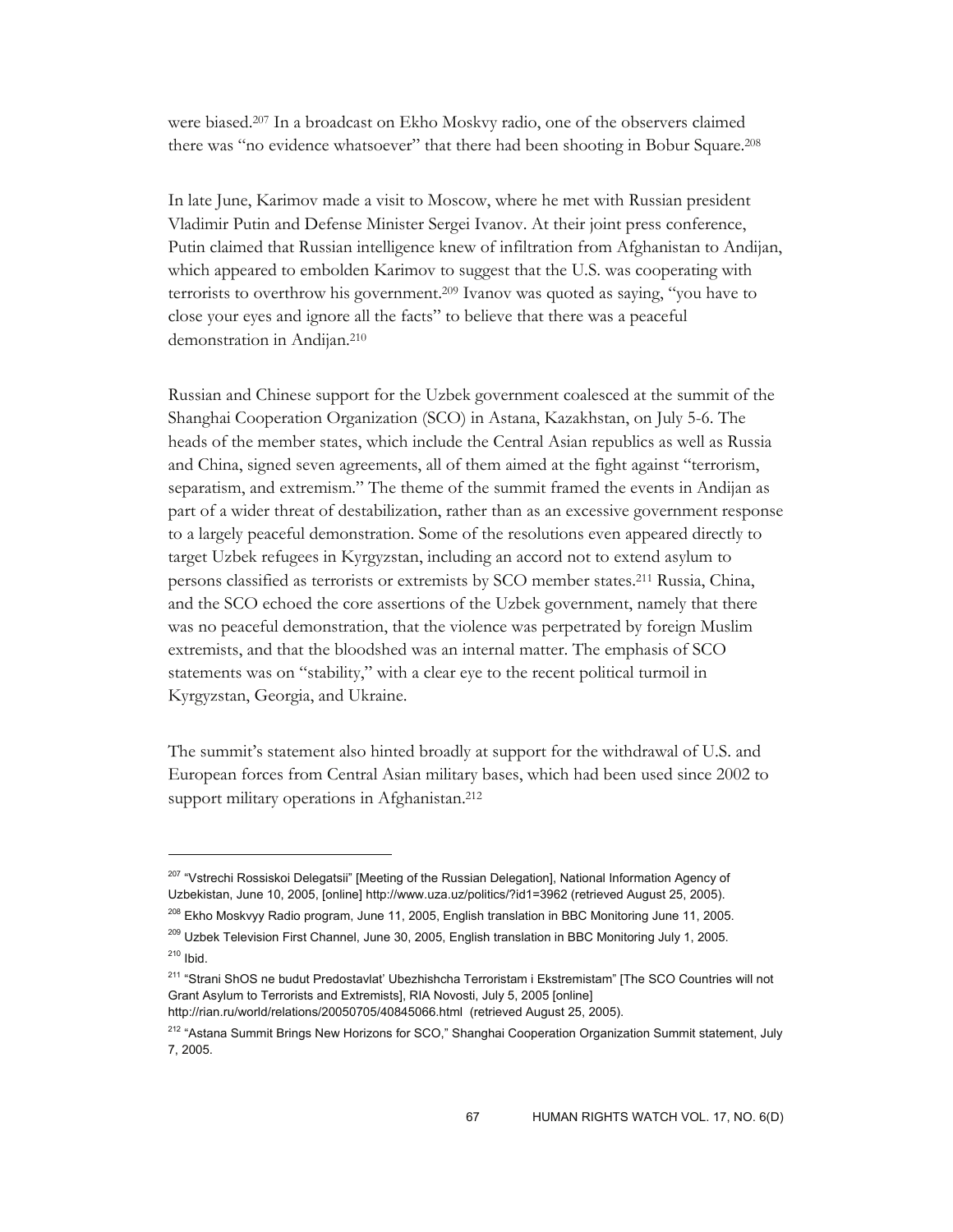were biased.[207] In a broadcast on Ekho Moskvy radio, one of the observers claimed there was "no evidence whatsoever" that there had been shooting in Bobur Square.[208]

In late June, Karimov made a visit to Moscow, where he met with Russian president Vladimir Putin and Defense Minister Sergei Ivanov. At their joint press conference, Putin claimed that Russian intelligence knew of infiltration from Afghanistan to Andijan, which appeared to embolden Karimov to suggest that the U.S. was cooperating with terrorists to overthrow his government.[209] Ivanov was quoted as saying, "you have to close your eyes and ignore all the facts" to believe that there was a peaceful demonstration in Andijan.[210]

Russian and Chinese support for the Uzbek government coalesced at the summit of the Shanghai Cooperation Organization (SCO) in Astana, Kazakhstan, on July 5-6. The heads of the member states, which include the Central Asian republics as well as Russia and China, signed seven agreements, all of them aimed at the fight against "terrorism, separatism, and extremism." The theme of the summit framed the events in Andijan as part of a wider threat of destabilization, rather than as an excessive government response to a largely peaceful demonstration. Some of the resolutions even appeared directly to target Uzbek refugees in Kyrgyzstan, including an accord not to extend asylum to persons classified as terrorists or extremists by SCO member states.[211] Russia, China, and the SCO echoed the core assertions of the Uzbek government, namely that there was no peaceful demonstration, that the violence was perpetrated by foreign Muslim extremists, and that the bloodshed was an internal matter. The emphasis of SCO statements was on "stability," with a clear eye to the recent political turmoil in Kyrgyzstan, Georgia, and Ukraine.

The summit's statement also hinted broadly at support for the withdrawal of U.S. and European forces from Central Asian military bases, which had been used since 2002 to support military operations in Afghanistan.[212]

---

[207] "Vstrechi Rossiskoi Delegatsii" [Meeting of the Russian Delegation], National Information Agency of Uzbekistan, June 10, 2005, [online] http://www.uza.uz/politics/?id1=3962 (retrieved August 25, 2005).

[208] Ekho Moskvyy Radio program, June 11, 2005, English translation in BBC Monitoring June 11, 2005.

[209] Uzbek Television First Channel, June 30, 2005, English translation in BBC Monitoring July 1, 2005.

[210] Ibid.

[211] "Strani ShOS ne budut Predostavlat' Ubezhishcha Terroristam i Ekstremistam" [The SCO Countries will not Grant Asylum to Terrorists and Extremists], RIA Novosti, July 5, 2005 [online] http://rian.ru/world/relations/20050705/40845066.html (retrieved August 25, 2005).

[212] "Astana Summit Brings New Horizons for SCO," Shanghai Cooperation Organization Summit statement, July 7, 2005.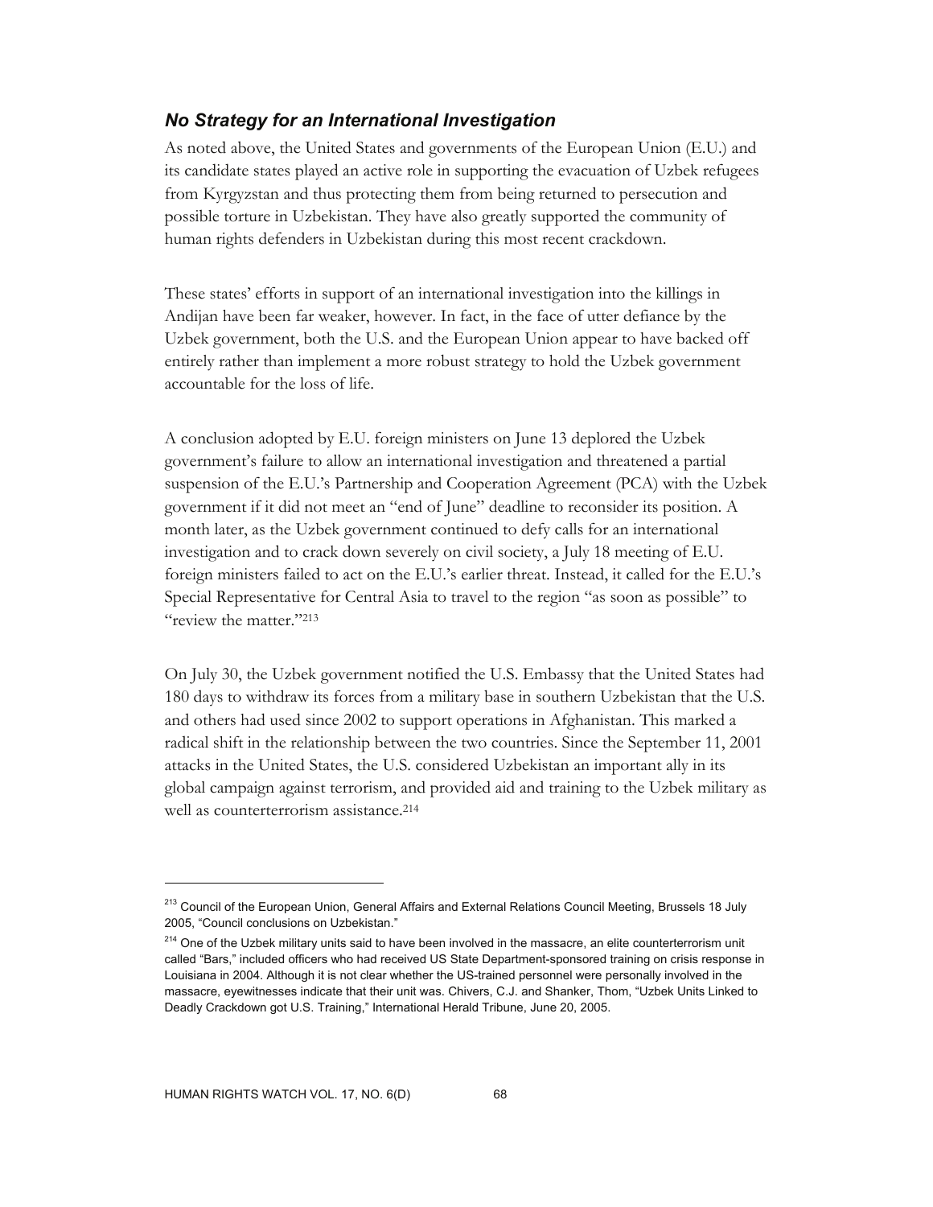### *No Strategy for an International Investigation*

As noted above, the United States and governments of the European Union (E.U.) and its candidate states played an active role in supporting the evacuation of Uzbek refugees from Kyrgyzstan and thus protecting them from being returned to persecution and possible torture in Uzbekistan. They have also greatly supported the community of human rights defenders in Uzbekistan during this most recent crackdown.

These states' efforts in support of an international investigation into the killings in Andijan have been far weaker, however. In fact, in the face of utter defiance by the Uzbek government, both the U.S. and the European Union appear to have backed off entirely rather than implement a more robust strategy to hold the Uzbek government accountable for the loss of life.

A conclusion adopted by E.U. foreign ministers on June 13 deplored the Uzbek government's failure to allow an international investigation and threatened a partial suspension of the E.U.'s Partnership and Cooperation Agreement (PCA) with the Uzbek government if it did not meet an "end of June" deadline to reconsider its position. A month later, as the Uzbek government continued to defy calls for an international investigation and to crack down severely on civil society, a July 18 meeting of E.U. foreign ministers failed to act on the E.U.'s earlier threat. Instead, it called for the E.U.'s Special Representative for Central Asia to travel to the region "as soon as possible" to "review the matter."[213]

On July 30, the Uzbek government notified the U.S. Embassy that the United States had 180 days to withdraw its forces from a military base in southern Uzbekistan that the U.S. and others had used since 2002 to support operations in Afghanistan. This marked a radical shift in the relationship between the two countries. Since the September 11, 2001 attacks in the United States, the U.S. considered Uzbekistan an important ally in its global campaign against terrorism, and provided aid and training to the Uzbek military as well as counterterrorism assistance.[214]

---

[213] Council of the European Union, General Affairs and External Relations Council Meeting, Brussels 18 July 2005, "Council conclusions on Uzbekistan."

[214] One of the Uzbek military units said to have been involved in the massacre, an elite counterterrorism unit called "Bars," included officers who had received US State Department-sponsored training on crisis response in Louisiana in 2004. Although it is not clear whether the US-trained personnel were personally involved in the massacre, eyewitnesses indicate that their unit was. Chivers, C.J. and Shanker, Thom, "Uzbek Units Linked to Deadly Crackdown got U.S. Training," International Herald Tribune, June 20, 2005.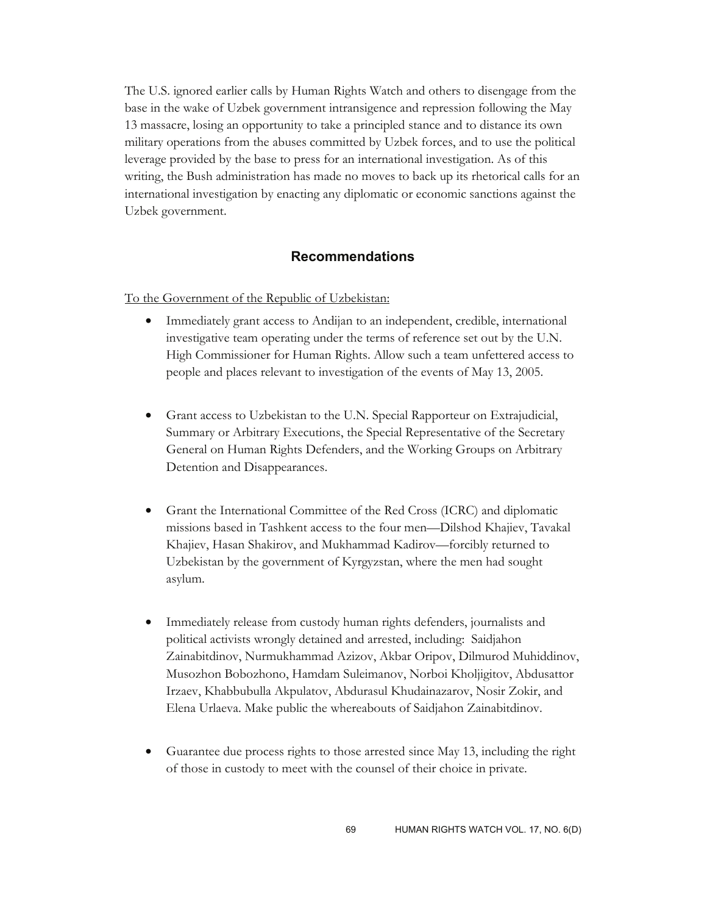The U.S. ignored earlier calls by Human Rights Watch and others to disengage from the base in the wake of Uzbek government intransigence and repression following the May 13 massacre, losing an opportunity to take a principled stance and to distance its own military operations from the abuses committed by Uzbek forces, and to use the political leverage provided by the base to press for an international investigation. As of this writing, the Bush administration has made no moves to back up its rhetorical calls for an international investigation by enacting any diplomatic or economic sanctions against the Uzbek government.

## Recommendations

To the Government of the Republic of Uzbekistan:

- Immediately grant access to Andijan to an independent, credible, international investigative team operating under the terms of reference set out by the U.N. High Commissioner for Human Rights. Allow such a team unfettered access to people and places relevant to investigation of the events of May 13, 2005.

- Grant access to Uzbekistan to the U.N. Special Rapporteur on Extrajudicial, Summary or Arbitrary Executions, the Special Representative of the Secretary General on Human Rights Defenders, and the Working Groups on Arbitrary Detention and Disappearances.

- Grant the International Committee of the Red Cross (ICRC) and diplomatic missions based in Tashkent access to the four men—Dilshod Khajiev, Tavakal Khajiev, Hasan Shakirov, and Mukhammad Kadirov—forcibly returned to Uzbekistan by the government of Kyrgyzstan, where the men had sought asylum.

- Immediately release from custody human rights defenders, journalists and political activists wrongly detained and arrested, including: Saidjahon Zainabitdinov, Nurmukhammad Azizov, Akbar Oripov, Dilmurod Muhiddinov, Musozhon Bobozhono, Hamdam Suleimanov, Norboi Kholjigitov, Abdusattor Irzaev, Khabbubulla Akpulatov, Abdurasul Khudainazarov, Nosir Zokir, and Elena Urlaeva. Make public the whereabouts of Saidjahon Zainabitdinov.

- Guarantee due process rights to those arrested since May 13, including the right of those in custody to meet with the counsel of their choice in private.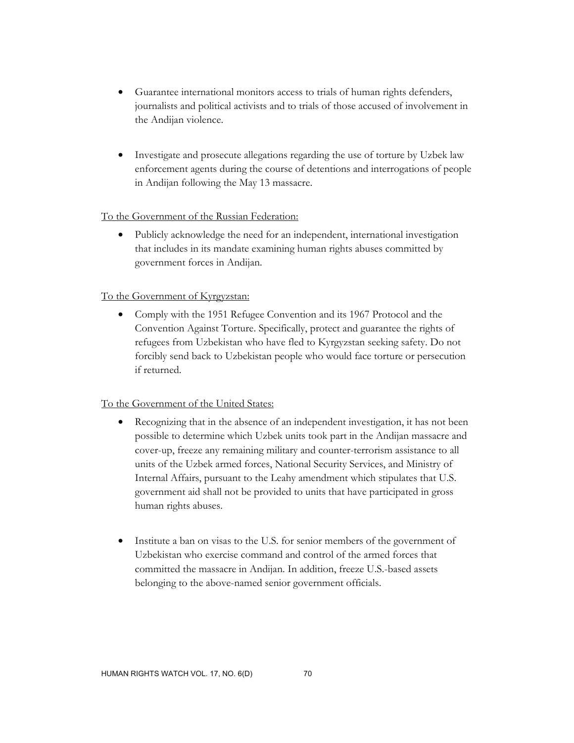- Guarantee international monitors access to trials of human rights defenders, journalists and political activists and to trials of those accused of involvement in the Andijan violence.

- Investigate and prosecute allegations regarding the use of torture by Uzbek law enforcement agents during the course of detentions and interrogations of people in Andijan following the May 13 massacre.

To the Government of the Russian Federation:

- Publicly acknowledge the need for an independent, international investigation that includes in its mandate examining human rights abuses committed by government forces in Andijan.

To the Government of Kyrgyzstan:

- Comply with the 1951 Refugee Convention and its 1967 Protocol and the Convention Against Torture. Specifically, protect and guarantee the rights of refugees from Uzbekistan who have fled to Kyrgyzstan seeking safety. Do not forcibly send back to Uzbekistan people who would face torture or persecution if returned.

To the Government of the United States:

- Recognizing that in the absence of an independent investigation, it has not been possible to determine which Uzbek units took part in the Andijan massacre and cover-up, freeze any remaining military and counter-terrorism assistance to all units of the Uzbek armed forces, National Security Services, and Ministry of Internal Affairs, pursuant to the Leahy amendment which stipulates that U.S. government aid shall not be provided to units that have participated in gross human rights abuses.

- Institute a ban on visas to the U.S. for senior members of the government of Uzbekistan who exercise command and control of the armed forces that committed the massacre in Andijan. In addition, freeze U.S.-based assets belonging to the above-named senior government officials.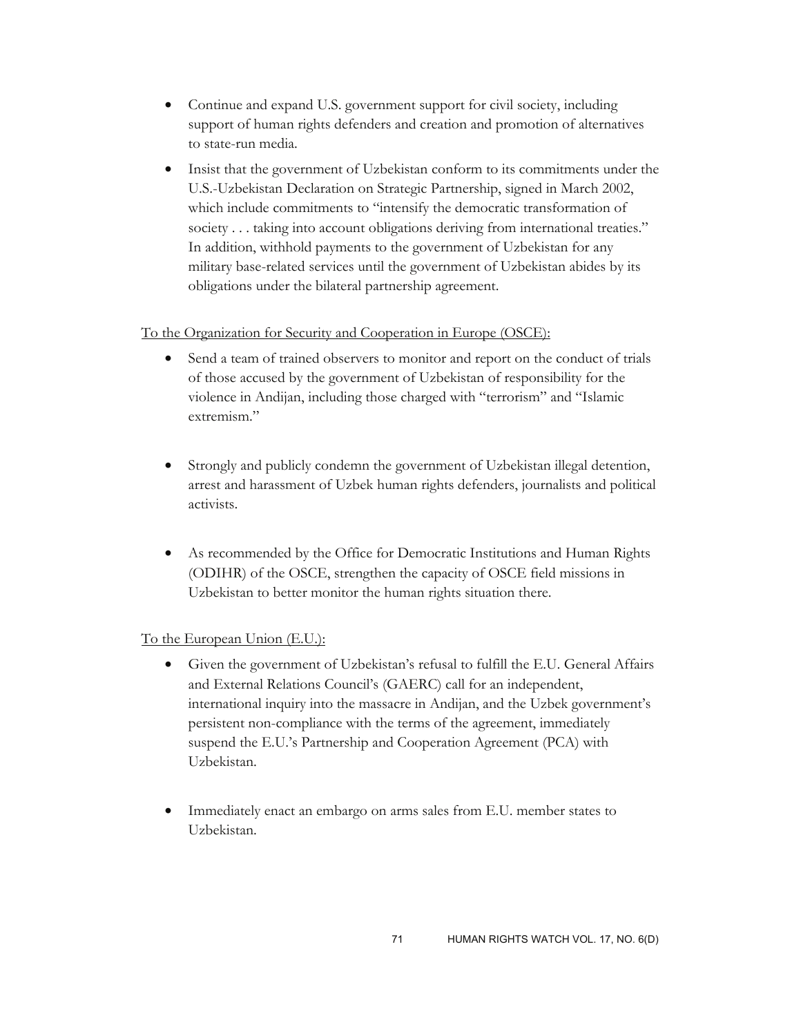- Continue and expand U.S. government support for civil society, including support of human rights defenders and creation and promotion of alternatives to state-run media.
- Insist that the government of Uzbekistan conform to its commitments under the U.S.-Uzbekistan Declaration on Strategic Partnership, signed in March 2002, which include commitments to "intensify the democratic transformation of society . . . taking into account obligations deriving from international treaties." In addition, withhold payments to the government of Uzbekistan for any military base-related services until the government of Uzbekistan abides by its obligations under the bilateral partnership agreement.

<u>To the Organization for Security and Cooperation in Europe (OSCE):</u>

- Send a team of trained observers to monitor and report on the conduct of trials of those accused by the government of Uzbekistan of responsibility for the violence in Andijan, including those charged with "terrorism" and "Islamic extremism."
- Strongly and publicly condemn the government of Uzbekistan illegal detention, arrest and harassment of Uzbek human rights defenders, journalists and political activists.
- As recommended by the Office for Democratic Institutions and Human Rights (ODIHR) of the OSCE, strengthen the capacity of OSCE field missions in Uzbekistan to better monitor the human rights situation there.

<u>To the European Union (E.U.):</u>

- Given the government of Uzbekistan's refusal to fulfill the E.U. General Affairs and External Relations Council's (GAERC) call for an independent, international inquiry into the massacre in Andijan, and the Uzbek government's persistent non-compliance with the terms of the agreement, immediately suspend the E.U.'s Partnership and Cooperation Agreement (PCA) with Uzbekistan.
- Immediately enact an embargo on arms sales from E.U. member states to Uzbekistan.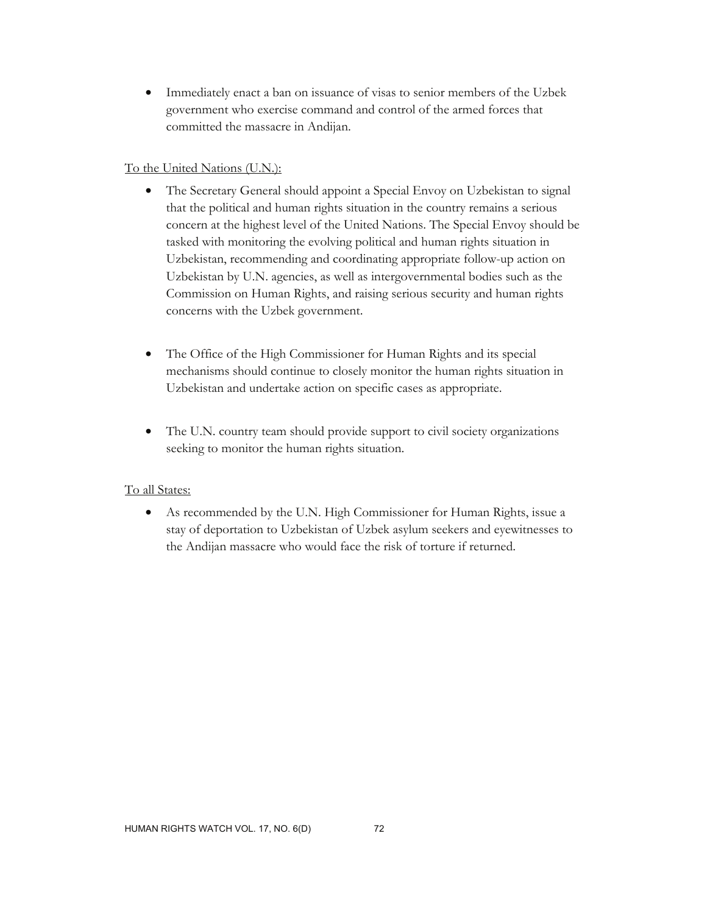- Immediately enact a ban on issuance of visas to senior members of the Uzbek government who exercise command and control of the armed forces that committed the massacre in Andijan.

To the United Nations (U.N.):

- The Secretary General should appoint a Special Envoy on Uzbekistan to signal that the political and human rights situation in the country remains a serious concern at the highest level of the United Nations. The Special Envoy should be tasked with monitoring the evolving political and human rights situation in Uzbekistan, recommending and coordinating appropriate follow-up action on Uzbekistan by U.N. agencies, as well as intergovernmental bodies such as the Commission on Human Rights, and raising serious security and human rights concerns with the Uzbek government.

- The Office of the High Commissioner for Human Rights and its special mechanisms should continue to closely monitor the human rights situation in Uzbekistan and undertake action on specific cases as appropriate.

- The U.N. country team should provide support to civil society organizations seeking to monitor the human rights situation.

To all States:

- As recommended by the U.N. High Commissioner for Human Rights, issue a stay of deportation to Uzbekistan of Uzbek asylum seekers and eyewitnesses to the Andijan massacre who would face the risk of torture if returned.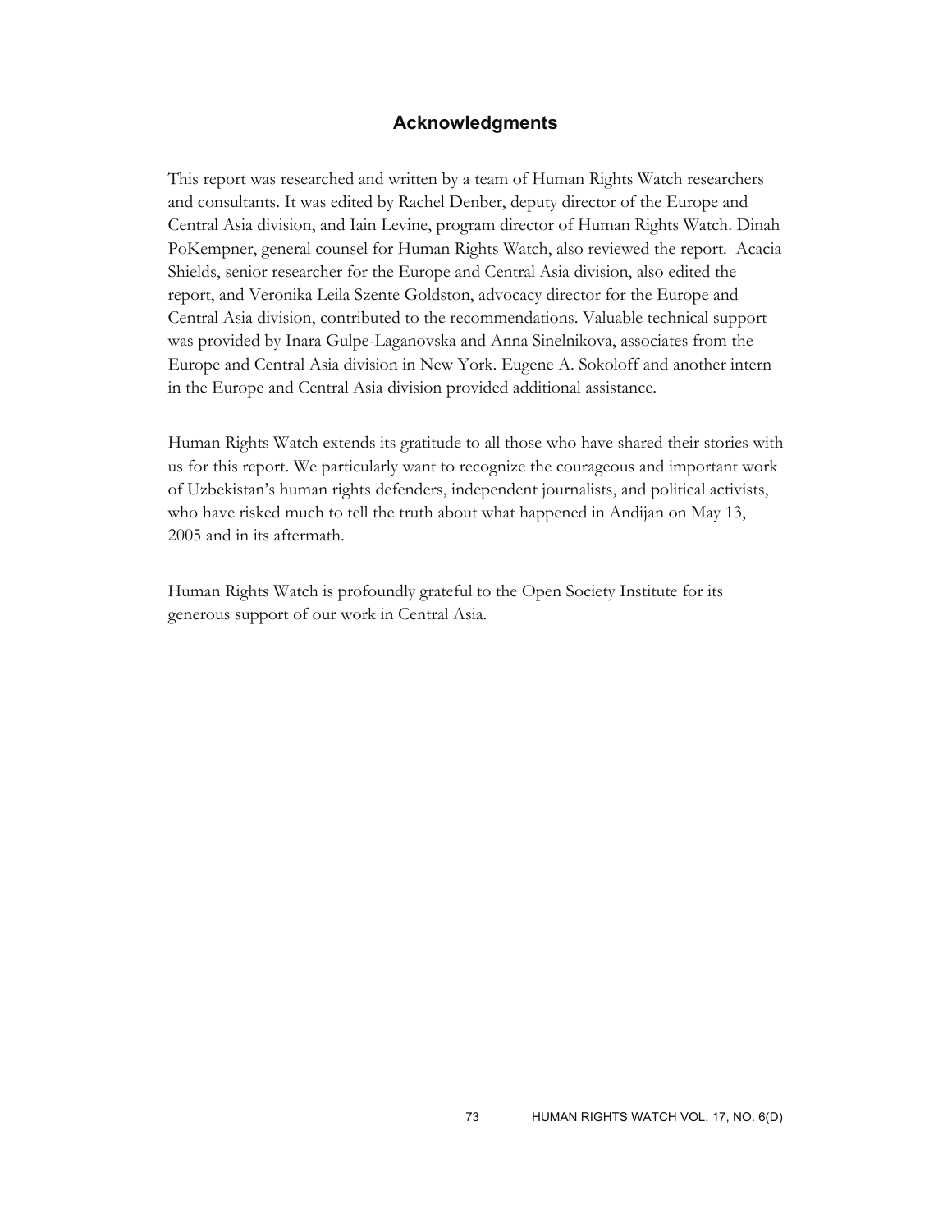## Acknowledgments

This report was researched and written by a team of Human Rights Watch researchers and consultants. It was edited by Rachel Denber, deputy director of the Europe and Central Asia division, and Iain Levine, program director of Human Rights Watch. Dinah PoKempner, general counsel for Human Rights Watch, also reviewed the report. Acacia Shields, senior researcher for the Europe and Central Asia division, also edited the report, and Veronika Leila Szente Goldston, advocacy director for the Europe and Central Asia division, contributed to the recommendations. Valuable technical support was provided by Inara Gulpe-Laganovska and Anna Sinelnikova, associates from the Europe and Central Asia division in New York. Eugene A. Sokoloff and another intern in the Europe and Central Asia division provided additional assistance.

Human Rights Watch extends its gratitude to all those who have shared their stories with us for this report. We particularly want to recognize the courageous and important work of Uzbekistan's human rights defenders, independent journalists, and political activists, who have risked much to tell the truth about what happened in Andijan on May 13, 2005 and in its aftermath.

Human Rights Watch is profoundly grateful to the Open Society Institute for its generous support of our work in Central Asia.